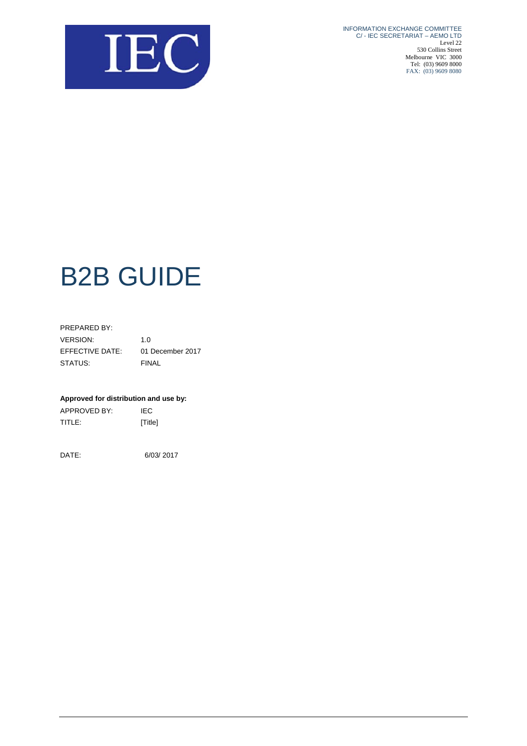INFORMATION EXCHANGE COMMITTEE
C/ - IEC SECRETARIAT – AEMO LTD
Level 22
530 Collins Street
Melbourne VIC 3000
Tel: (03) 9609 8000
FAX: (03) 9609 8080

# B2B GUIDE

| | |
|---|---|
| PREPARED BY: | |
| VERSION: | 1.0 |
| EFFECTIVE DATE: | 01 December 2017 |
| STATUS: | FINAL |

**Approved for distribution and use by:**

| | |
|---|---|
| APPROVED BY: | IEC |
| TITLE: | [Title] |

DATE: 6/03/ 2017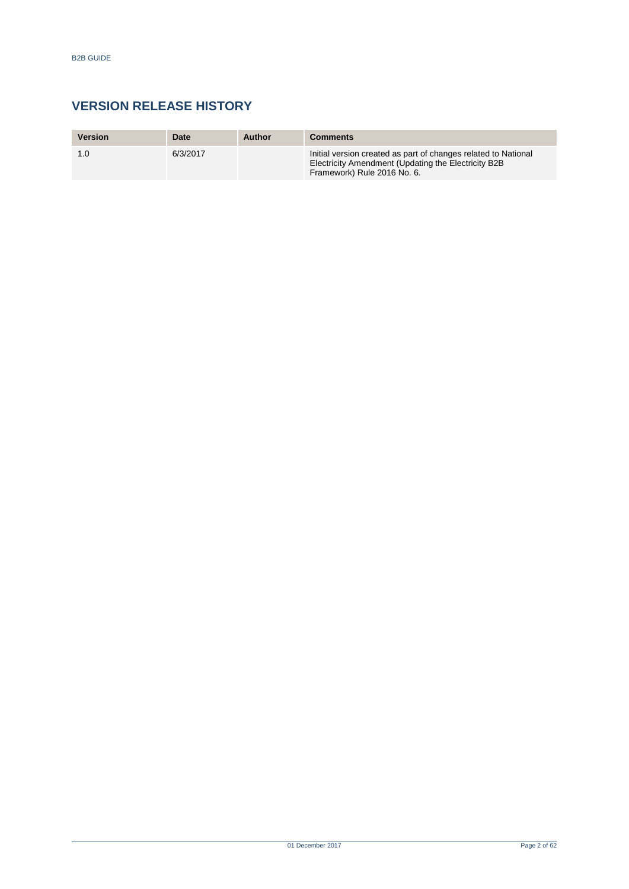## VERSION RELEASE HISTORY

| Version | Date | Author | Comments |
|---|---|---|---|
| 1.0 | 6/3/2017 | | Initial version created as part of changes related to National Electricity Amendment (Updating the Electricity B2B Framework) Rule 2016 No. 6. |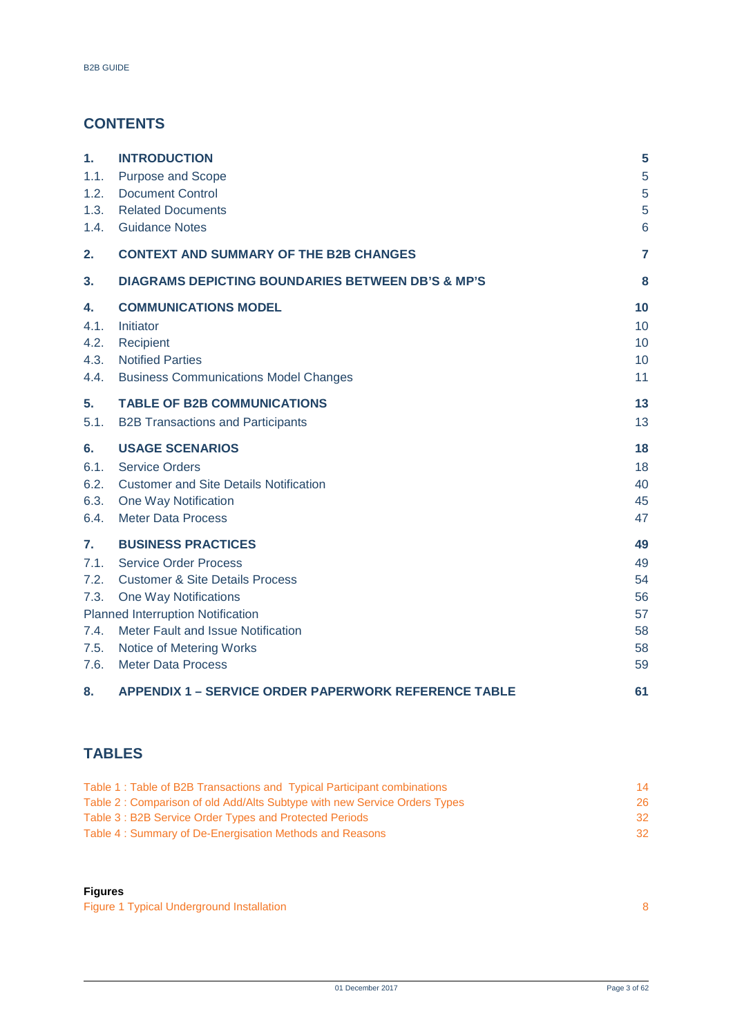## CONTENTS

| | | |
|---|---|---|
| **1.** | **INTRODUCTION** | **5** |
| 1.1. | Purpose and Scope | 5 |
| 1.2. | Document Control | 5 |
| 1.3. | Related Documents | 5 |
| 1.4. | Guidance Notes | 6 |
| **2.** | **CONTEXT AND SUMMARY OF THE B2B CHANGES** | **7** |
| **3.** | **DIAGRAMS DEPICTING BOUNDARIES BETWEEN DB'S & MP'S** | **8** |
| **4.** | **COMMUNICATIONS MODEL** | **10** |
| 4.1. | Initiator | 10 |
| 4.2. | Recipient | 10 |
| 4.3. | Notified Parties | 10 |
| 4.4. | Business Communications Model Changes | 11 |
| **5.** | **TABLE OF B2B COMMUNICATIONS** | **13** |
| 5.1. | B2B Transactions and Participants | 13 |
| **6.** | **USAGE SCENARIOS** | **18** |
| 6.1. | Service Orders | 18 |
| 6.2. | Customer and Site Details Notification | 40 |
| 6.3. | One Way Notification | 45 |
| 6.4. | Meter Data Process | 47 |
| **7.** | **BUSINESS PRACTICES** | **49** |
| 7.1. | Service Order Process | 49 |
| 7.2. | Customer & Site Details Process | 54 |
| 7.3. | One Way Notifications | 56 |
| | Planned Interruption Notification | 57 |
| 7.4. | Meter Fault and Issue Notification | 58 |
| 7.5. | Notice of Metering Works | 58 |
| 7.6. | Meter Data Process | 59 |
| **8.** | **APPENDIX 1 – SERVICE ORDER PAPERWORK REFERENCE TABLE** | **61** |

## TABLES

| | |
|---|---|
| Table 1 : Table of B2B Transactions and Typical Participant combinations | 14 |
| Table 2 : Comparison of old Add/Alts Subtype with new Service Orders Types | 26 |
| Table 3 : B2B Service Order Types and Protected Periods | 32 |
| Table 4 : Summary of De-Energisation Methods and Reasons | 32 |

**Figures**

| | |
|---|---|
| Figure 1 Typical Underground Installation | 8 |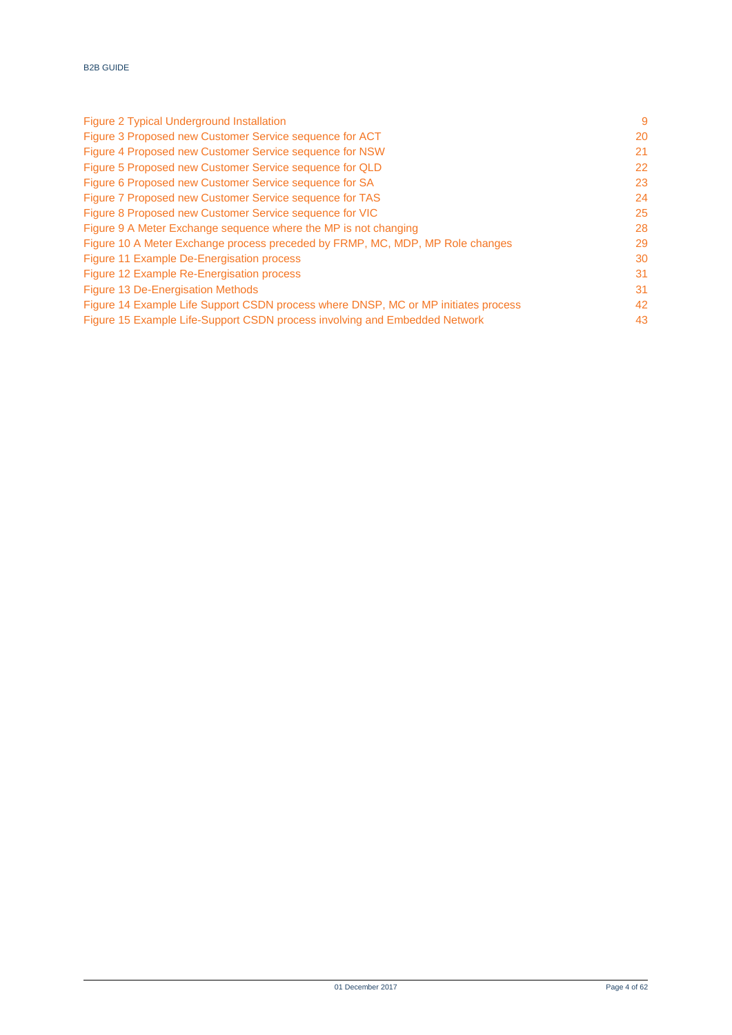Figure 2 Typical Underground Installation 9
Figure 3 Proposed new Customer Service sequence for ACT 20
Figure 4 Proposed new Customer Service sequence for NSW 21
Figure 5 Proposed new Customer Service sequence for QLD 22
Figure 6 Proposed new Customer Service sequence for SA 23
Figure 7 Proposed new Customer Service sequence for TAS 24
Figure 8 Proposed new Customer Service sequence for VIC 25
Figure 9 A Meter Exchange sequence where the MP is not changing 28
Figure 10 A Meter Exchange process preceded by FRMP, MC, MDP, MP Role changes 29
Figure 11 Example De-Energisation process 30
Figure 12 Example Re-Energisation process 31
Figure 13 De-Energisation Methods 31
Figure 14 Example Life Support CSDN process where DNSP, MC or MP initiates process 42
Figure 15 Example Life-Support CSDN process involving and Embedded Network 43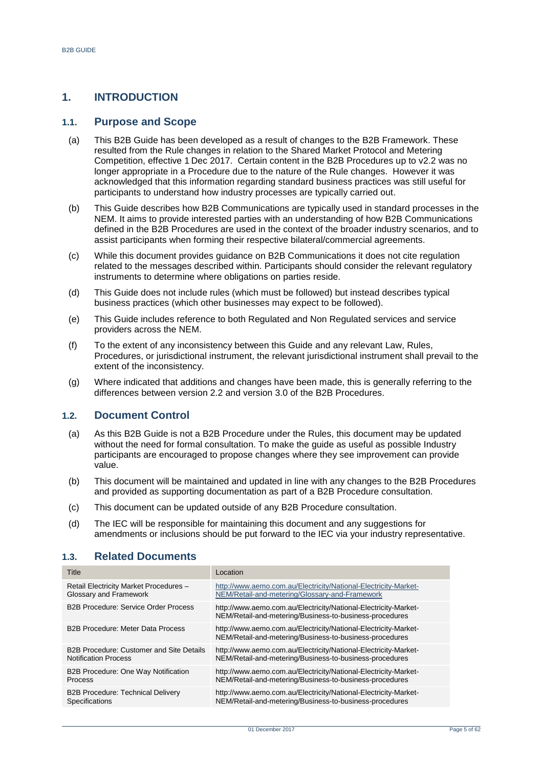# 1. INTRODUCTION

## 1.1. Purpose and Scope

(a) This B2B Guide has been developed as a result of changes to the B2B Framework. These resulted from the Rule changes in relation to the Shared Market Protocol and Metering Competition, effective 1 Dec 2017. Certain content in the B2B Procedures up to v2.2 was no longer appropriate in a Procedure due to the nature of the Rule changes. However it was acknowledged that this information regarding standard business practices was still useful for participants to understand how industry processes are typically carried out.

(b) This Guide describes how B2B Communications are typically used in standard processes in the NEM. It aims to provide interested parties with an understanding of how B2B Communications defined in the B2B Procedures are used in the context of the broader industry scenarios, and to assist participants when forming their respective bilateral/commercial agreements.

(c) While this document provides guidance on B2B Communications it does not cite regulation related to the messages described within. Participants should consider the relevant regulatory instruments to determine where obligations on parties reside.

(d) This Guide does not include rules (which must be followed) but instead describes typical business practices (which other businesses may expect to be followed).

(e) This Guide includes reference to both Regulated and Non Regulated services and service providers across the NEM.

(f) To the extent of any inconsistency between this Guide and any relevant Law, Rules, Procedures, or jurisdictional instrument, the relevant jurisdictional instrument shall prevail to the extent of the inconsistency.

(g) Where indicated that additions and changes have been made, this is generally referring to the differences between version 2.2 and version 3.0 of the B2B Procedures.

## 1.2. Document Control

(a) As this B2B Guide is not a B2B Procedure under the Rules, this document may be updated without the need for formal consultation. To make the guide as useful as possible Industry participants are encouraged to propose changes where they see improvement can provide value.

(b) This document will be maintained and updated in line with any changes to the B2B Procedures and provided as supporting documentation as part of a B2B Procedure consultation.

(c) This document can be updated outside of any B2B Procedure consultation.

(d) The IEC will be responsible for maintaining this document and any suggestions for amendments or inclusions should be put forward to the IEC via your industry representative.

## 1.3. Related Documents

| Title | Location |
|---|---|
| Retail Electricity Market Procedures – Glossary and Framework | http://www.aemo.com.au/Electricity/National-Electricity-Market-NEM/Retail-and-metering/Glossary-and-Framework |
| B2B Procedure: Service Order Process | http://www.aemo.com.au/Electricity/National-Electricity-Market-NEM/Retail-and-metering/Business-to-business-procedures |
| B2B Procedure: Meter Data Process | http://www.aemo.com.au/Electricity/National-Electricity-Market-NEM/Retail-and-metering/Business-to-business-procedures |
| B2B Procedure: Customer and Site Details Notification Process | http://www.aemo.com.au/Electricity/National-Electricity-Market-NEM/Retail-and-metering/Business-to-business-procedures |
| B2B Procedure: One Way Notification Process | http://www.aemo.com.au/Electricity/National-Electricity-Market-NEM/Retail-and-metering/Business-to-business-procedures |
| B2B Procedure: Technical Delivery Specifications | http://www.aemo.com.au/Electricity/National-Electricity-Market-NEM/Retail-and-metering/Business-to-business-procedures |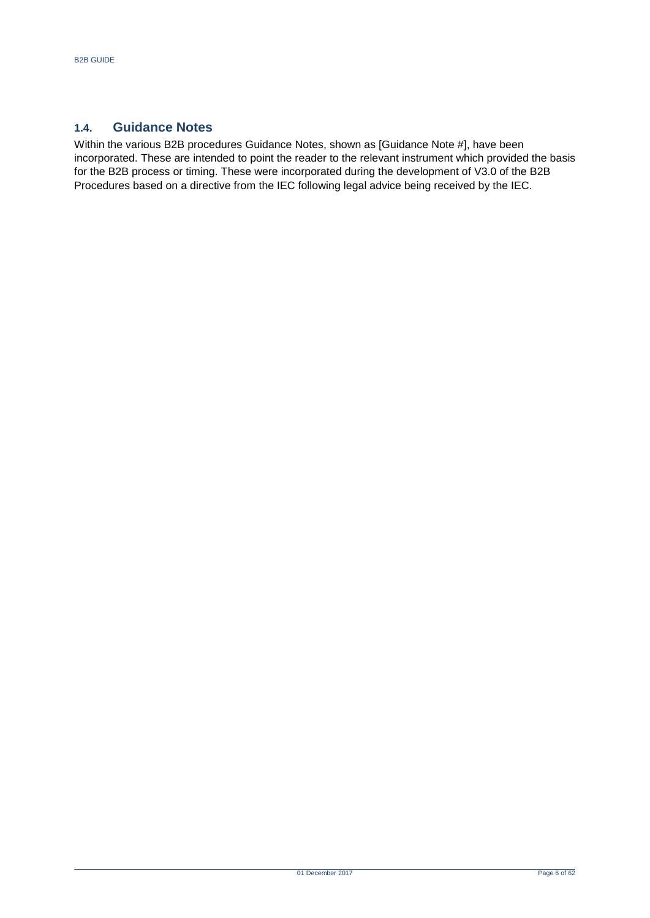## 1.4. Guidance Notes

Within the various B2B procedures Guidance Notes, shown as [Guidance Note #], have been incorporated. These are intended to point the reader to the relevant instrument which provided the basis for the B2B process or timing. These were incorporated during the development of V3.0 of the B2B Procedures based on a directive from the IEC following legal advice being received by the IEC.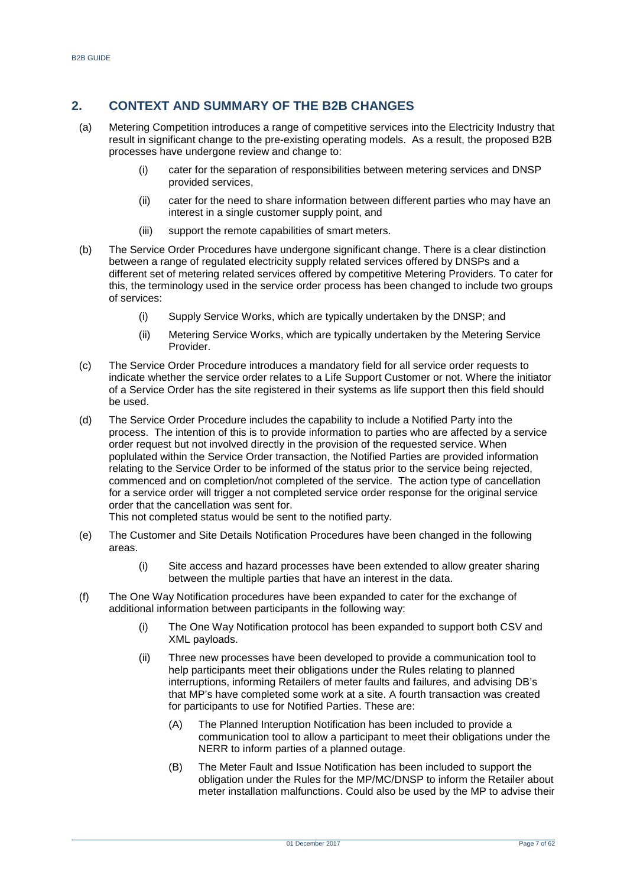## 2. CONTEXT AND SUMMARY OF THE B2B CHANGES

(a) Metering Competition introduces a range of competitive services into the Electricity Industry that result in significant change to the pre-existing operating models. As a result, the proposed B2B processes have undergone review and change to:

- (i) cater for the separation of responsibilities between metering services and DNSP provided services,
- (ii) cater for the need to share information between different parties who may have an interest in a single customer supply point, and
- (iii) support the remote capabilities of smart meters.

(b) The Service Order Procedures have undergone significant change. There is a clear distinction between a range of regulated electricity supply related services offered by DNSPs and a different set of metering related services offered by competitive Metering Providers. To cater for this, the terminology used in the service order process has been changed to include two groups of services:

- (i) Supply Service Works, which are typically undertaken by the DNSP; and
- (ii) Metering Service Works, which are typically undertaken by the Metering Service Provider.

(c) The Service Order Procedure introduces a mandatory field for all service order requests to indicate whether the service order relates to a Life Support Customer or not. Where the initiator of a Service Order has the site registered in their systems as life support then this field should be used.

(d) The Service Order Procedure includes the capability to include a Notified Party into the process. The intention of this is to provide information to parties who are affected by a service order request but not involved directly in the provision of the requested service. When poplulated within the Service Order transaction, the Notified Parties are provided information relating to the Service Order to be informed of the status prior to the service being rejected, commenced and on completion/not completed of the service. The action type of cancellation for a service order will trigger a not completed service order response for the original service order that the cancellation was sent for.
This not completed status would be sent to the notified party.

(e) The Customer and Site Details Notification Procedures have been changed in the following areas.

- (i) Site access and hazard processes have been extended to allow greater sharing between the multiple parties that have an interest in the data.

(f) The One Way Notification procedures have been expanded to cater for the exchange of additional information between participants in the following way:

- (i) The One Way Notification protocol has been expanded to support both CSV and XML payloads.
- (ii) Three new processes have been developed to provide a communication tool to help participants meet their obligations under the Rules relating to planned interruptions, informing Retailers of meter faults and failures, and advising DB's that MP's have completed some work at a site. A fourth transaction was created for participants to use for Notified Parties. These are:
  - (A) The Planned Interuption Notification has been included to provide a communication tool to allow a participant to meet their obligations under the NERR to inform parties of a planned outage.
  - (B) The Meter Fault and Issue Notification has been included to support the obligation under the Rules for the MP/MC/DNSP to inform the Retailer about meter installation malfunctions. Could also be used by the MP to advise their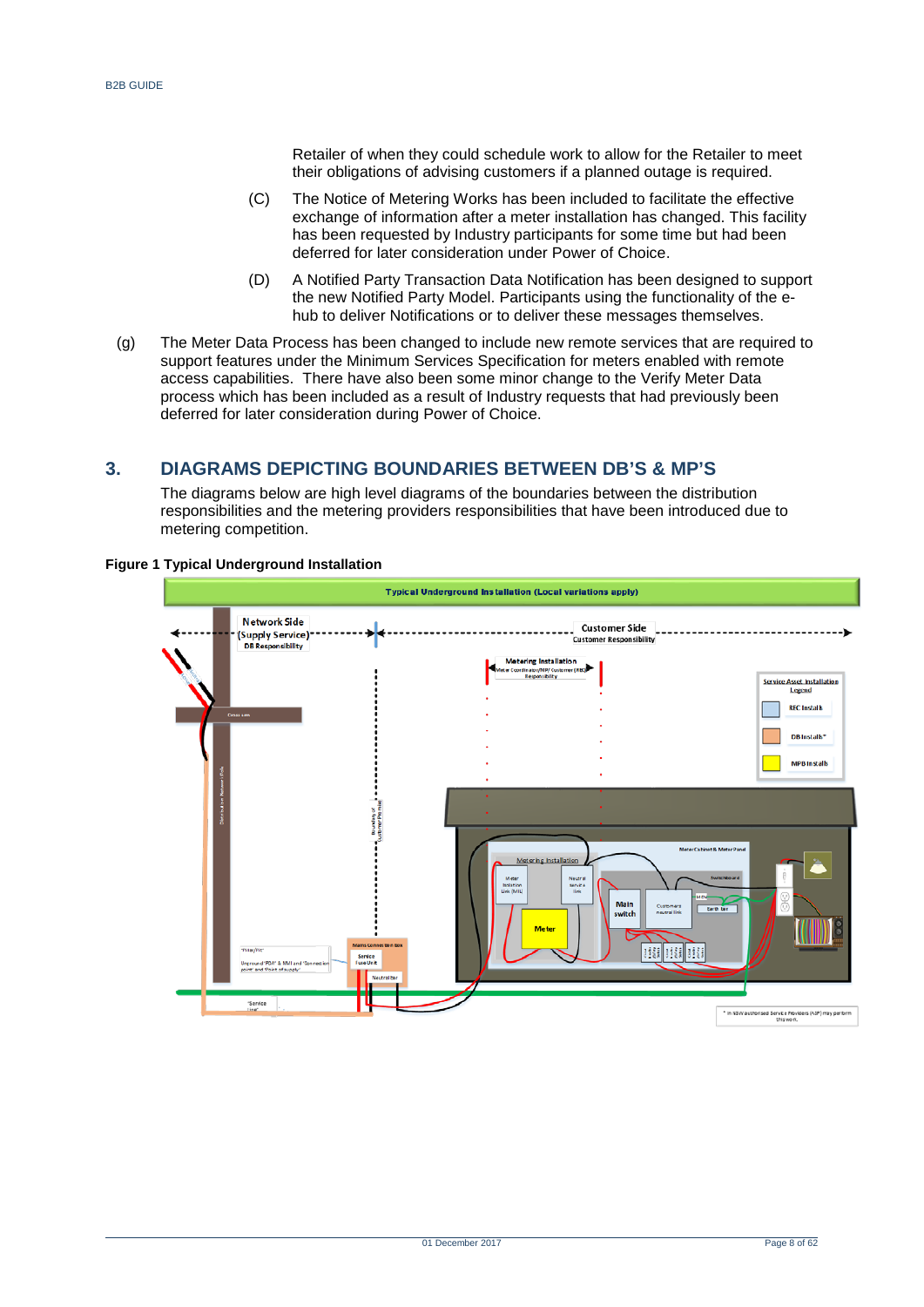Retailer of when they could schedule work to allow for the Retailer to meet their obligations of advising customers if a planned outage is required.

(C) The Notice of Metering Works has been included to facilitate the effective exchange of information after a meter installation has changed. This facility has been requested by Industry participants for some time but had been deferred for later consideration under Power of Choice.

(D) A Notified Party Transaction Data Notification has been designed to support the new Notified Party Model. Participants using the functionality of the e-hub to deliver Notifications or to deliver these messages themselves.

(g) The Meter Data Process has been changed to include new remote services that are required to support features under the Minimum Services Specification for meters enabled with remote access capabilities. There have also been some minor change to the Verify Meter Data process which has been included as a result of Industry requests that had previously been deferred for later consideration during Power of Choice.

## 3. DIAGRAMS DEPICTING BOUNDARIES BETWEEN DB'S & MP'S

The diagrams below are high level diagrams of the boundaries between the distribution responsibilities and the metering providers responsibilities that have been introduced due to metering competition.

**Figure 1 Typical Underground Installation**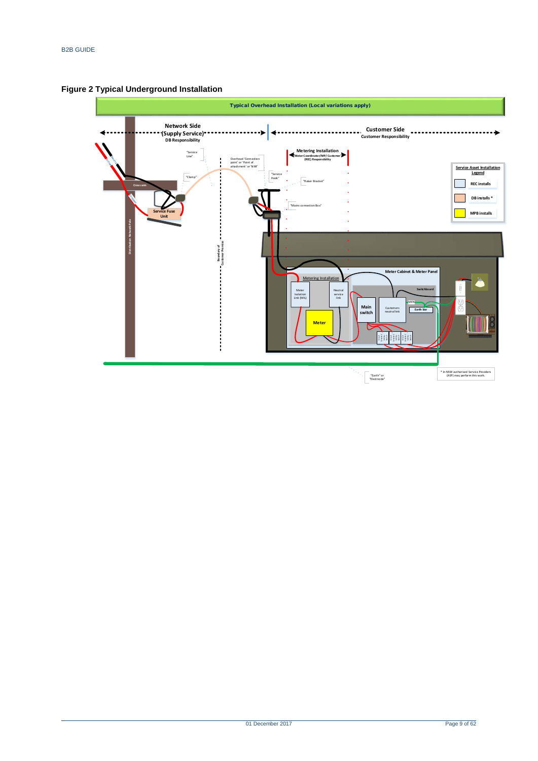**Figure 2 Typical Underground Installation**

Typical Overhead Installation (Local variations apply)

Network Side (Supply Service)
DB Responsibility

Customer Side
Customer Responsibility

Metering Installation
Meter Coordinator/MP/ Customer (REC) Responsibility

"Service Line"

"Clamp"

Overhead 'Connection point' or 'Point of attachment' or 'NMI'

"Service Hook"

"Raiser Bracket"

"Mains connection Box"

Cross arm

Service Fuse Unit

Distribution Network Pole

Boundary of Customer Premise

Meter Cabinet & Meter Panel

Metering Installation

Meter Isolation Link (MIL)

Neutral service link

Meter

Main switch

Customers neutral link

Switchboard

MEN

Earth bar

"Earth" or "Electrode"

Service Asset Installation Legend

- REC installs
- DB installs *
- MPB installs

* In NSW authorised Service Providers (ASP) may perform this work.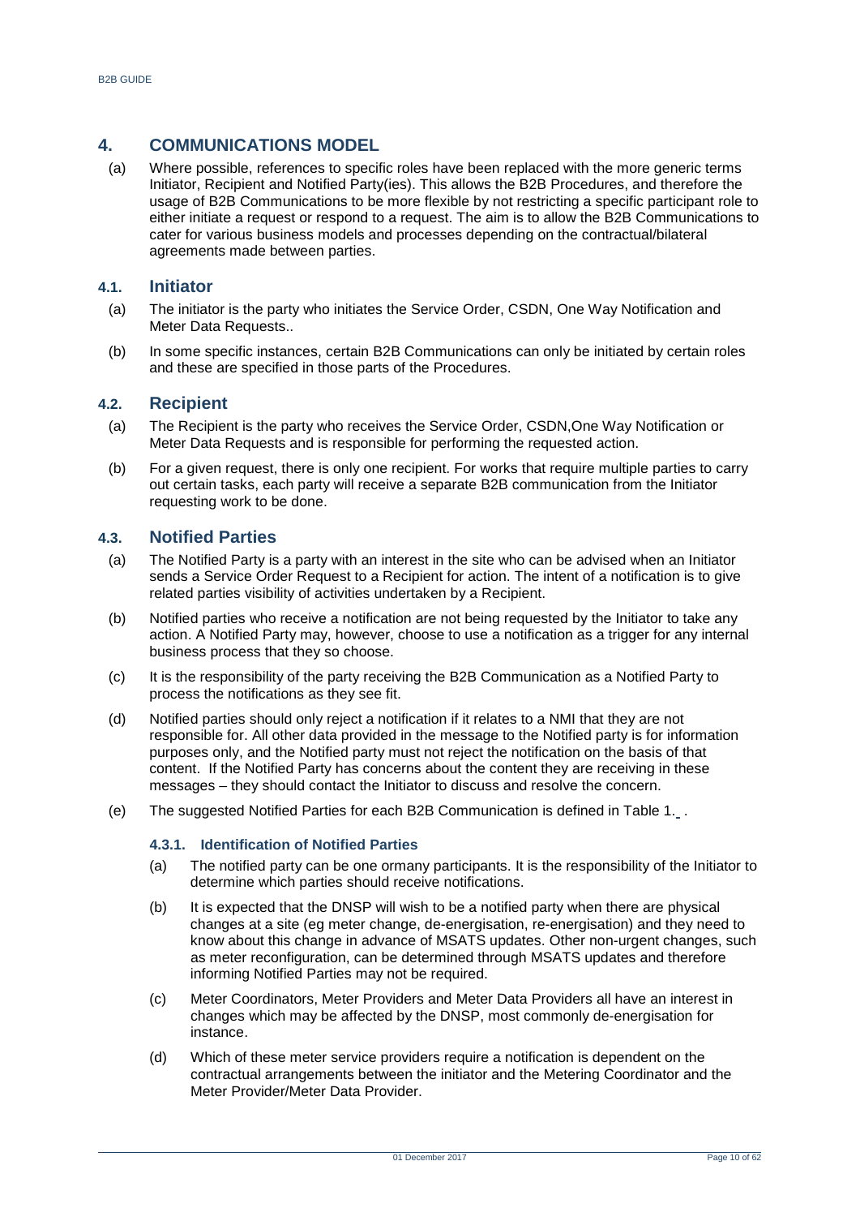## 4. COMMUNICATIONS MODEL

(a) Where possible, references to specific roles have been replaced with the more generic terms Initiator, Recipient and Notified Party(ies). This allows the B2B Procedures, and therefore the usage of B2B Communications to be more flexible by not restricting a specific participant role to either initiate a request or respond to a request. The aim is to allow the B2B Communications to cater for various business models and processes depending on the contractual/bilateral agreements made between parties.

### 4.1. Initiator

(a) The initiator is the party who initiates the Service Order, CSDN, One Way Notification and Meter Data Requests..

(b) In some specific instances, certain B2B Communications can only be initiated by certain roles and these are specified in those parts of the Procedures.

### 4.2. Recipient

(a) The Recipient is the party who receives the Service Order, CSDN,One Way Notification or Meter Data Requests and is responsible for performing the requested action.

(b) For a given request, there is only one recipient. For works that require multiple parties to carry out certain tasks, each party will receive a separate B2B communication from the Initiator requesting work to be done.

### 4.3. Notified Parties

(a) The Notified Party is a party with an interest in the site who can be advised when an Initiator sends a Service Order Request to a Recipient for action. The intent of a notification is to give related parties visibility of activities undertaken by a Recipient.

(b) Notified parties who receive a notification are not being requested by the Initiator to take any action. A Notified Party may, however, choose to use a notification as a trigger for any internal business process that they so choose.

(c) It is the responsibility of the party receiving the B2B Communication as a Notified Party to process the notifications as they see fit.

(d) Notified parties should only reject a notification if it relates to a NMI that they are not responsible for. All other data provided in the message to the Notified party is for information purposes only, and the Notified party must not reject the notification on the basis of that content. If the Notified Party has concerns about the content they are receiving in these messages – they should contact the Initiator to discuss and resolve the concern.

(e) The suggested Notified Parties for each B2B Communication is defined in Table 1. .

#### 4.3.1. Identification of Notified Parties

(a) The notified party can be one ormany participants. It is the responsibility of the Initiator to determine which parties should receive notifications.

(b) It is expected that the DNSP will wish to be a notified party when there are physical changes at a site (eg meter change, de-energisation, re-energisation) and they need to know about this change in advance of MSATS updates. Other non-urgent changes, such as meter reconfiguration, can be determined through MSATS updates and therefore informing Notified Parties may not be required.

(c) Meter Coordinators, Meter Providers and Meter Data Providers all have an interest in changes which may be affected by the DNSP, most commonly de-energisation for instance.

(d) Which of these meter service providers require a notification is dependent on the contractual arrangements between the initiator and the Metering Coordinator and the Meter Provider/Meter Data Provider.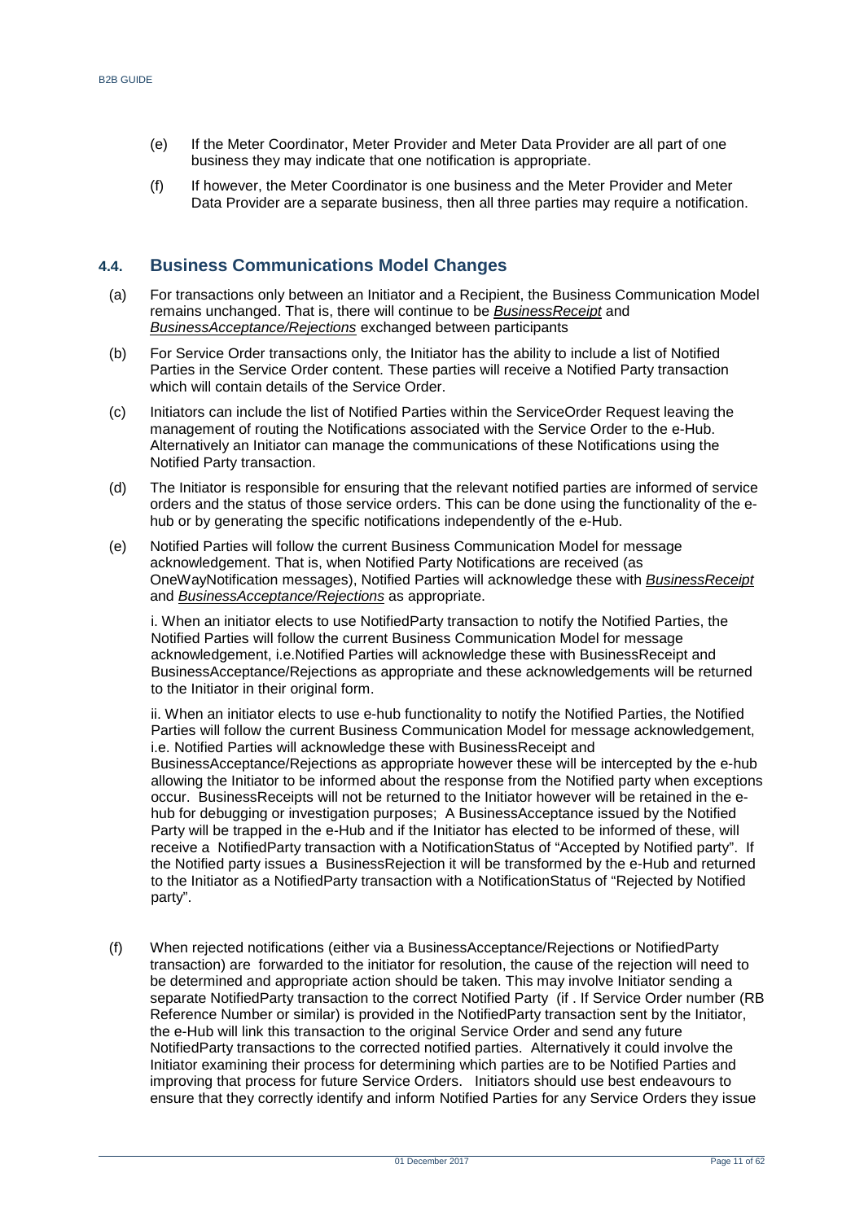(e) If the Meter Coordinator, Meter Provider and Meter Data Provider are all part of one business they may indicate that one notification is appropriate.

(f) If however, the Meter Coordinator is one business and the Meter Provider and Meter Data Provider are a separate business, then all three parties may require a notification.

## 4.4. Business Communications Model Changes

(a) For transactions only between an Initiator and a Recipient, the Business Communication Model remains unchanged. That is, there will continue to be *BusinessReceipt* and *BusinessAcceptance/Rejections* exchanged between participants

(b) For Service Order transactions only, the Initiator has the ability to include a list of Notified Parties in the Service Order content. These parties will receive a Notified Party transaction which will contain details of the Service Order.

(c) Initiators can include the list of Notified Parties within the ServiceOrder Request leaving the management of routing the Notifications associated with the Service Order to the e-Hub. Alternatively an Initiator can manage the communications of these Notifications using the Notified Party transaction.

(d) The Initiator is responsible for ensuring that the relevant notified parties are informed of service orders and the status of those service orders. This can be done using the functionality of the e-hub or by generating the specific notifications independently of the e-Hub.

(e) Notified Parties will follow the current Business Communication Model for message acknowledgement. That is, when Notified Party Notifications are received (as OneWayNotification messages), Notified Parties will acknowledge these with *BusinessReceipt* and *BusinessAcceptance/Rejections* as appropriate.

i. When an initiator elects to use NotifiedParty transaction to notify the Notified Parties, the Notified Parties will follow the current Business Communication Model for message acknowledgement, i.e.Notified Parties will acknowledge these with BusinessReceipt and BusinessAcceptance/Rejections as appropriate and these acknowledgements will be returned to the Initiator in their original form.

ii. When an initiator elects to use e-hub functionality to notify the Notified Parties, the Notified Parties will follow the current Business Communication Model for message acknowledgement, i.e. Notified Parties will acknowledge these with BusinessReceipt and BusinessAcceptance/Rejections as appropriate however these will be intercepted by the e-hub allowing the Initiator to be informed about the response from the Notified party when exceptions occur. BusinessReceipts will not be returned to the Initiator however will be retained in the e-hub for debugging or investigation purposes; A BusinessAcceptance issued by the Notified Party will be trapped in the e-Hub and if the Initiator has elected to be informed of these, will receive a NotifiedParty transaction with a NotificationStatus of "Accepted by Notified party". If the Notified party issues a BusinessRejection it will be transformed by the e-Hub and returned to the Initiator as a NotifiedParty transaction with a NotificationStatus of "Rejected by Notified party".

(f) When rejected notifications (either via a BusinessAcceptance/Rejections or NotifiedParty transaction) are forwarded to the initiator for resolution, the cause of the rejection will need to be determined and appropriate action should be taken. This may involve Initiator sending a separate NotifiedParty transaction to the correct Notified Party (if . If Service Order number (RB Reference Number or similar) is provided in the NotifiedParty transaction sent by the Initiator, the e-Hub will link this transaction to the original Service Order and send any future NotifiedParty transactions to the corrected notified parties. Alternatively it could involve the Initiator examining their process for determining which parties are to be Notified Parties and improving that process for future Service Orders. Initiators should use best endeavours to ensure that they correctly identify and inform Notified Parties for any Service Orders they issue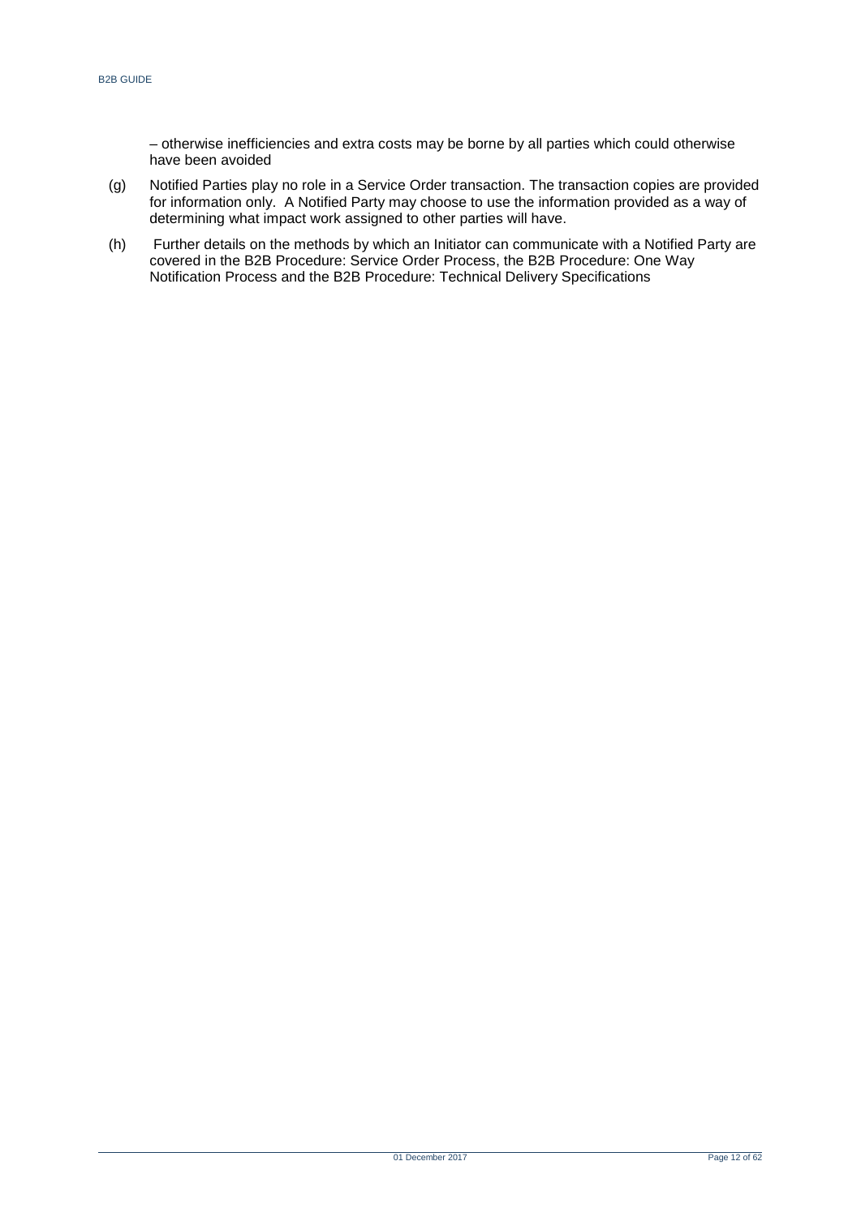– otherwise inefficiencies and extra costs may be borne by all parties which could otherwise have been avoided

(g) Notified Parties play no role in a Service Order transaction. The transaction copies are provided for information only. A Notified Party may choose to use the information provided as a way of determining what impact work assigned to other parties will have.

(h) Further details on the methods by which an Initiator can communicate with a Notified Party are covered in the B2B Procedure: Service Order Process, the B2B Procedure: One Way Notification Process and the B2B Procedure: Technical Delivery Specifications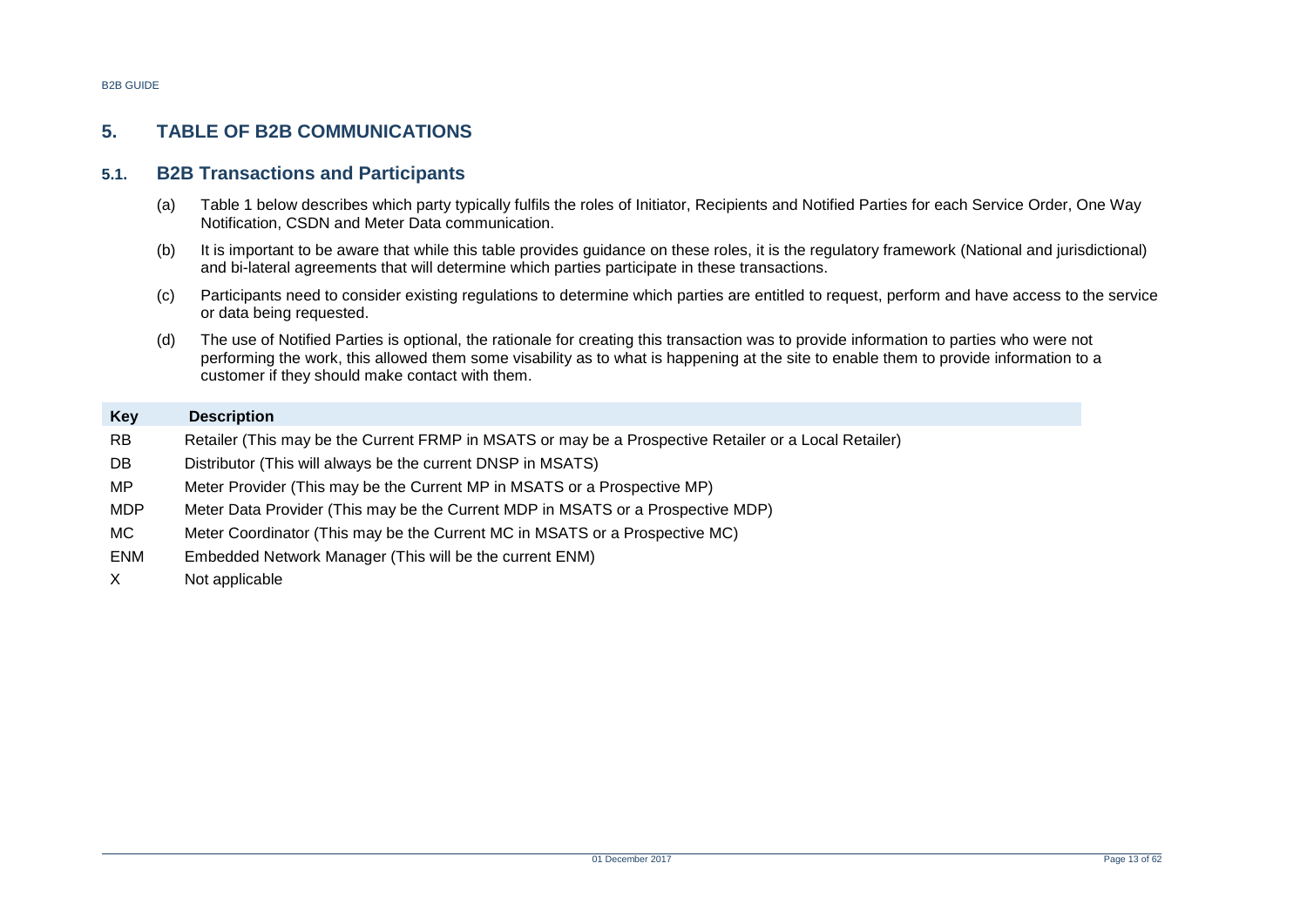# 5. TABLE OF B2B COMMUNICATIONS

## 5.1. B2B Transactions and Participants

(a) Table 1 below describes which party typically fulfils the roles of Initiator, Recipients and Notified Parties for each Service Order, One Way Notification, CSDN and Meter Data communication.

(b) It is important to be aware that while this table provides guidance on these roles, it is the regulatory framework (National and jurisdictional) and bi-lateral agreements that will determine which parties participate in these transactions.

(c) Participants need to consider existing regulations to determine which parties are entitled to request, perform and have access to the service or data being requested.

(d) The use of Notified Parties is optional, the rationale for creating this transaction was to provide information to parties who were not performing the work, this allowed them some visability as to what is happening at the site to enable them to provide information to a customer if they should make contact with them.

| Key | Description |
| --- | --- |
| RB | Retailer (This may be the Current FRMP in MSATS or may be a Prospective Retailer or a Local Retailer) |
| DB | Distributor (This will always be the current DNSP in MSATS) |
| MP | Meter Provider (This may be the Current MP in MSATS or a Prospective MP) |
| MDP | Meter Data Provider (This may be the Current MDP in MSATS or a Prospective MDP) |
| MC | Meter Coordinator (This may be the Current MC in MSATS or a Prospective MC) |
| ENM | Embedded Network Manager (This will be the current ENM) |
| X | Not applicable |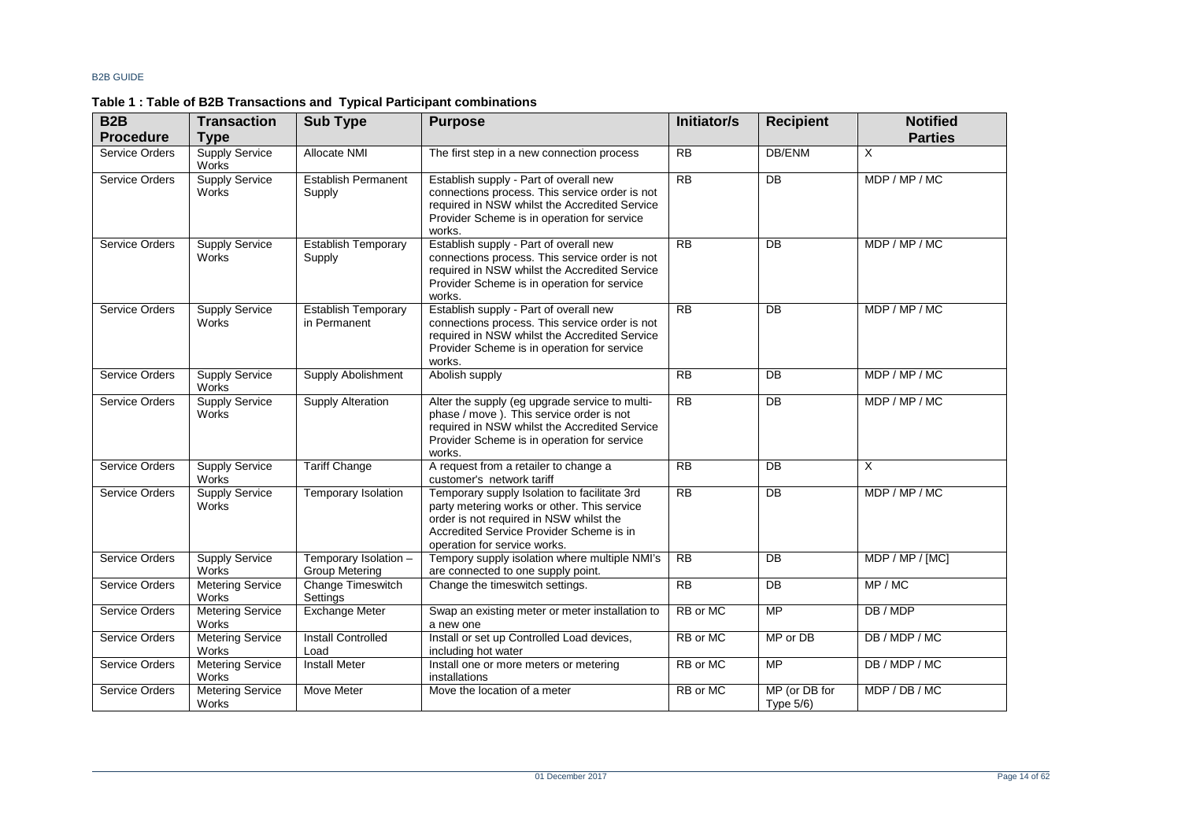**Table 1 : Table of B2B Transactions and Typical Participant combinations**

| B2B Procedure | Transaction Type | Sub Type | Purpose | Initiator/s | Recipient | Notified Parties |
|---|---|---|---|---|---|---|
| Service Orders | Supply Service Works | Allocate NMI | The first step in a new connection process | RB | DB/ENM | X |
| Service Orders | Supply Service Works | Establish Permanent Supply | Establish supply - Part of overall new connections process. This service order is not required in NSW whilst the Accredited Service Provider Scheme is in operation for service works. | RB | DB | MDP / MP / MC |
| Service Orders | Supply Service Works | Establish Temporary Supply | Establish supply - Part of overall new connections process. This service order is not required in NSW whilst the Accredited Service Provider Scheme is in operation for service works. | RB | DB | MDP / MP / MC |
| Service Orders | Supply Service Works | Establish Temporary in Permanent | Establish supply - Part of overall new connections process. This service order is not required in NSW whilst the Accredited Service Provider Scheme is in operation for service works. | RB | DB | MDP / MP / MC |
| Service Orders | Supply Service Works | Supply Abolishment | Abolish supply | RB | DB | MDP / MP / MC |
| Service Orders | Supply Service Works | Supply Alteration | Alter the supply (eg upgrade service to multi-phase / move ). This service order is not required in NSW whilst the Accredited Service Provider Scheme is in operation for service works. | RB | DB | MDP / MP / MC |
| Service Orders | Supply Service Works | Tariff Change | A request from a retailer to change a customer's network tariff | RB | DB | X |
| Service Orders | Supply Service Works | Temporary Isolation | Temporary supply Isolation to facilitate 3rd party metering works or other. This service order is not required in NSW whilst the Accredited Service Provider Scheme is in operation for service works. | RB | DB | MDP / MP / MC |
| Service Orders | Supply Service Works | Temporary Isolation – Group Metering | Tempory supply isolation where multiple NMI's are connected to one supply point. | RB | DB | MDP / MP / [MC] |
| Service Orders | Metering Service Works | Change Timeswitch Settings | Change the timeswitch settings. | RB | DB | MP / MC |
| Service Orders | Metering Service Works | Exchange Meter | Swap an existing meter or meter installation to a new one | RB or MC | MP | DB / MDP |
| Service Orders | Metering Service Works | Install Controlled Load | Install or set up Controlled Load devices, including hot water | RB or MC | MP or DB | DB / MDP / MC |
| Service Orders | Metering Service Works | Install Meter | Install one or more meters or metering installations | RB or MC | MP | DB / MDP / MC |
| Service Orders | Metering Service Works | Move Meter | Move the location of a meter | RB or MC | MP (or DB for Type 5/6) | MDP / DB / MC |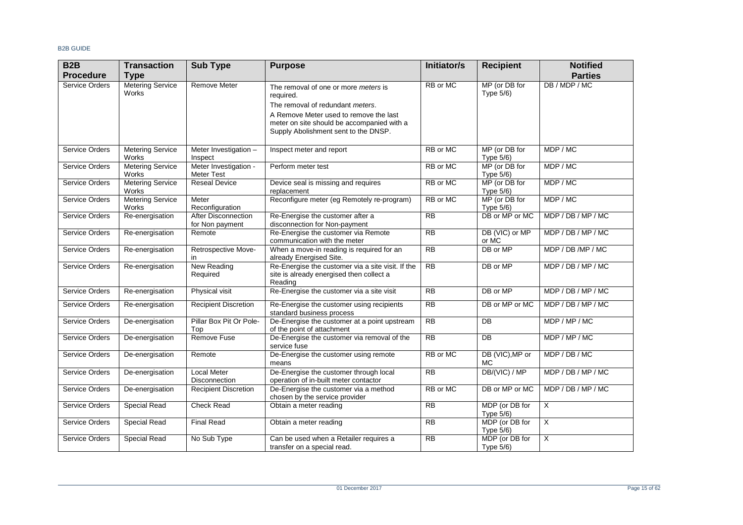| B2B Procedure | Transaction Type | Sub Type | Purpose | Initiator/s | Recipient | Notified Parties |
|---|---|---|---|---|---|---|
| Service Orders | Metering Service Works | Remove Meter | The removal of one or more *meters* is required.<br>The removal of redundant *meters*.<br>A Remove Meter used to remove the last meter on site should be accompanied with a Supply Abolishment sent to the DNSP. | RB or MC | MP (or DB for Type 5/6) | DB / MDP / MC |
| Service Orders | Metering Service Works | Meter Investigation – Inspect | Inspect meter and report | RB or MC | MP (or DB for Type 5/6) | MDP / MC |
| Service Orders | Metering Service Works | Meter Investigation - Meter Test | Perform meter test | RB or MC | MP (or DB for Type 5/6) | MDP / MC |
| Service Orders | Metering Service Works | Reseal Device | Device seal is missing and requires replacement | RB or MC | MP (or DB for Type 5/6) | MDP / MC |
| Service Orders | Metering Service Works | Meter Reconfiguration | Reconfigure meter (eg Remotely re-program) | RB or MC | MP (or DB for Type 5/6) | MDP / MC |
| Service Orders | Re-energisation | After Disconnection for Non payment | Re-Energise the customer after a disconnection for Non-payment | RB | DB or MP or MC | MDP / DB / MP / MC |
| Service Orders | Re-energisation | Remote | Re-Energise the customer via Remote communication with the meter | RB | DB (VIC) or MP or MC | MDP / DB / MP / MC |
| Service Orders | Re-energisation | Retrospective Move-in | When a move-in reading is required for an already Energised Site. | RB | DB or MP | MDP / DB /MP / MC |
| Service Orders | Re-energisation | New Reading Required | Re-Energise the customer via a site visit. If the site is already energised then collect a Reading | RB | DB or MP | MDP / DB / MP / MC |
| Service Orders | Re-energisation | Physical visit | Re-Energise the customer via a site visit | RB | DB or MP | MDP / DB / MP / MC |
| Service Orders | Re-energisation | Recipient Discretion | Re-Energise the customer using recipients standard business process | RB | DB or MP or MC | MDP / DB / MP / MC |
| Service Orders | De-energisation | Pillar Box Pit Or Pole-Top | De-Energise the customer at a point upstream of the point of attachment | RB | DB | MDP / MP / MC |
| Service Orders | De-energisation | Remove Fuse | De-Energise the customer via removal of the service fuse | RB | DB | MDP / MP / MC |
| Service Orders | De-energisation | Remote | De-Energise the customer using remote means | RB or MC | DB (VIC),MP or MC | MDP / DB / MC |
| Service Orders | De-energisation | Local Meter Disconnection | De-Energise the customer through local operation of in-built meter contactor | RB | DB/(VIC) / MP | MDP / DB / MP / MC |
| Service Orders | De-energisation | Recipient Discretion | De-Energise the customer via a method chosen by the service provider | RB or MC | DB or MP or MC | MDP / DB / MP / MC |
| Service Orders | Special Read | Check Read | Obtain a meter reading | RB | MDP (or DB for Type 5/6) | X |
| Service Orders | Special Read | Final Read | Obtain a meter reading | RB | MDP (or DB for Type 5/6) | X |
| Service Orders | Special Read | No Sub Type | Can be used when a Retailer requires a transfer on a special read. | RB | MDP (or DB for Type 5/6) | X |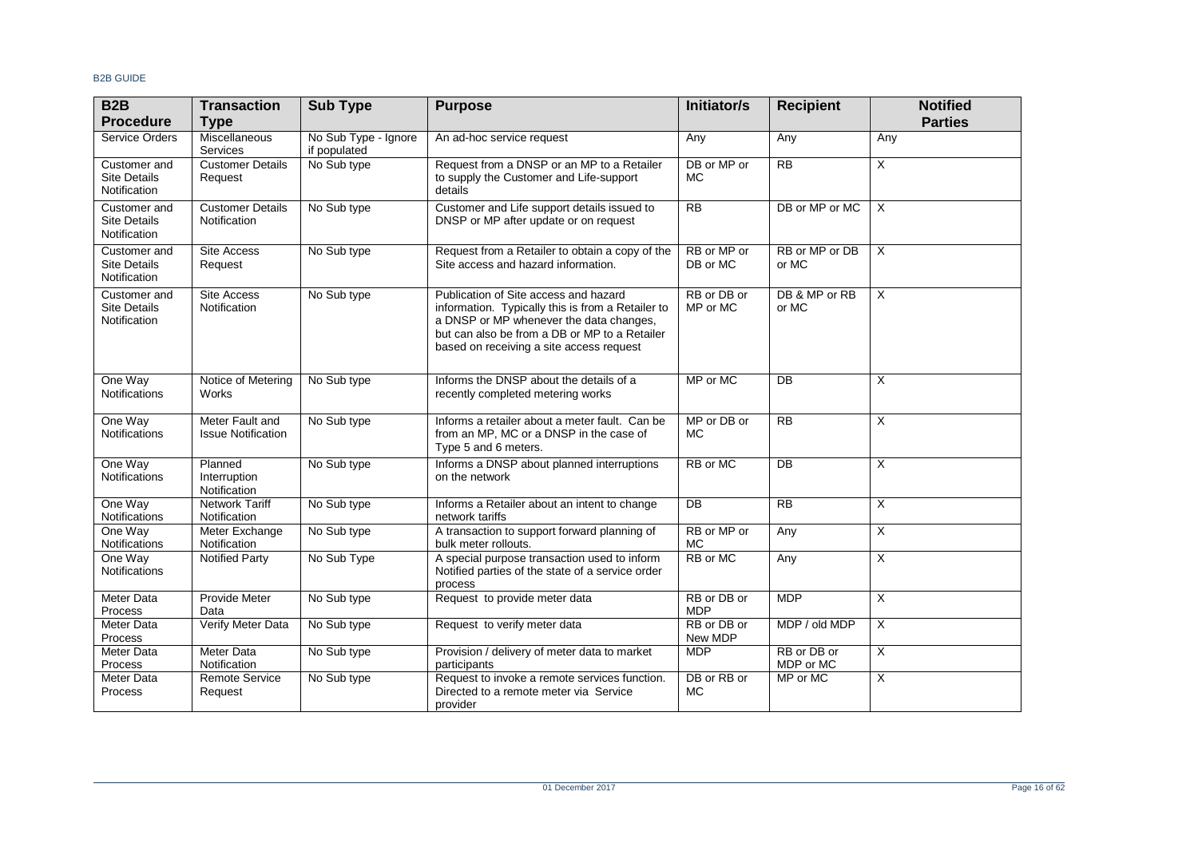| B2B Procedure | Transaction Type | Sub Type | Purpose | Initiator/s | Recipient | Notified Parties |
|---|---|---|---|---|---|---|
| Service Orders | Miscellaneous Services | No Sub Type - Ignore if populated | An ad-hoc service request | Any | Any | Any |
| Customer and Site Details Notification | Customer Details Request | No Sub type | Request from a DNSP or an MP to a Retailer to supply the Customer and Life-support details | DB or MP or MC | RB | X |
| Customer and Site Details Notification | Customer Details Notification | No Sub type | Customer and Life support details issued to DNSP or MP after update or on request | RB | DB or MP or MC | X |
| Customer and Site Details Notification | Site Access Request | No Sub type | Request from a Retailer to obtain a copy of the Site access and hazard information. | RB or MP or DB or MC | RB or MP or DB or MC | X |
| Customer and Site Details Notification | Site Access Notification | No Sub type | Publication of Site access and hazard information. Typically this is from a Retailer to a DNSP or MP whenever the data changes, but can also be from a DB or MP to a Retailer based on receiving a site access request | RB or DB or MP or MC | DB & MP or RB or MC | X |
| One Way Notifications | Notice of Metering Works | No Sub type | Informs the DNSP about the details of a recently completed metering works | MP or MC | DB | X |
| One Way Notifications | Meter Fault and Issue Notification | No Sub type | Informs a retailer about a meter fault. Can be from an MP, MC or a DNSP in the case of Type 5 and 6 meters. | MP or DB or MC | RB | X |
| One Way Notifications | Planned Interruption Notification | No Sub type | Informs a DNSP about planned interruptions on the network | RB or MC | DB | X |
| One Way Notifications | Network Tariff Notification | No Sub type | Informs a Retailer about an intent to change network tariffs | DB | RB | X |
| One Way Notifications | Meter Exchange Notification | No Sub type | A transaction to support forward planning of bulk meter rollouts. | RB or MP or MC | Any | X |
| One Way Notifications | Notified Party | No Sub Type | A special purpose transaction used to inform Notified parties of the state of a service order process | RB or MC | Any | X |
| Meter Data Process | Provide Meter Data | No Sub type | Request to provide meter data | RB or DB or MDP | MDP | X |
| Meter Data Process | Verify Meter Data | No Sub type | Request to verify meter data | RB or DB or New MDP | MDP / old MDP | X |
| Meter Data Process | Meter Data Notification | No Sub type | Provision / delivery of meter data to market participants | MDP | RB or DB or MDP or MC | X |
| Meter Data Process | Remote Service Request | No Sub type | Request to invoke a remote services function. Directed to a remote meter via Service provider | DB or RB or MC | MP or MC | X |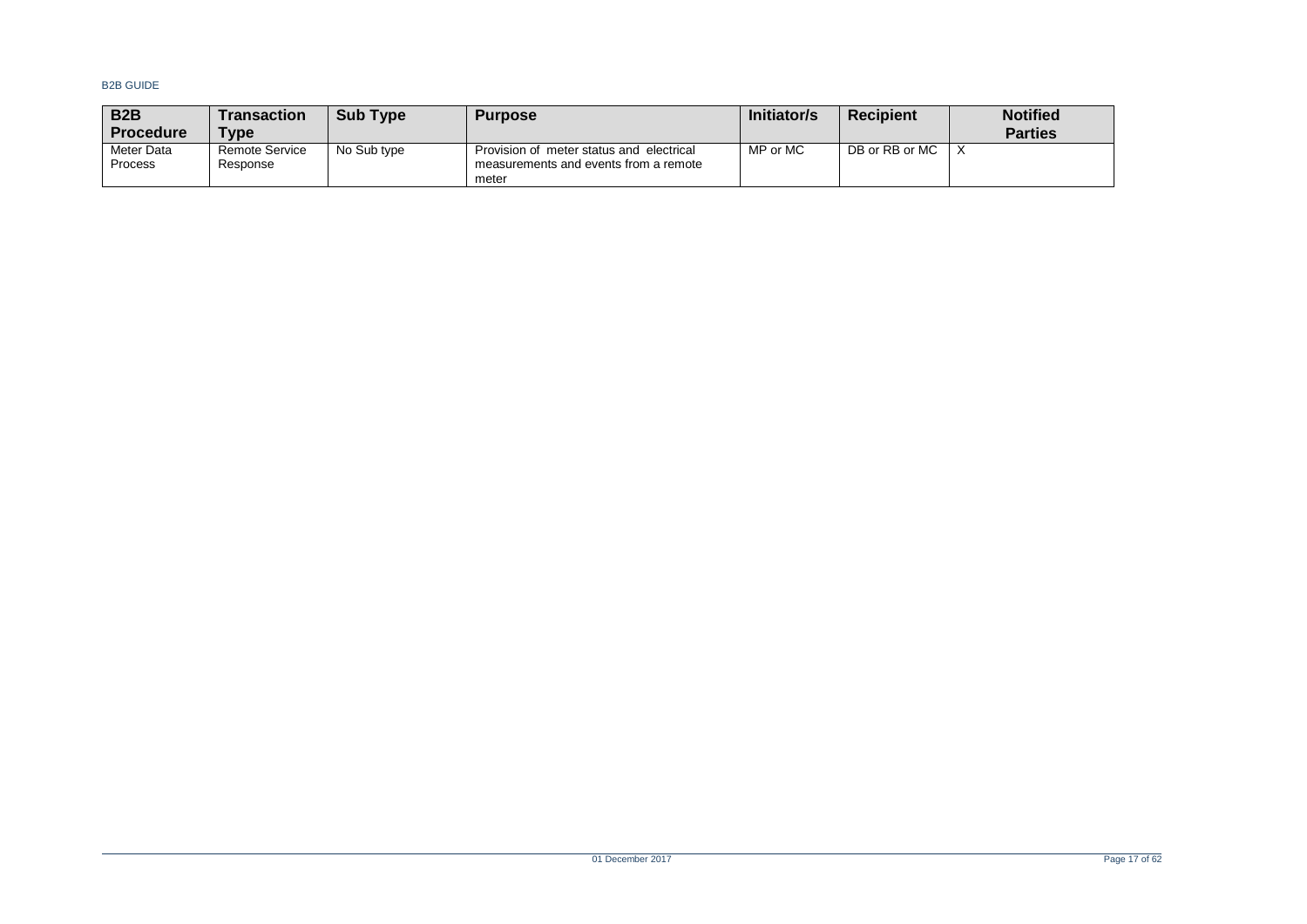| B2B Procedure | Transaction Type | Sub Type | Purpose | Initiator/s | Recipient | Notified Parties |
|---|---|---|---|---|---|---|
| Meter Data Process | Remote Service Response | No Sub type | Provision of meter status and electrical measurements and events from a remote meter | MP or MC | DB or RB or MC | X |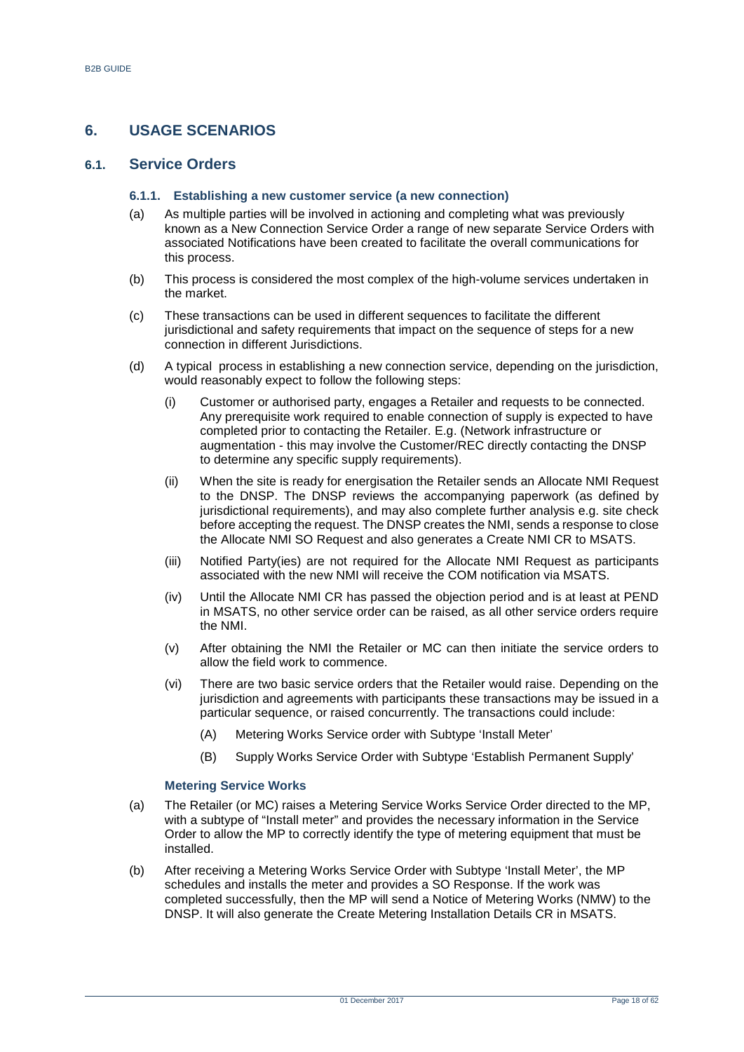## 6. USAGE SCENARIOS

### 6.1. Service Orders

#### 6.1.1. Establishing a new customer service (a new connection)

(a) As multiple parties will be involved in actioning and completing what was previously known as a New Connection Service Order a range of new separate Service Orders with associated Notifications have been created to facilitate the overall communications for this process.

(b) This process is considered the most complex of the high-volume services undertaken in the market.

(c) These transactions can be used in different sequences to facilitate the different jurisdictional and safety requirements that impact on the sequence of steps for a new connection in different Jurisdictions.

(d) A typical process in establishing a new connection service, depending on the jurisdiction, would reasonably expect to follow the following steps:

   (i) Customer or authorised party, engages a Retailer and requests to be connected. Any prerequisite work required to enable connection of supply is expected to have completed prior to contacting the Retailer. E.g. (Network infrastructure or augmentation - this may involve the Customer/REC directly contacting the DNSP to determine any specific supply requirements).

   (ii) When the site is ready for energisation the Retailer sends an Allocate NMI Request to the DNSP. The DNSP reviews the accompanying paperwork (as defined by jurisdictional requirements), and may also complete further analysis e.g. site check before accepting the request. The DNSP creates the NMI, sends a response to close the Allocate NMI SO Request and also generates a Create NMI CR to MSATS.

   (iii) Notified Party(ies) are not required for the Allocate NMI Request as participants associated with the new NMI will receive the COM notification via MSATS.

   (iv) Until the Allocate NMI CR has passed the objection period and is at least at PEND in MSATS, no other service order can be raised, as all other service orders require the NMI.

   (v) After obtaining the NMI the Retailer or MC can then initiate the service orders to allow the field work to commence.

   (vi) There are two basic service orders that the Retailer would raise. Depending on the jurisdiction and agreements with participants these transactions may be issued in a particular sequence, or raised concurrently. The transactions could include:

      (A) Metering Works Service order with Subtype 'Install Meter'

      (B) Supply Works Service Order with Subtype 'Establish Permanent Supply'

**Metering Service Works**

(a) The Retailer (or MC) raises a Metering Service Works Service Order directed to the MP, with a subtype of "Install meter" and provides the necessary information in the Service Order to allow the MP to correctly identify the type of metering equipment that must be installed.

(b) After receiving a Metering Works Service Order with Subtype 'Install Meter', the MP schedules and installs the meter and provides a SO Response. If the work was completed successfully, then the MP will send a Notice of Metering Works (NMW) to the DNSP. It will also generate the Create Metering Installation Details CR in MSATS.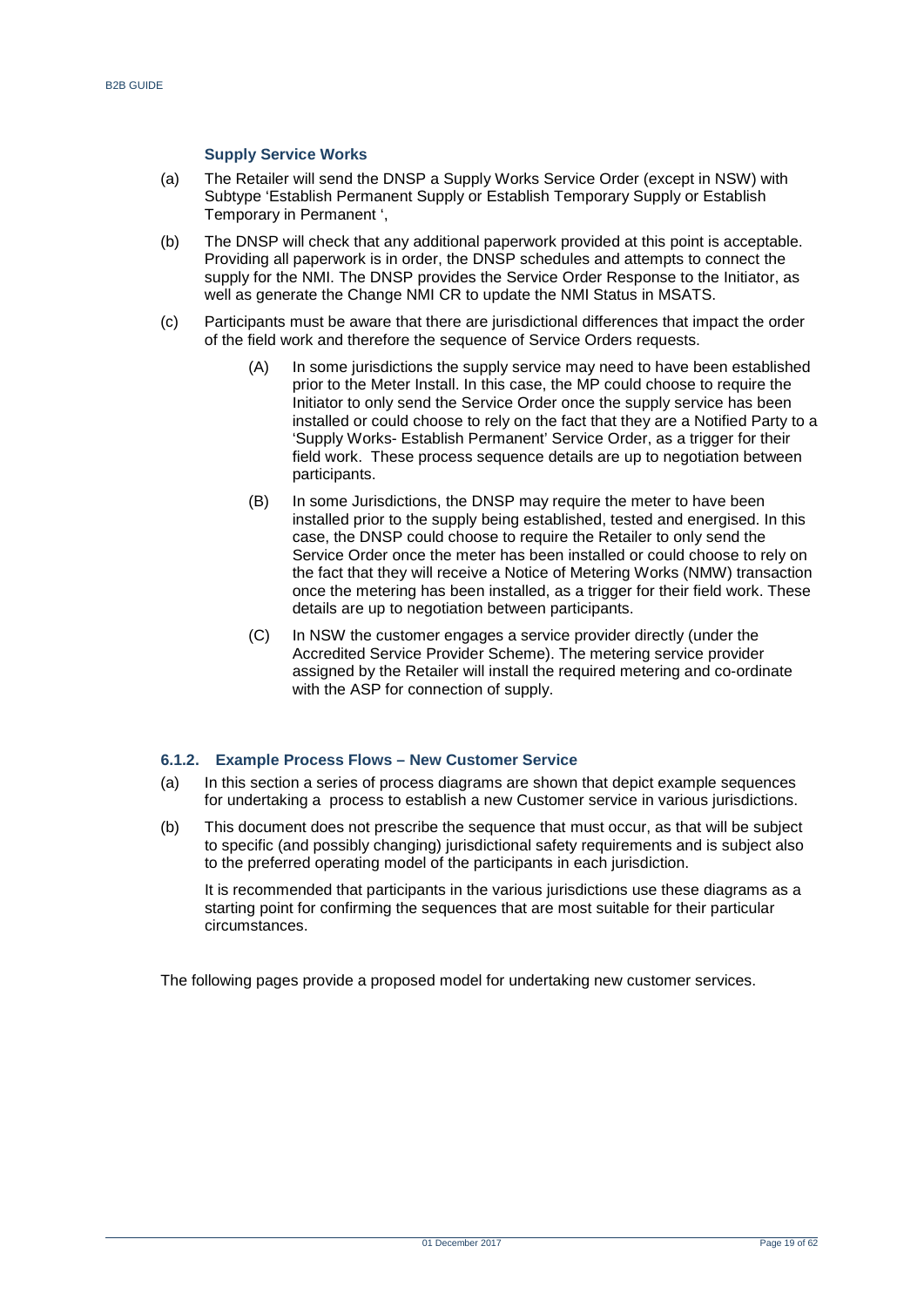#### Supply Service Works

(a) The Retailer will send the DNSP a Supply Works Service Order (except in NSW) with Subtype 'Establish Permanent Supply or Establish Temporary Supply or Establish Temporary in Permanent ',

(b) The DNSP will check that any additional paperwork provided at this point is acceptable. Providing all paperwork is in order, the DNSP schedules and attempts to connect the supply for the NMI. The DNSP provides the Service Order Response to the Initiator, as well as generate the Change NMI CR to update the NMI Status in MSATS.

(c) Participants must be aware that there are jurisdictional differences that impact the order of the field work and therefore the sequence of Service Orders requests.

  (A) In some jurisdictions the supply service may need to have been established prior to the Meter Install. In this case, the MP could choose to require the Initiator to only send the Service Order once the supply service has been installed or could choose to rely on the fact that they are a Notified Party to a 'Supply Works- Establish Permanent' Service Order, as a trigger for their field work. These process sequence details are up to negotiation between participants.

  (B) In some Jurisdictions, the DNSP may require the meter to have been installed prior to the supply being established, tested and energised. In this case, the DNSP could choose to require the Retailer to only send the Service Order once the meter has been installed or could choose to rely on the fact that they will receive a Notice of Metering Works (NMW) transaction once the metering has been installed, as a trigger for their field work. These details are up to negotiation between participants.

  (C) In NSW the customer engages a service provider directly (under the Accredited Service Provider Scheme). The metering service provider assigned by the Retailer will install the required metering and co-ordinate with the ASP for connection of supply.

### 6.1.2. Example Process Flows – New Customer Service

(a) In this section a series of process diagrams are shown that depict example sequences for undertaking a process to establish a new Customer service in various jurisdictions.

(b) This document does not prescribe the sequence that must occur, as that will be subject to specific (and possibly changing) jurisdictional safety requirements and is subject also to the preferred operating model of the participants in each jurisdiction.

It is recommended that participants in the various jurisdictions use these diagrams as a starting point for confirming the sequences that are most suitable for their particular circumstances.

The following pages provide a proposed model for undertaking new customer services.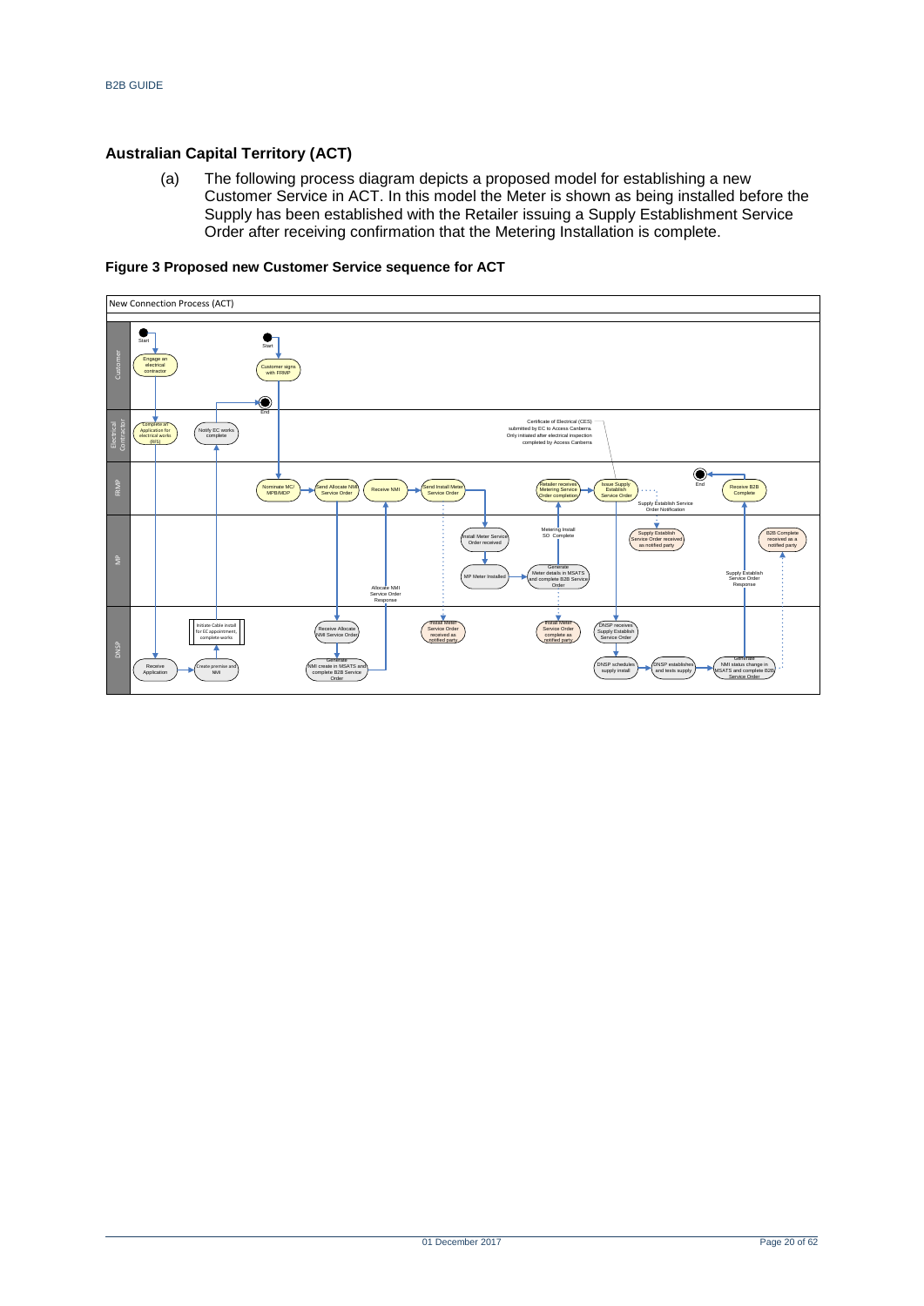## Australian Capital Territory (ACT)

(a) The following process diagram depicts a proposed model for establishing a new Customer Service in ACT. In this model the Meter is shown as being installed before the Supply has been established with the Retailer issuing a Supply Establishment Service Order after receiving confirmation that the Metering Installation is complete.

**Figure 3 Proposed new Customer Service sequence for ACT**

New Connection Process (ACT)

Customer: Start → Engage an electrical contractor; Start → Customer signs with FRMP; End

Electrical Contractor: Complete an Application for electrical works (RIS); Notify EC works complete

Certificate of Electrical (CES) submitted by EC to Access Canberra. Only initiated after electrical inspection completed by Access Canberra

FRMP: Nominate MC/MPB/MDP → Send Allocate NMI Service Order; Receive NMI → Send Install Meter Service Order; Retailer receives Metering Service Order completion → Issue Supply Establish Service Order; Supply Establish Service Order Notification; End ← Receive B2B Complete

MP: Install Meter Service Order received → MP Meter Installed → Generate Meter details in MSATS and complete B2B Service Order; Metering Install SO Complete; Supply Establish Service Order received as notified party; B2B Complete received as a notified party; Supply Establish Service Order Response

Allocate NMI Service Order Response

DNSP: Receive Application → Create premise and NMI → Initiate Cable install for EC appointment, complete works; Receive Allocate NMI Service Order → Generate NMI create in MSATS and complete B2B Service Order; Install Meter Service Order received as notified party; Install Meter Service Order complete as notified party; DNSP receives Supply Establish Service Order → DNSP schedules supply install → DNSP establishes and tests supply → Generate NMI status change in MSATS and complete B2B Service Order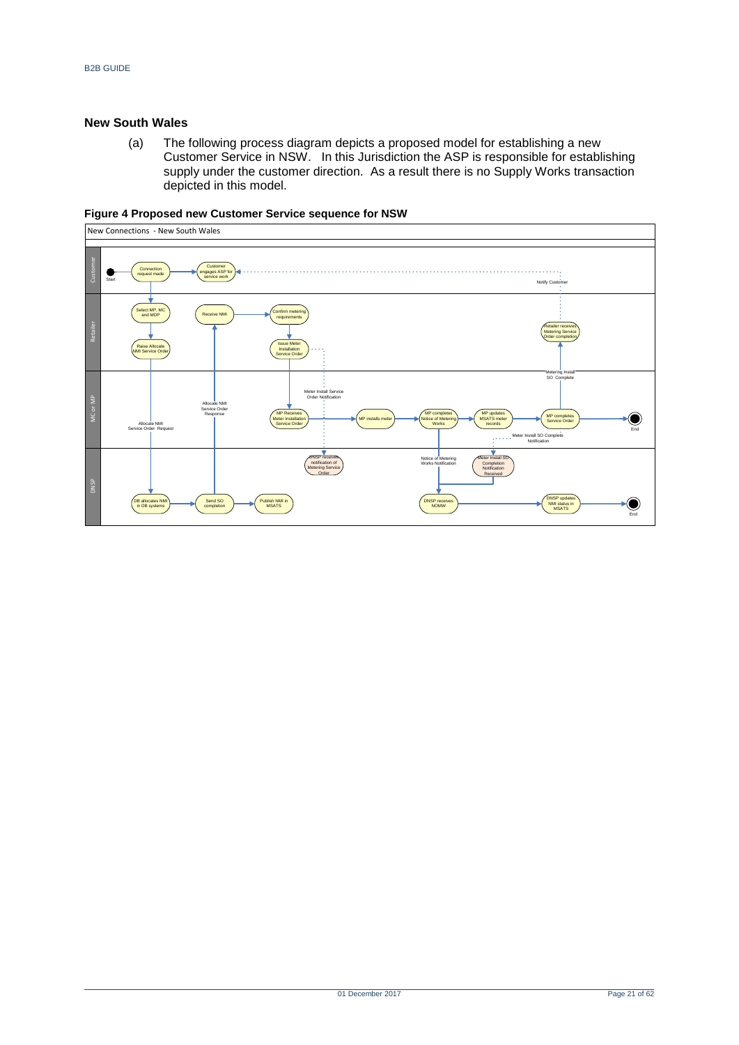## New South Wales

(a) The following process diagram depicts a proposed model for establishing a new Customer Service in NSW. In this Jurisdiction the ASP is responsible for establishing supply under the customer direction. As a result there is no Supply Works transaction depicted in this model.

**Figure 4 Proposed new Customer Service sequence for NSW**

New Connections - New South Wales

Customer: Start → Connection request made → Customer engages ASP for service work; Notify Customer

Retailer: Select MP, MC and MDP → Raise Allocate NMI Service Order; Receive NMI → Confirm metering requirements → Issue Meter Installation Service Order; Retailer receives Metering Service Order completion

MC or MP: Allocate NMI Service Order Request; Allocate NMI Service Order Response; Meter Install Service Order Notification; MP Receives Meter Installation Service Order → MP installs meter → MP completes Notice of Metering Works → MP updates MSATS meter records → MP completes Service Order → End; Metering Install SO Complete; Meter Install SO Complete Notification

DNSP: DB allocates NMI in DB systems → Send SO completion → Publish NMI in MSATS; DNSP receives notification of Metering Service Order; Notice of Metering Works Notification; Meter Install SO Completion Notification Received; DNSP receives NOMW → DNSP updates NMI status in MSATS → End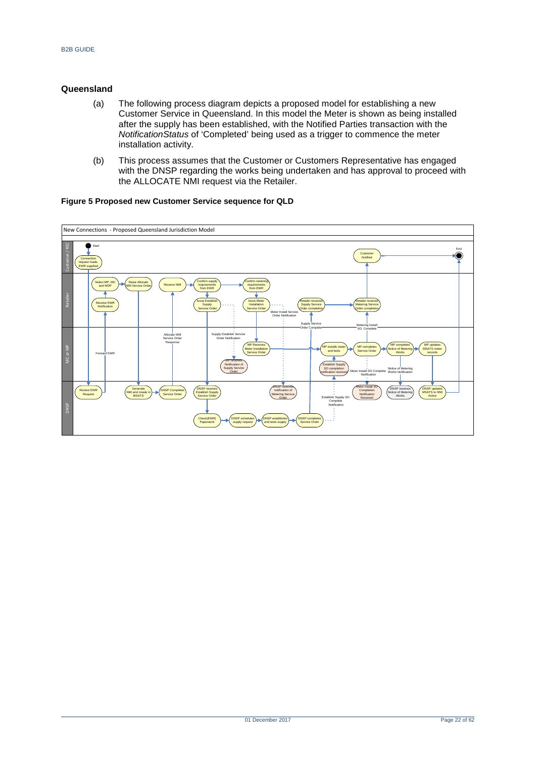## Queensland

(a) The following process diagram depicts a proposed model for establishing a new Customer Service in Queensland. In this model the Meter is shown as being installed after the supply has been established, with the Notified Parties transaction with the *NotificationStatus* of 'Completed' being used as a trigger to commence the meter installation activity.

(b) This process assumes that the Customer or Customers Representative has engaged with the DNSP regarding the works being undertaken and has approval to proceed with the ALLOCATE NMI request via the Retailer.

**Figure 5 Proposed new Customer Service sequence for QLD**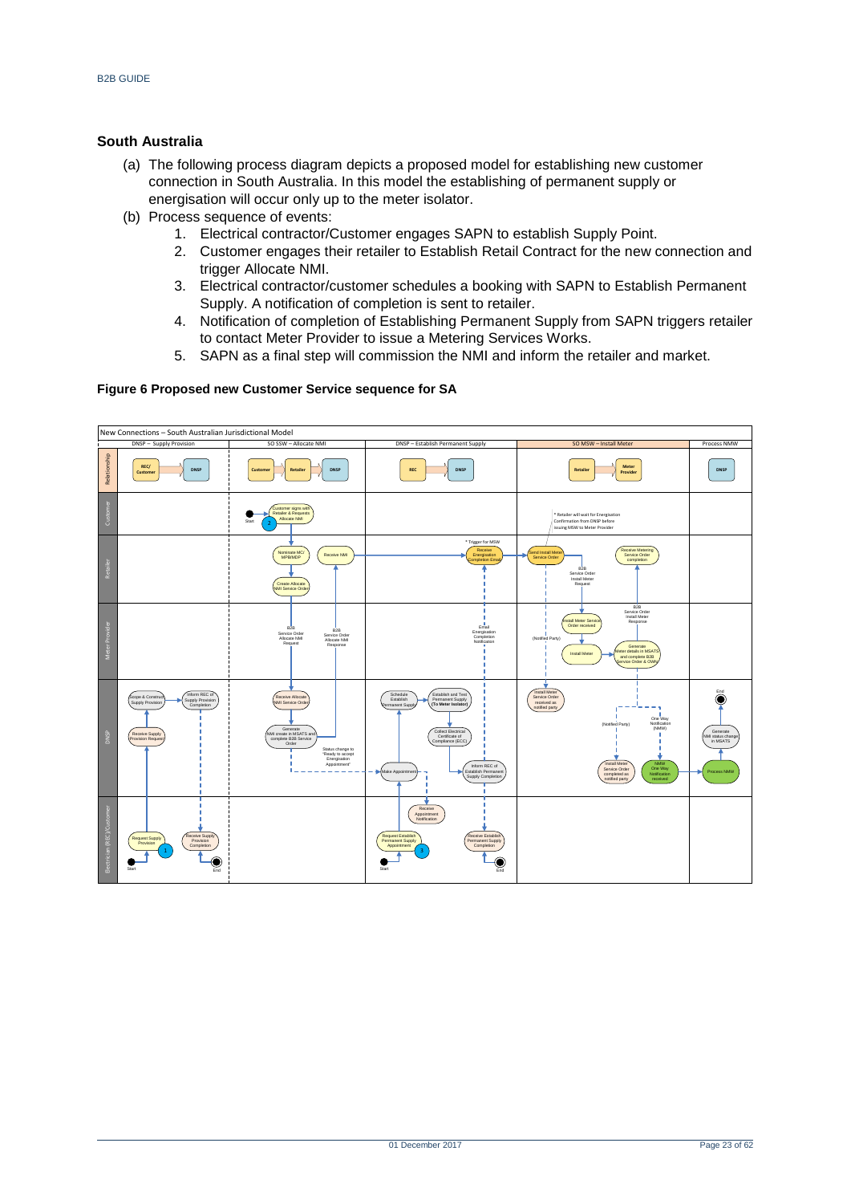## South Australia

(a) The following process diagram depicts a proposed model for establishing new customer connection in South Australia. In this model the establishing of permanent supply or energisation will occur only up to the meter isolator.

(b) Process sequence of events:

1. Electrical contractor/Customer engages SAPN to establish Supply Point.
2. Customer engages their retailer to Establish Retail Contract for the new connection and trigger Allocate NMI.
3. Electrical contractor/customer schedules a booking with SAPN to Establish Permanent Supply. A notification of completion is sent to retailer.
4. Notification of completion of Establishing Permanent Supply from SAPN triggers retailer to contact Meter Provider to issue a Metering Services Works.
5. SAPN as a final step will commission the NMI and inform the retailer and market.

**Figure 6 Proposed new Customer Service sequence for SA**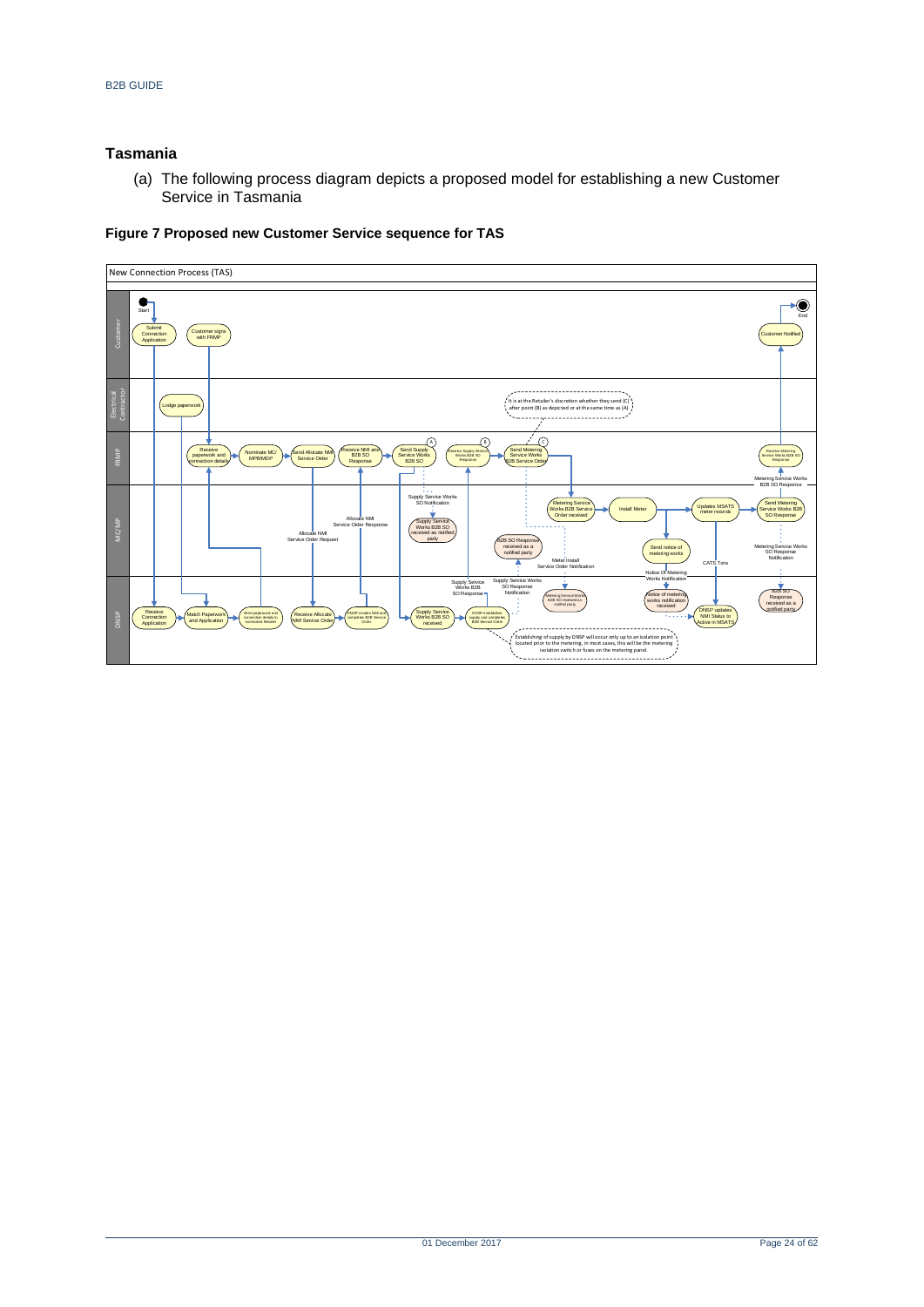## Tasmania

(a) The following process diagram depicts a proposed model for establishing a new Customer Service in Tasmania

**Figure 7 Proposed new Customer Service sequence for TAS**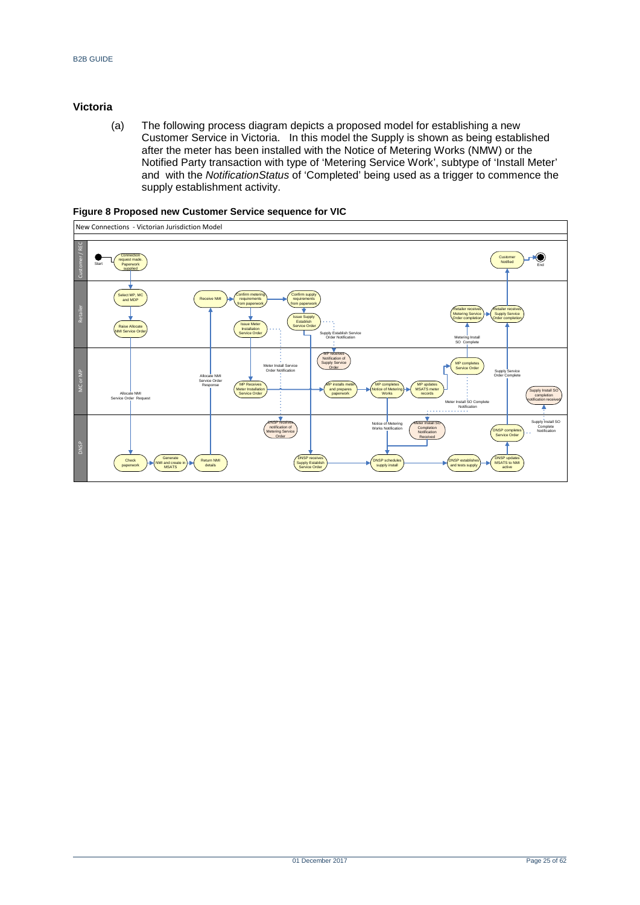## Victoria

(a) The following process diagram depicts a proposed model for establishing a new Customer Service in Victoria. In this model the Supply is shown as being established after the meter has been installed with the Notice of Metering Works (NMW) or the Notified Party transaction with type of 'Metering Service Work', subtype of 'Install Meter' and with the *NotificationStatus* of 'Completed' being used as a trigger to commence the supply establishment activity.

**Figure 8 Proposed new Customer Service sequence for VIC**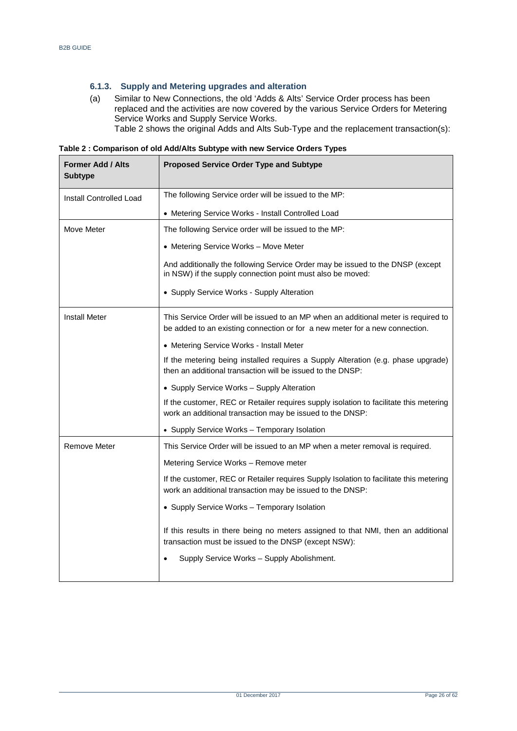### 6.1.3. Supply and Metering upgrades and alteration

(a) Similar to New Connections, the old 'Adds & Alts' Service Order process has been replaced and the activities are now covered by the various Service Orders for Metering Service Works and Supply Service Works.
Table 2 shows the original Adds and Alts Sub-Type and the replacement transaction(s):

**Table 2 : Comparison of old Add/Alts Subtype with new Service Orders Types**

| Former Add / Alts Subtype | Proposed Service Order Type and Subtype |
|---|---|
| Install Controlled Load | The following Service order will be issued to the MP:<br>• Metering Service Works - Install Controlled Load |
| Move Meter | The following Service order will be issued to the MP:<br>• Metering Service Works – Move Meter<br>And additionally the following Service Order may be issued to the DNSP (except in NSW) if the supply connection point must also be moved:<br>• Supply Service Works - Supply Alteration |
| Install Meter | This Service Order will be issued to an MP when an additional meter is required to be added to an existing connection or for a new meter for a new connection.<br>• Metering Service Works - Install Meter<br>If the metering being installed requires a Supply Alteration (e.g. phase upgrade) then an additional transaction will be issued to the DNSP:<br>• Supply Service Works – Supply Alteration<br>If the customer, REC or Retailer requires supply isolation to facilitate this metering work an additional transaction may be issued to the DNSP:<br>• Supply Service Works – Temporary Isolation |
| Remove Meter | This Service Order will be issued to an MP when a meter removal is required.<br>Metering Service Works – Remove meter<br>If the customer, REC or Retailer requires Supply Isolation to facilitate this metering work an additional transaction may be issued to the DNSP:<br>• Supply Service Works – Temporary Isolation<br>If this results in there being no meters assigned to that NMI, then an additional transaction must be issued to the DNSP (except NSW):<br>• Supply Service Works – Supply Abolishment. |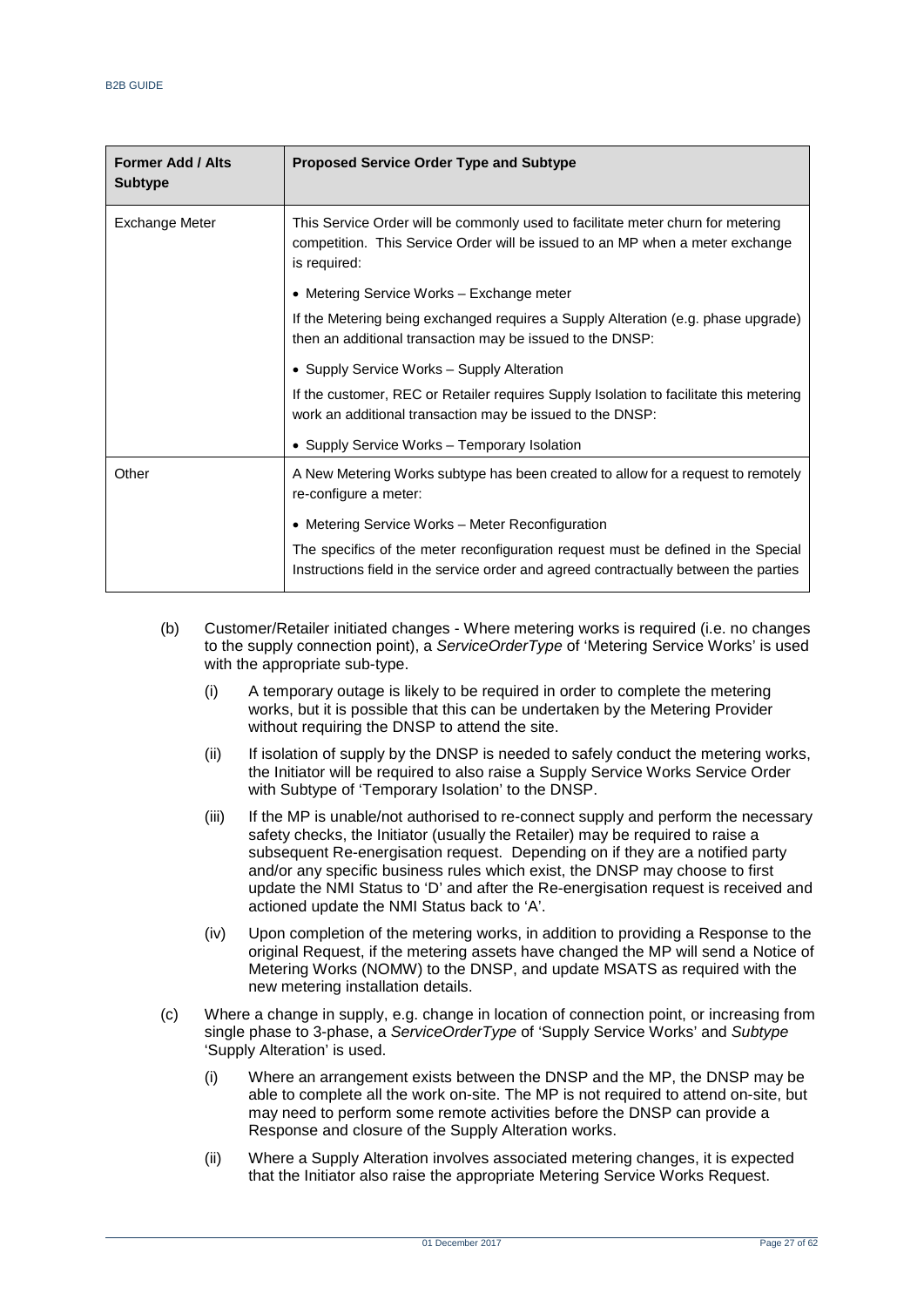| Former Add / Alts Subtype | Proposed Service Order Type and Subtype |
|---|---|
| Exchange Meter | This Service Order will be commonly used to facilitate meter churn for metering competition. This Service Order will be issued to an MP when a meter exchange is required:<br>• Metering Service Works – Exchange meter<br>If the Metering being exchanged requires a Supply Alteration (e.g. phase upgrade) then an additional transaction may be issued to the DNSP:<br>• Supply Service Works – Supply Alteration<br>If the customer, REC or Retailer requires Supply Isolation to facilitate this metering work an additional transaction may be issued to the DNSP:<br>• Supply Service Works – Temporary Isolation |
| Other | A New Metering Works subtype has been created to allow for a request to remotely re-configure a meter:<br>• Metering Service Works – Meter Reconfiguration<br>The specifics of the meter reconfiguration request must be defined in the Special Instructions field in the service order and agreed contractually between the parties |

(b) Customer/Retailer initiated changes - Where metering works is required (i.e. no changes to the supply connection point), a *ServiceOrderType* of 'Metering Service Works' is used with the appropriate sub-type.

(i) A temporary outage is likely to be required in order to complete the metering works, but it is possible that this can be undertaken by the Metering Provider without requiring the DNSP to attend the site.

(ii) If isolation of supply by the DNSP is needed to safely conduct the metering works, the Initiator will be required to also raise a Supply Service Works Service Order with Subtype of 'Temporary Isolation' to the DNSP.

(iii) If the MP is unable/not authorised to re-connect supply and perform the necessary safety checks, the Initiator (usually the Retailer) may be required to raise a subsequent Re-energisation request. Depending on if they are a notified party and/or any specific business rules which exist, the DNSP may choose to first update the NMI Status to 'D' and after the Re-energisation request is received and actioned update the NMI Status back to 'A'.

(iv) Upon completion of the metering works, in addition to providing a Response to the original Request, if the metering assets have changed the MP will send a Notice of Metering Works (NOMW) to the DNSP, and update MSATS as required with the new metering installation details.

(c) Where a change in supply, e.g. change in location of connection point, or increasing from single phase to 3-phase, a *ServiceOrderType* of 'Supply Service Works' and *Subtype* 'Supply Alteration' is used.

(i) Where an arrangement exists between the DNSP and the MP, the DNSP may be able to complete all the work on-site. The MP is not required to attend on-site, but may need to perform some remote activities before the DNSP can provide a Response and closure of the Supply Alteration works.

(ii) Where a Supply Alteration involves associated metering changes, it is expected that the Initiator also raise the appropriate Metering Service Works Request.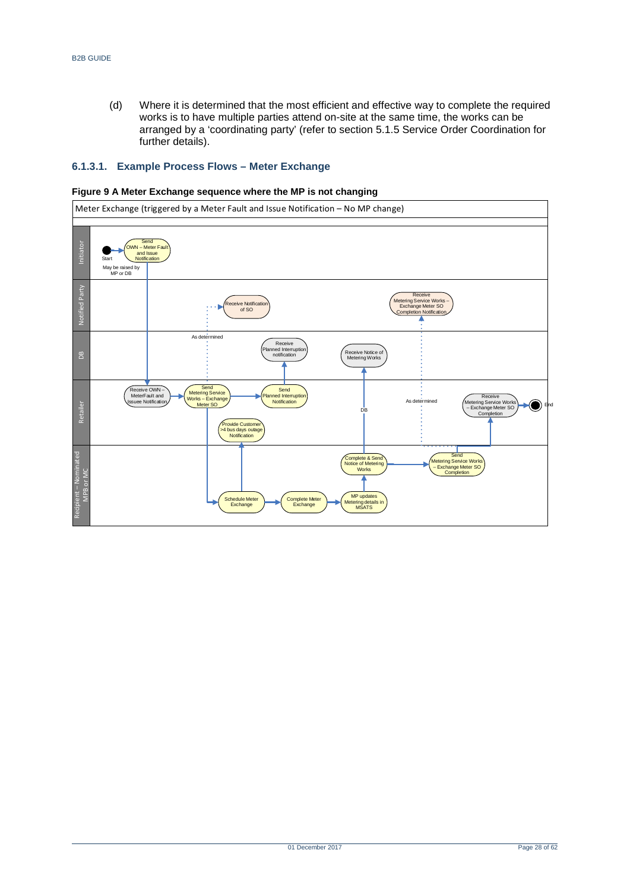(d) Where it is determined that the most efficient and effective way to complete the required works is to have multiple parties attend on-site at the same time, the works can be arranged by a 'coordinating party' (refer to section 5.1.5 Service Order Coordination for further details).

### 6.1.3.1. Example Process Flows – Meter Exchange

**Figure 9 A Meter Exchange sequence where the MP is not changing**

Meter Exchange (triggered by a Meter Fault and Issue Notification – No MP change)

| Lane | Steps |
|---|---|
| Initiator | Start (May be raised by MP or DB); Send OWN – Meter Fault and Issue Notification |
| Notified Party | Receive Notification of SO; Receive Metering Service Works – Exchange Meter SO Completion Notification |
| DB | Receive Planned Interruption notification; Receive Notice of Metering Works |
| Retailer | Receive OWN – MeterFault and Issuee Notification; Send Metering Service Works – Exchange Meter SO; Send Planned Interruption Notification; Provide Customer >4 bus days outage Notification; Receive Metering Service Works – Exchange Meter SO Completion; End |
| Recipient – Nominated MPB or MC | Schedule Meter Exchange; Complete Meter Exchange; MP updates Metering details in MSATS; Complete & Send Notice of Metering Works; Send Metering Service Works – Exchange Meter SO Completion |

Annotations: "As determined" (Send Metering Service Works – Exchange Meter SO → Receive Notification of SO); "DB" (Complete & Send Notice of Metering Works → Receive Notice of Metering Works); "As determined" (Send Metering Service Works – Exchange Meter SO Completion → Receive Metering Service Works – Exchange Meter SO Completion Notification).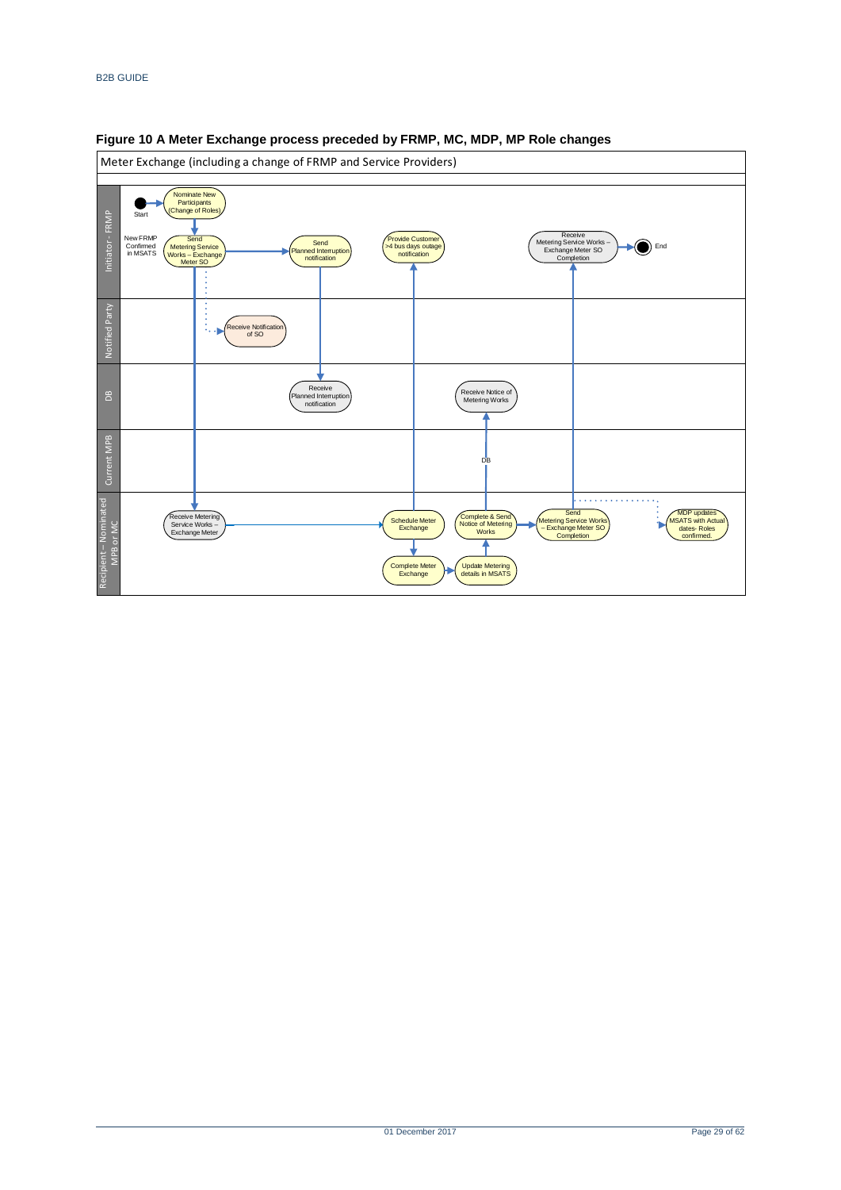**Figure 10 A Meter Exchange process preceded by FRMP, MC, MDP, MP Role changes**

Meter Exchange (including a change of FRMP and Service Providers)

Initiator - FRMP

Start

Nominate New Participants (Change of Roles)

New FRMP Confirmed in MSATS

Send Metering Service Works – Exchange Meter SO

Send Planned Interruption notification

Provide Customer >4 bus days outage notification

Receive Metering Service Works – Exchange Meter SO Completion

End

Notified Party

Receive Notification of SO

DB

Receive Planned Interruption notification

Receive Notice of Metering Works

Current MPB

DB

Recipient – Nominated MPB or MC

Receive Metering Service Works – Exchange Meter

Schedule Meter Exchange

Complete Meter Exchange

Update Metering details in MSATS

Complete & Send Notice of Metering Works

Send Metering Service Works – Exchange Meter SO Completion

MDP updates MSATS with Actual dates- Roles confirmed.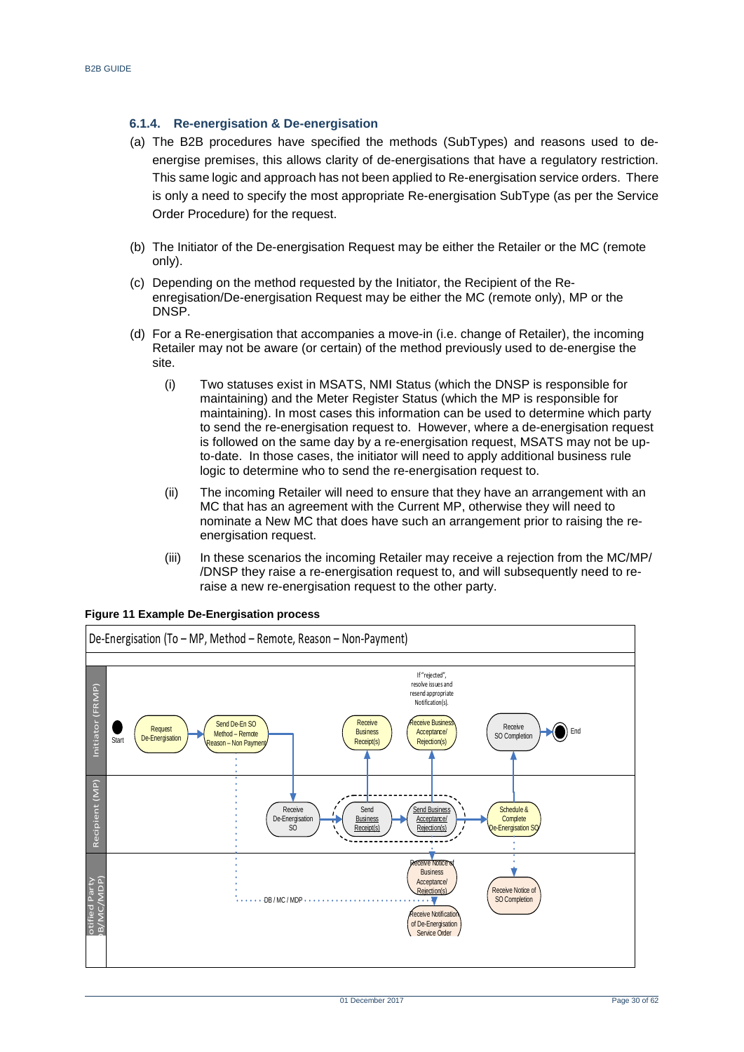### 6.1.4. Re-energisation & De-energisation

(a) The B2B procedures have specified the methods (SubTypes) and reasons used to de-energise premises, this allows clarity of de-energisations that have a regulatory restriction. This same logic and approach has not been applied to Re-energisation service orders. There is only a need to specify the most appropriate Re-energisation SubType (as per the Service Order Procedure) for the request.

(b) The Initiator of the De-energisation Request may be either the Retailer or the MC (remote only).

(c) Depending on the method requested by the Initiator, the Recipient of the Re-enregisation/De-energisation Request may be either the MC (remote only), MP or the DNSP.

(d) For a Re-energisation that accompanies a move-in (i.e. change of Retailer), the incoming Retailer may not be aware (or certain) of the method previously used to de-energise the site.

   (i) Two statuses exist in MSATS, NMI Status (which the DNSP is responsible for maintaining) and the Meter Register Status (which the MP is responsible for maintaining). In most cases this information can be used to determine which party to send the re-energisation request to. However, where a de-energisation request is followed on the same day by a re-energisation request, MSATS may not be up-to-date. In those cases, the initiator will need to apply additional business rule logic to determine who to send the re-energisation request to.

   (ii) The incoming Retailer will need to ensure that they have an arrangement with an MC that has an agreement with the Current MP, otherwise they will need to nominate a New MC that does have such an arrangement prior to raising the re-energisation request.

   (iii) In these scenarios the incoming Retailer may receive a rejection from the MC/MP/ /DNSP they raise a re-energisation request to, and will subsequently need to re-raise a new re-energisation request to the other party.

**Figure 11 Example De-Energisation process**

De-Energisation (To – MP, Method – Remote, Reason – Non-Payment)

Initiator (FRMP): Start → Request De-Energisation → Send De-En SO Method – Remote Reason – Non Payment; Receive Business Receipt(s); Receive Business Acceptance/ Rejection(s); If "rejected", resolve issues and resend appropriate Notification(s).; Receive SO Completion → End

Recipient (MP): Receive De-Energisation SO → Send Business Receipt(s) → Send Business Acceptance/ Rejection(s) → Schedule & Complete De-Energisation SO

Notified Party (DB/MC/MDP): Receive Notice of Business Acceptance/ Rejection(s); DB / MC / MDP; Receive Notification of De-Energisation Service Order; Receive Notice of SO Completion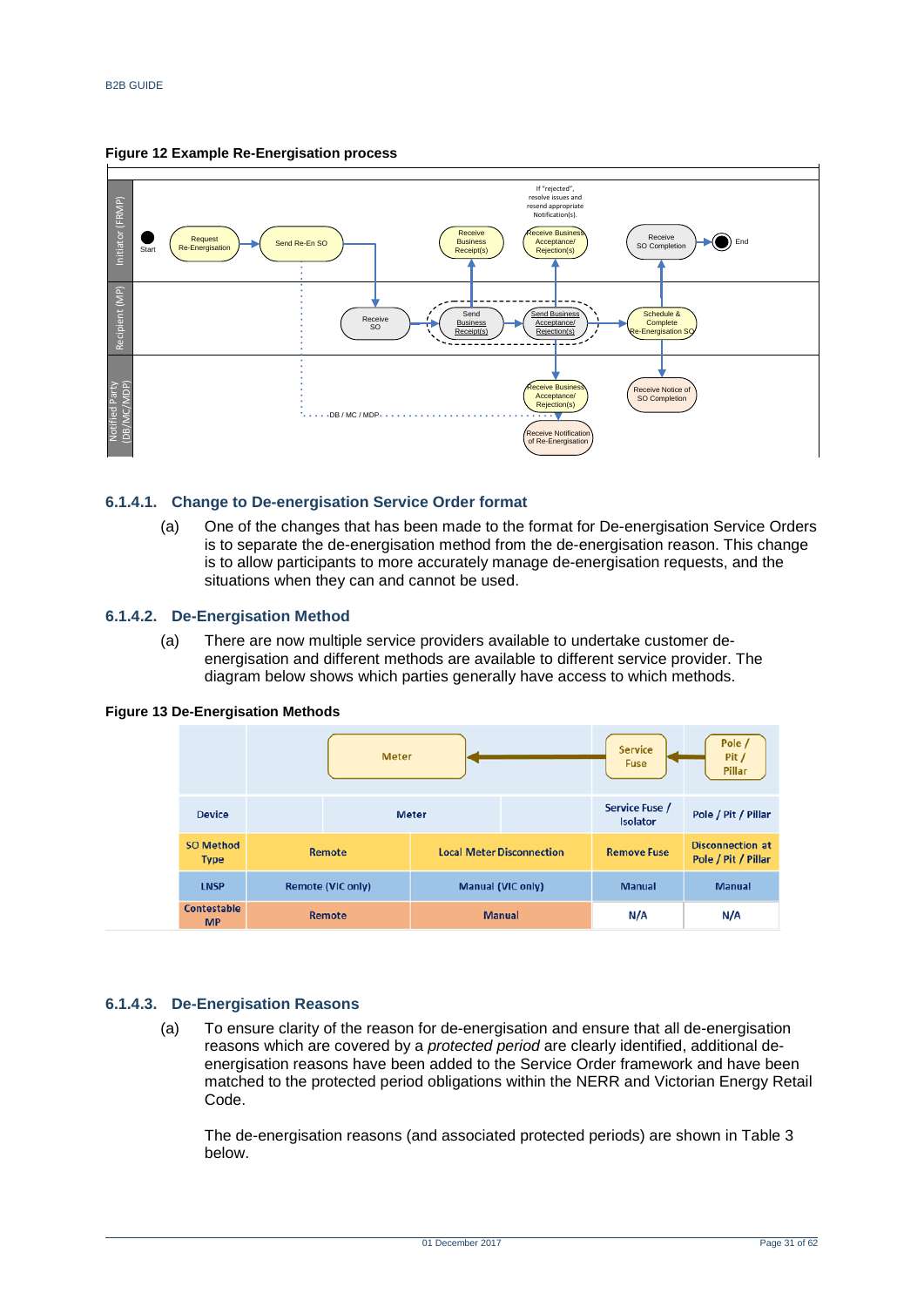B2B GUIDE

**Figure 12 Example Re-Energisation process**

### 6.1.4.1. Change to De-energisation Service Order format

(a) One of the changes that has been made to the format for De-energisation Service Orders is to separate the de-energisation method from the de-energisation reason. This change is to allow participants to more accurately manage de-energisation requests, and the situations when they can and cannot be used.

### 6.1.4.2. De-Energisation Method

(a) There are now multiple service providers available to undertake customer de-energisation and different methods are available to different service provider. The diagram below shows which parties generally have access to which methods.

**Figure 13 De-Energisation Methods**

| Device | Meter | | Service Fuse / Isolator | Pole / Pit / Pillar |
|---|---|---|---|---|
| SO Method Type | Remote | Local Meter Disconnection | Remove Fuse | Disconnection at Pole / Pit / Pillar |
| LNSP | Remote (VIC only) | Manual (VIC only) | Manual | Manual |
| Contestable MP | Remote | Manual | N/A | N/A |

### 6.1.4.3. De-Energisation Reasons

(a) To ensure clarity of the reason for de-energisation and ensure that all de-energisation reasons which are covered by a *protected period* are clearly identified, additional de-energisation reasons have been added to the Service Order framework and have been matched to the protected period obligations within the NERR and Victorian Energy Retail Code.

The de-energisation reasons (and associated protected periods) are shown in Table 3 below.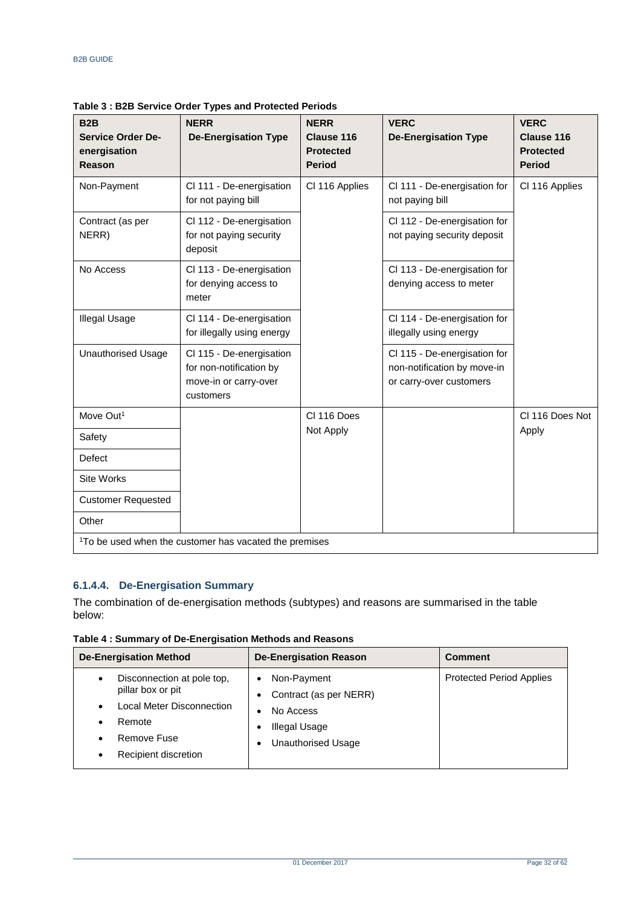**Table 3 : B2B Service Order Types and Protected Periods**

| B2B Service Order De-energisation Reason | NERR De-Energisation Type | NERR Clause 116 Protected Period | VERC De-Energisation Type | VERC Clause 116 Protected Period |
|---|---|---|---|---|
| Non-Payment | Cl 111 - De-energisation for not paying bill | Cl 116 Applies | Cl 111 - De-energisation for not paying bill | Cl 116 Applies |
| Contract (as per NERR) | Cl 112 - De-energisation for not paying security deposit | | Cl 112 - De-energisation for not paying security deposit | |
| No Access | Cl 113 - De-energisation for denying access to meter | | Cl 113 - De-energisation for denying access to meter | |
| Illegal Usage | Cl 114 - De-energisation for illegally using energy | | Cl 114 - De-energisation for illegally using energy | |
| Unauthorised Usage | Cl 115 - De-energisation for non-notification by move-in or carry-over customers | | Cl 115 - De-energisation for non-notification by move-in or carry-over customers | |
| Move Out[1] | | Cl 116 Does Not Apply | | Cl 116 Does Not Apply |
| Safety | | | | |
| Defect | | | | |
| Site Works | | | | |
| Customer Requested | | | | |
| Other | | | | |

[1]To be used when the customer has vacated the premises

### 6.1.4.4. De-Energisation Summary

The combination of de-energisation methods (subtypes) and reasons are summarised in the table below:

**Table 4 : Summary of De-Energisation Methods and Reasons**

| De-Energisation Method | De-Energisation Reason | Comment |
|---|---|---|
| • Disconnection at pole top, pillar box or pit<br>• Local Meter Disconnection<br>• Remote<br>• Remove Fuse<br>• Recipient discretion | • Non-Payment<br>• Contract (as per NERR)<br>• No Access<br>• Illegal Usage<br>• Unauthorised Usage | Protected Period Applies |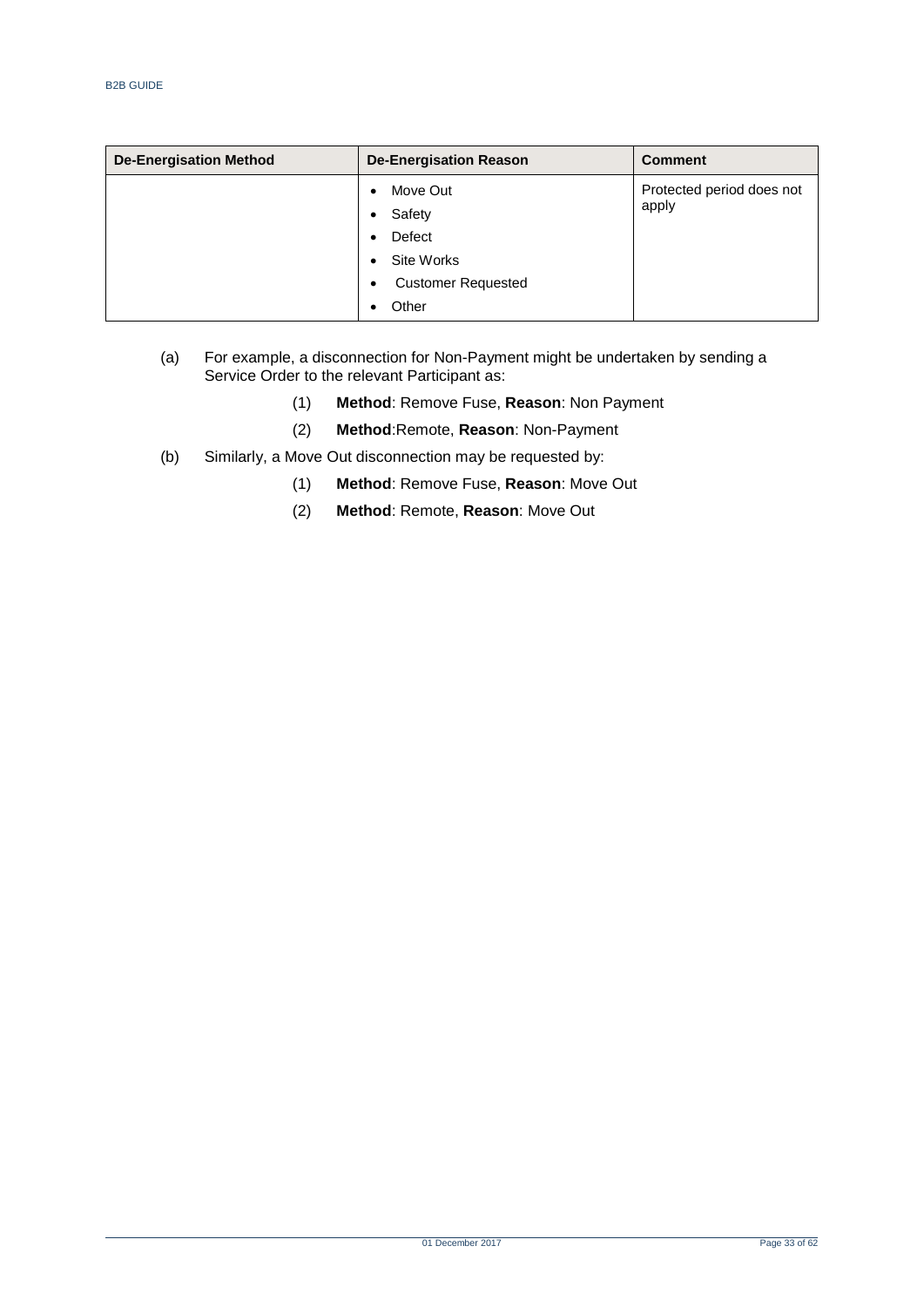| De-Energisation Method | De-Energisation Reason | Comment |
|---|---|---|
| | • Move Out<br>• Safety<br>• Defect<br>• Site Works<br>• Customer Requested<br>• Other | Protected period does not apply |

(a) For example, a disconnection for Non-Payment might be undertaken by sending a Service Order to the relevant Participant as:

(1) **Method**: Remove Fuse, **Reason**: Non Payment

(2) **Method**:Remote, **Reason**: Non-Payment

(b) Similarly, a Move Out disconnection may be requested by:

(1) **Method**: Remove Fuse, **Reason**: Move Out

(2) **Method**: Remote, **Reason**: Move Out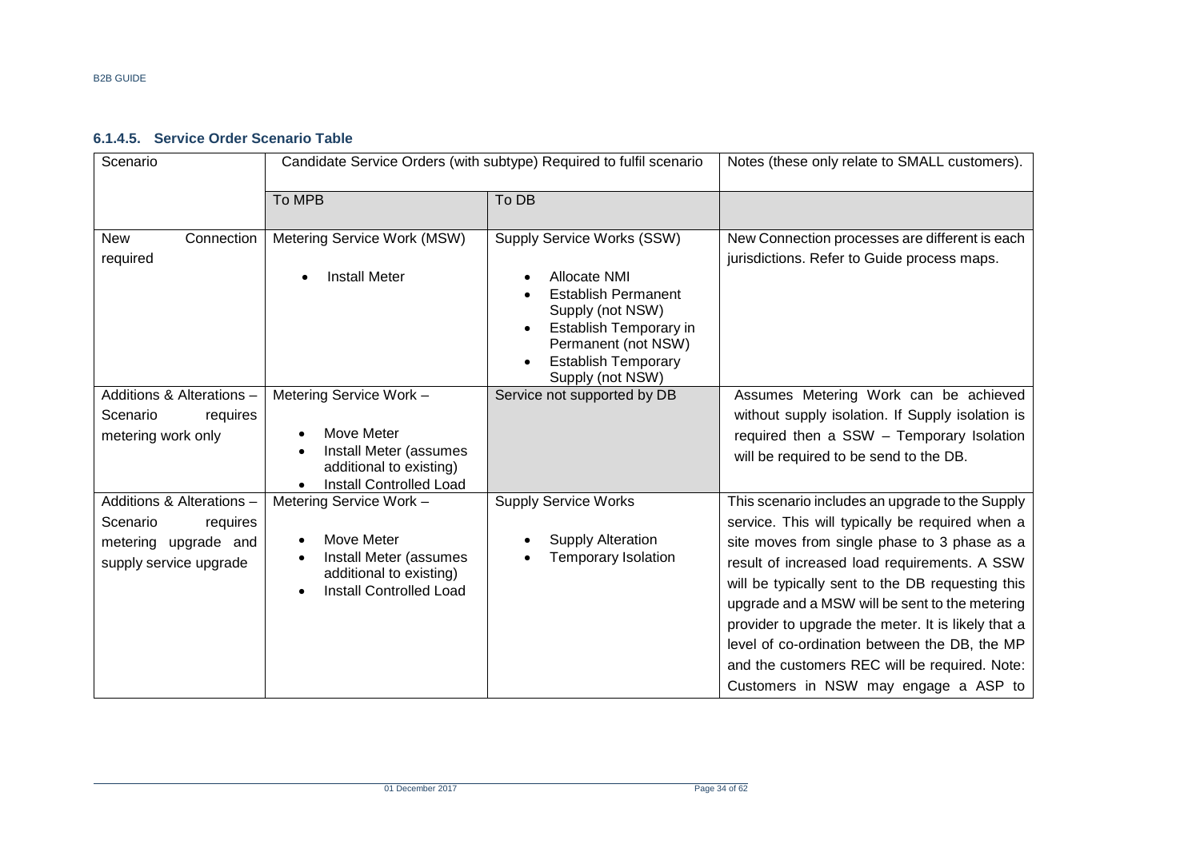#### 6.1.4.5. Service Order Scenario Table

| Scenario | Candidate Service Orders (with subtype) Required to fulfil scenario | | Notes (these only relate to SMALL customers). |
|---|---|---|---|
| | To MPB | To DB | |
| New Connection required | Metering Service Work (MSW)<br>• Install Meter | Supply Service Works (SSW)<br>• Allocate NMI<br>• Establish Permanent Supply (not NSW)<br>• Establish Temporary in Permanent (not NSW)<br>• Establish Temporary Supply (not NSW) | New Connection processes are different is each jurisdictions. Refer to Guide process maps. |
| Additions & Alterations – Scenario requires metering work only | Metering Service Work –<br>• Move Meter<br>• Install Meter (assumes additional to existing)<br>• Install Controlled Load | Service not supported by DB | Assumes Metering Work can be achieved without supply isolation. If Supply isolation is required then a SSW – Temporary Isolation will be required to be send to the DB. |
| Additions & Alterations – Scenario requires metering upgrade and supply service upgrade | Metering Service Work –<br>• Move Meter<br>• Install Meter (assumes additional to existing)<br>• Install Controlled Load | Supply Service Works<br>• Supply Alteration<br>• Temporary Isolation | This scenario includes an upgrade to the Supply service. This will typically be required when a site moves from single phase to 3 phase as a result of increased load requirements. A SSW will be typically sent to the DB requesting this upgrade and a MSW will be sent to the metering provider to upgrade the meter. It is likely that a level of co-ordination between the DB, the MP and the customers REC will be required. Note: Customers in NSW may engage a ASP to |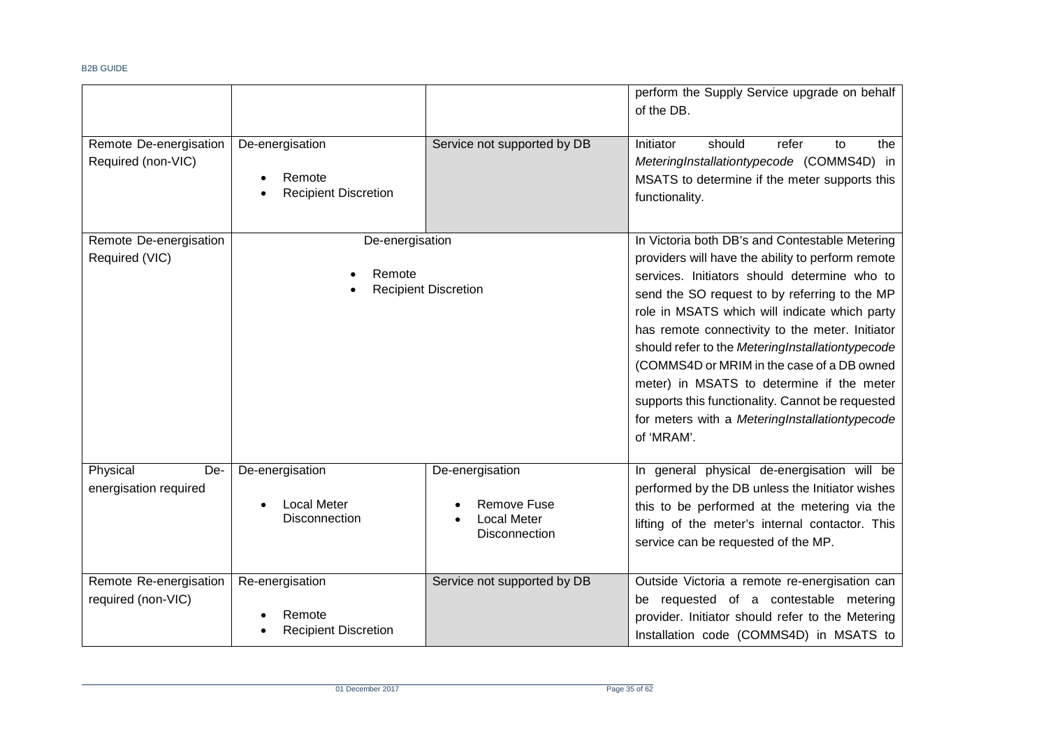| | | | perform the Supply Service upgrade on behalf of the DB. |
|---|---|---|---|
| Remote De-energisation Required (non-VIC) | De-energisation<br>• Remote<br>• Recipient Discretion | Service not supported by DB | Initiator should refer to the *MeteringInstallationtypecode* (COMMS4D) in MSATS to determine if the meter supports this functionality. |
| Remote De-energisation Required (VIC) | De-energisation<br>• Remote<br>• Recipient Discretion | | In Victoria both DB's and Contestable Metering providers will have the ability to perform remote services. Initiators should determine who to send the SO request to by referring to the MP role in MSATS which will indicate which party has remote connectivity to the meter. Initiator should refer to the *MeteringInstallationtypecode* (COMMS4D or MRIM in the case of a DB owned meter) in MSATS to determine if the meter supports this functionality. Cannot be requested for meters with a *MeteringInstallationtypecode* of 'MRAM'. |
| Physical De-energisation required | De-energisation<br>• Local Meter Disconnection | De-energisation<br>• Remove Fuse<br>• Local Meter Disconnection | In general physical de-energisation will be performed by the DB unless the Initiator wishes this to be performed at the metering via the lifting of the meter's internal contactor. This service can be requested of the MP. |
| Remote Re-energisation required (non-VIC) | Re-energisation<br>• Remote<br>• Recipient Discretion | Service not supported by DB | Outside Victoria a remote re-energisation can be requested of a contestable metering provider. Initiator should refer to the Metering Installation code (COMMS4D) in MSATS to |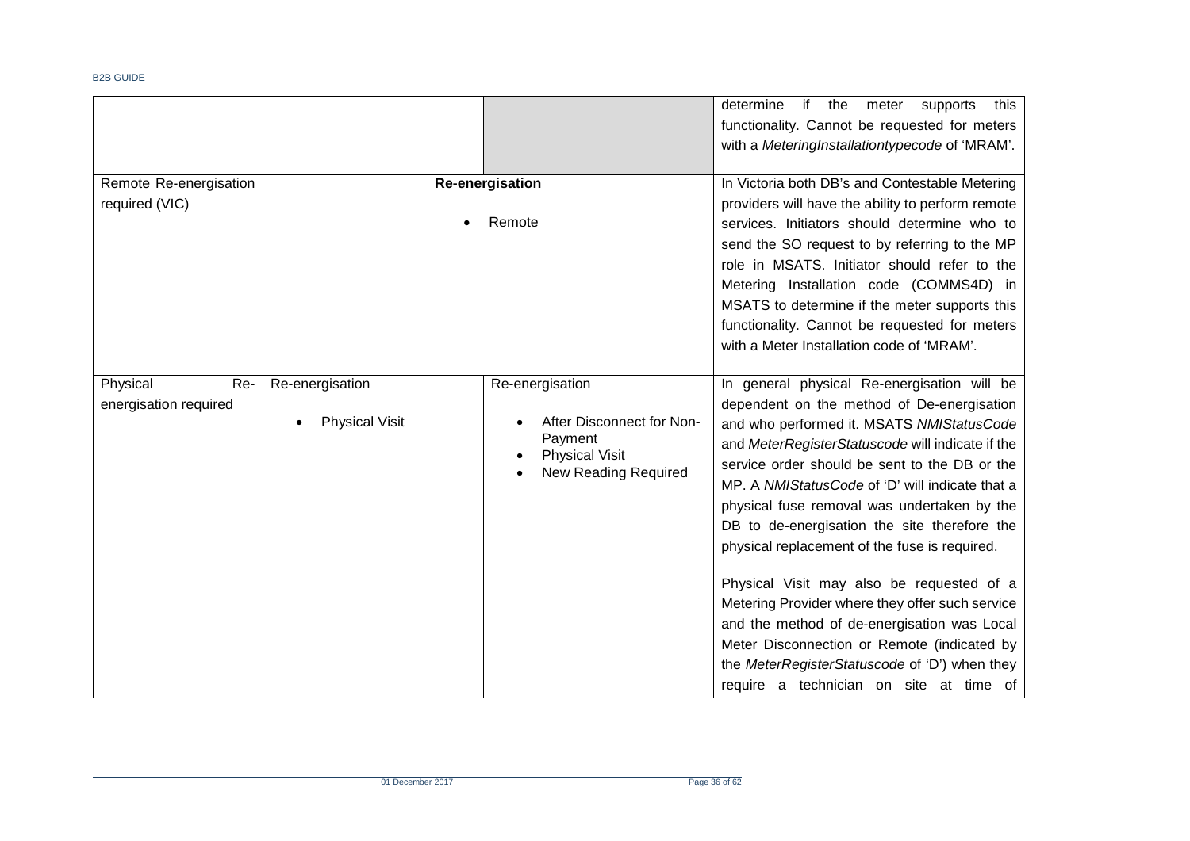| | | | |
|---|---|---|---|
| | | | determine if the meter supports this functionality. Cannot be requested for meters with a *MeteringInstallationtypecode* of 'MRAM'. |
| Remote Re-energisation required (VIC) | **Re-energisation**<br>• Remote | | In Victoria both DB's and Contestable Metering providers will have the ability to perform remote services. Initiators should determine who to send the SO request to by referring to the MP role in MSATS. Initiator should refer to the Metering Installation code (COMMS4D) in MSATS to determine if the meter supports this functionality. Cannot be requested for meters with a Meter Installation code of 'MRAM'. |
| Physical Re-energisation required | Re-energisation<br>• Physical Visit | Re-energisation<br>• After Disconnect for Non-Payment<br>• Physical Visit<br>• New Reading Required | In general physical Re-energisation will be dependent on the method of De-energisation and who performed it. MSATS *NMIStatusCode* and *MeterRegisterStatuscode* will indicate if the service order should be sent to the DB or the MP. A *NMIStatusCode* of 'D' will indicate that a physical fuse removal was undertaken by the DB to de-energisation the site therefore the physical replacement of the fuse is required.<br><br>Physical Visit may also be requested of a Metering Provider where they offer such service and the method of de-energisation was Local Meter Disconnection or Remote (indicated by the *MeterRegisterStatuscode* of 'D') when they require a technician on site at time of |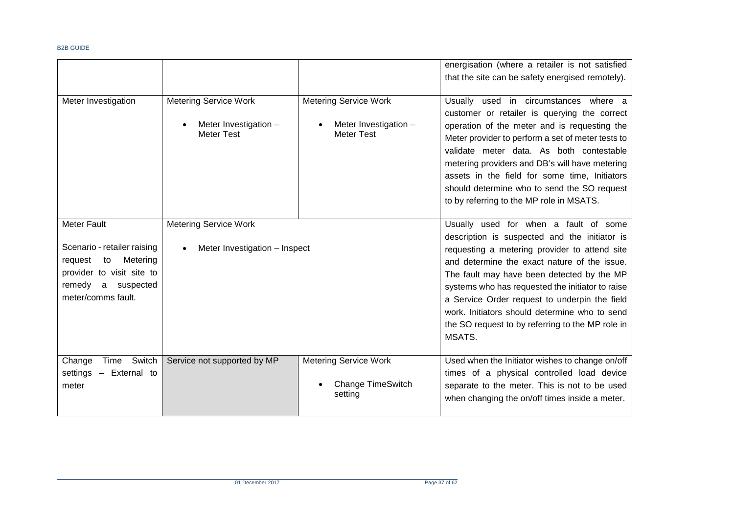| | | | |
|---|---|---|---|
| | | | energisation (where a retailer is not satisfied that the site can be safety energised remotely). |
| Meter Investigation | Metering Service Work<br>• Meter Investigation – Meter Test | Metering Service Work<br>• Meter Investigation – Meter Test | Usually used in circumstances where a customer or retailer is querying the correct operation of the meter and is requesting the Meter provider to perform a set of meter tests to validate meter data. As both contestable metering providers and DB's will have metering assets in the field for some time, Initiators should determine who to send the SO request to by referring to the MP role in MSATS. |
| Meter Fault<br><br>Scenario - retailer raising request to Metering provider to visit site to remedy a suspected meter/comms fault. | Metering Service Work<br>• Meter Investigation – Inspect | | Usually used for when a fault of some description is suspected and the initiator is requesting a metering provider to attend site and determine the exact nature of the issue. The fault may have been detected by the MP systems who has requested the initiator to raise a Service Order request to underpin the field work. Initiators should determine who to send the SO request to by referring to the MP role in MSATS. |
| Change Time Switch settings – External to meter | Service not supported by MP | Metering Service Work<br>• Change TimeSwitch setting | Used when the Initiator wishes to change on/off times of a physical controlled load device separate to the meter. This is not to be used when changing the on/off times inside a meter. |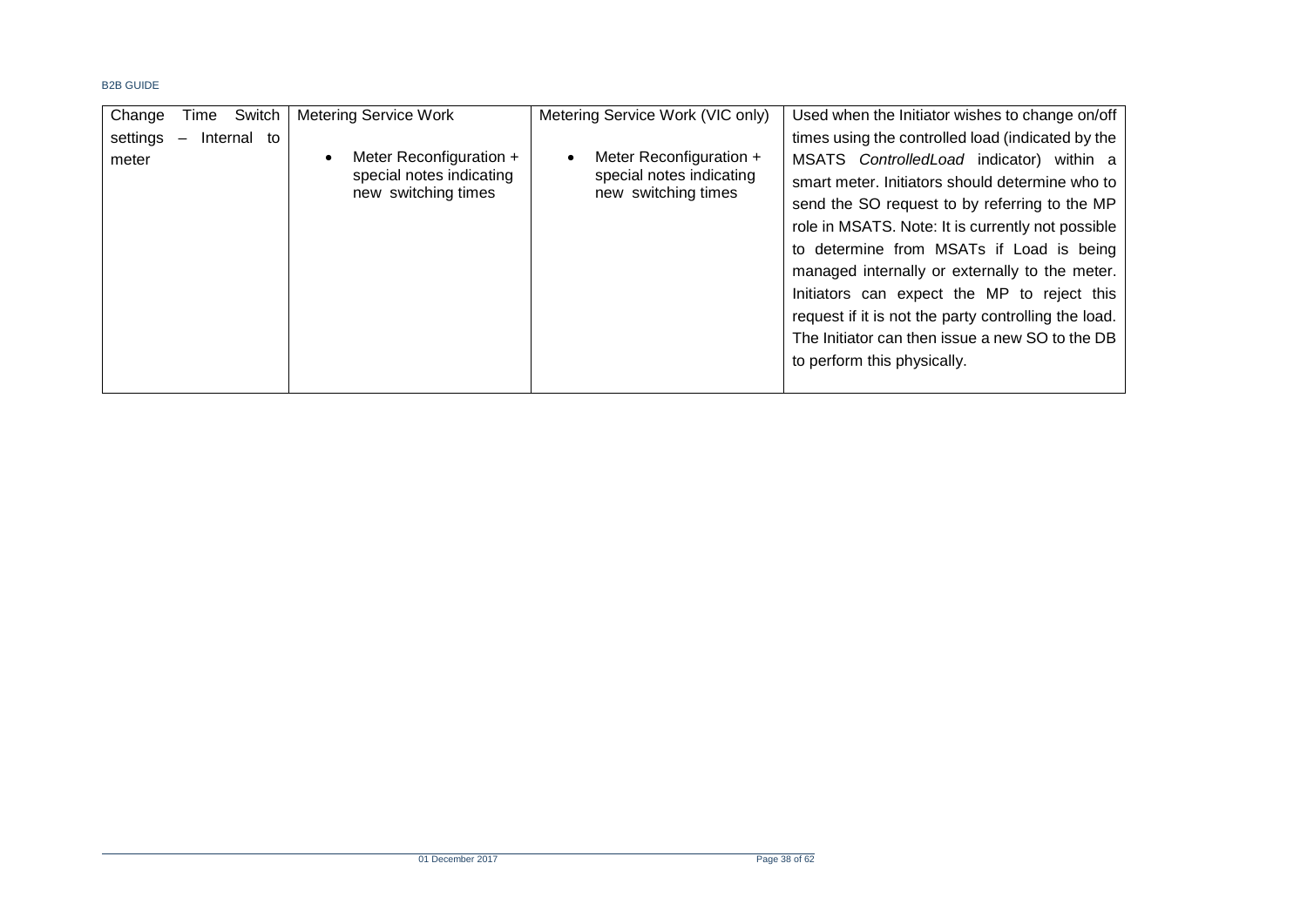| Change Time Switch settings – Internal to meter | Metering Service Work<br><br>• Meter Reconfiguration + special notes indicating new switching times | Metering Service Work (VIC only)<br><br>• Meter Reconfiguration + special notes indicating new switching times | Used when the Initiator wishes to change on/off times using the controlled load (indicated by the MSATS *ControlledLoad* indicator) within a smart meter. Initiators should determine who to send the SO request to by referring to the MP role in MSATS. Note: It is currently not possible to determine from MSATs if Load is being managed internally or externally to the meter. Initiators can expect the MP to reject this request if it is not the party controlling the load. The Initiator can then issue a new SO to the DB to perform this physically. |
|---|---|---|---|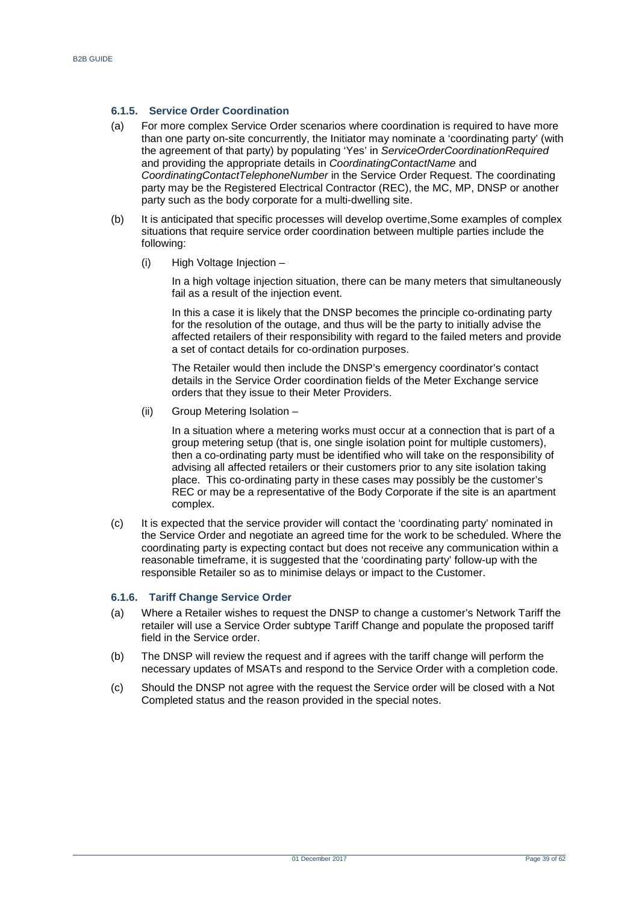### 6.1.5. Service Order Coordination

(a) For more complex Service Order scenarios where coordination is required to have more than one party on-site concurrently, the Initiator may nominate a 'coordinating party' (with the agreement of that party) by populating 'Yes' in *ServiceOrderCoordinationRequired* and providing the appropriate details in *CoordinatingContactName* and *CoordinatingContactTelephoneNumber* in the Service Order Request. The coordinating party may be the Registered Electrical Contractor (REC), the MC, MP, DNSP or another party such as the body corporate for a multi-dwelling site.

(b) It is anticipated that specific processes will develop overtime,Some examples of complex situations that require service order coordination between multiple parties include the following:

(i) High Voltage Injection –

In a high voltage injection situation, there can be many meters that simultaneously fail as a result of the injection event.

In this a case it is likely that the DNSP becomes the principle co-ordinating party for the resolution of the outage, and thus will be the party to initially advise the affected retailers of their responsibility with regard to the failed meters and provide a set of contact details for co-ordination purposes.

The Retailer would then include the DNSP's emergency coordinator's contact details in the Service Order coordination fields of the Meter Exchange service orders that they issue to their Meter Providers.

(ii) Group Metering Isolation –

In a situation where a metering works must occur at a connection that is part of a group metering setup (that is, one single isolation point for multiple customers), then a co-ordinating party must be identified who will take on the responsibility of advising all affected retailers or their customers prior to any site isolation taking place. This co-ordinating party in these cases may possibly be the customer's REC or may be a representative of the Body Corporate if the site is an apartment complex.

(c) It is expected that the service provider will contact the 'coordinating party' nominated in the Service Order and negotiate an agreed time for the work to be scheduled. Where the coordinating party is expecting contact but does not receive any communication within a reasonable timeframe, it is suggested that the 'coordinating party' follow-up with the responsible Retailer so as to minimise delays or impact to the Customer.

### 6.1.6. Tariff Change Service Order

(a) Where a Retailer wishes to request the DNSP to change a customer's Network Tariff the retailer will use a Service Order subtype Tariff Change and populate the proposed tariff field in the Service order.

(b) The DNSP will review the request and if agrees with the tariff change will perform the necessary updates of MSATs and respond to the Service Order with a completion code.

(c) Should the DNSP not agree with the request the Service order will be closed with a Not Completed status and the reason provided in the special notes.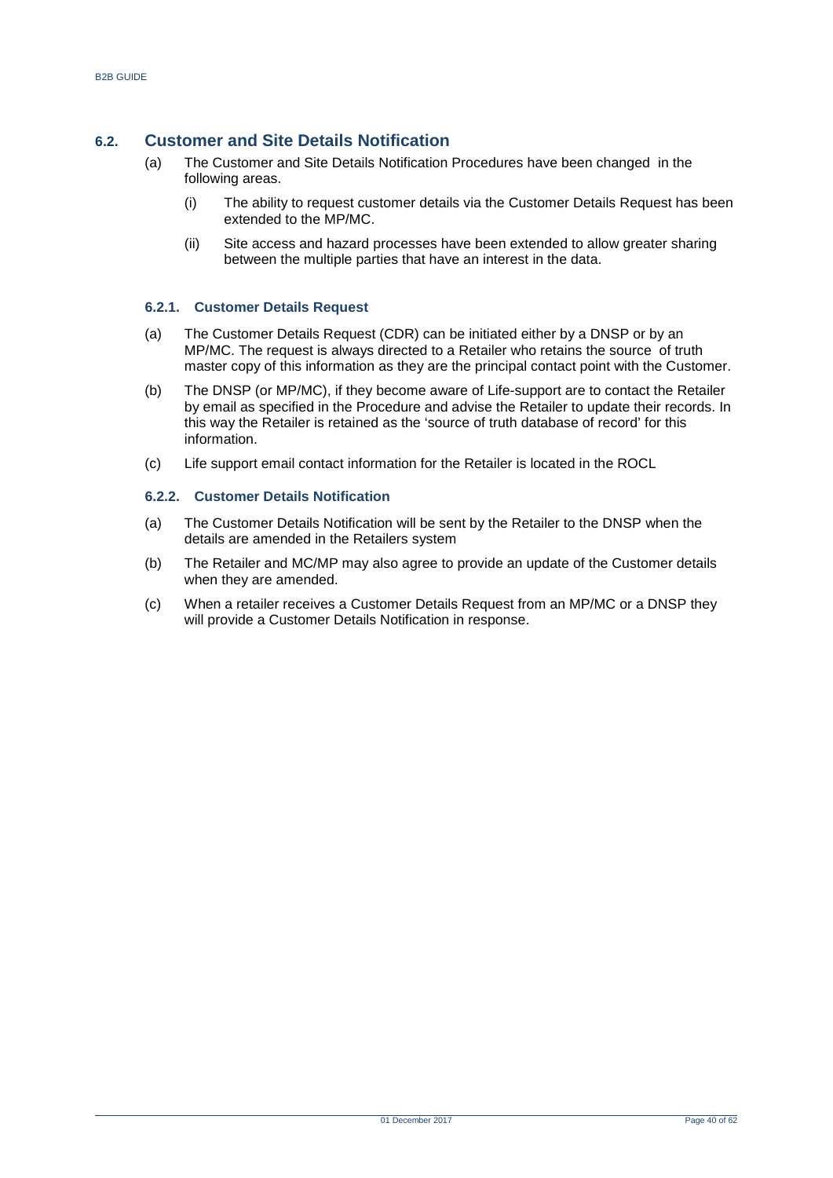## 6.2. Customer and Site Details Notification

(a) The Customer and Site Details Notification Procedures have been changed in the following areas.

 (i) The ability to request customer details via the Customer Details Request has been extended to the MP/MC.

 (ii) Site access and hazard processes have been extended to allow greater sharing between the multiple parties that have an interest in the data.

### 6.2.1. Customer Details Request

(a) The Customer Details Request (CDR) can be initiated either by a DNSP or by an MP/MC. The request is always directed to a Retailer who retains the source of truth master copy of this information as they are the principal contact point with the Customer.

(b) The DNSP (or MP/MC), if they become aware of Life-support are to contact the Retailer by email as specified in the Procedure and advise the Retailer to update their records. In this way the Retailer is retained as the 'source of truth database of record' for this information.

(c) Life support email contact information for the Retailer is located in the ROCL

### 6.2.2. Customer Details Notification

(a) The Customer Details Notification will be sent by the Retailer to the DNSP when the details are amended in the Retailers system

(b) The Retailer and MC/MP may also agree to provide an update of the Customer details when they are amended.

(c) When a retailer receives a Customer Details Request from an MP/MC or a DNSP they will provide a Customer Details Notification in response.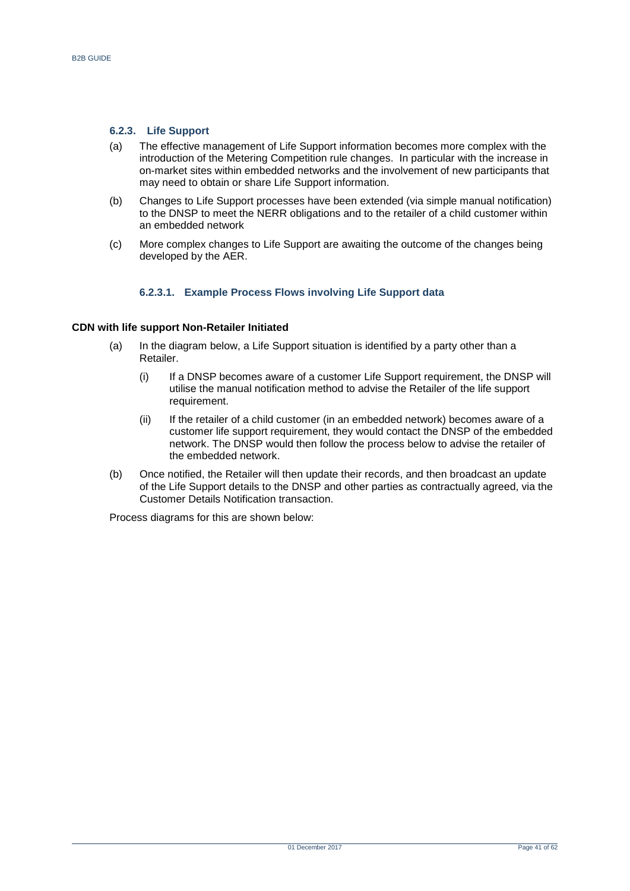### 6.2.3. Life Support

(a) The effective management of Life Support information becomes more complex with the introduction of the Metering Competition rule changes. In particular with the increase in on-market sites within embedded networks and the involvement of new participants that may need to obtain or share Life Support information.

(b) Changes to Life Support processes have been extended (via simple manual notification) to the DNSP to meet the NERR obligations and to the retailer of a child customer within an embedded network

(c) More complex changes to Life Support are awaiting the outcome of the changes being developed by the AER.

#### 6.2.3.1. Example Process Flows involving Life Support data

**CDN with life support Non-Retailer Initiated**

(a) In the diagram below, a Life Support situation is identified by a party other than a Retailer.

   (i) If a DNSP becomes aware of a customer Life Support requirement, the DNSP will utilise the manual notification method to advise the Retailer of the life support requirement.

   (ii) If the retailer of a child customer (in an embedded network) becomes aware of a customer life support requirement, they would contact the DNSP of the embedded network. The DNSP would then follow the process below to advise the retailer of the embedded network.

(b) Once notified, the Retailer will then update their records, and then broadcast an update of the Life Support details to the DNSP and other parties as contractually agreed, via the Customer Details Notification transaction.

Process diagrams for this are shown below: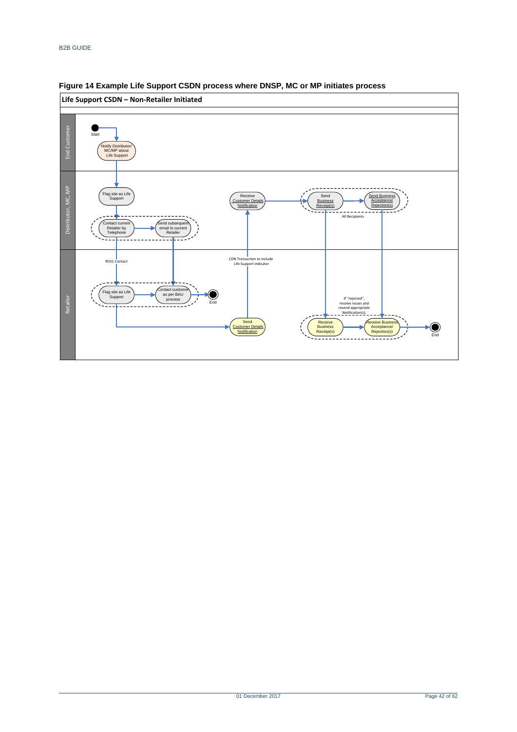**Figure 14 Example Life Support CSDN process where DNSP, MC or MP initiates process**

**Life Support CSDN – Non-Retailer Initiated**

End Customer

Start

Notify Distributor/ MC/MP about Life Support

Distributor, MC, MP

Flag site as Life Support

Contact current Retailer by Telephone

Send subsequent email to current Retailer

Receive Customer Details Notification

Send Business Receipt(s)

Send Business Acceptance/ Rejection(s)

All Recipients

Retailer

ROCL Contact

Flag site as Life Support

Contact customer as per BAU process

End

CDN Transaction to include Life Support indicator

Send Customer Details Notification

If "rejected", resolve issues and resend appropriate Notification(s).

Receive Business Receipt(s)

Receive Business Acceptance/ Rejection(s)

End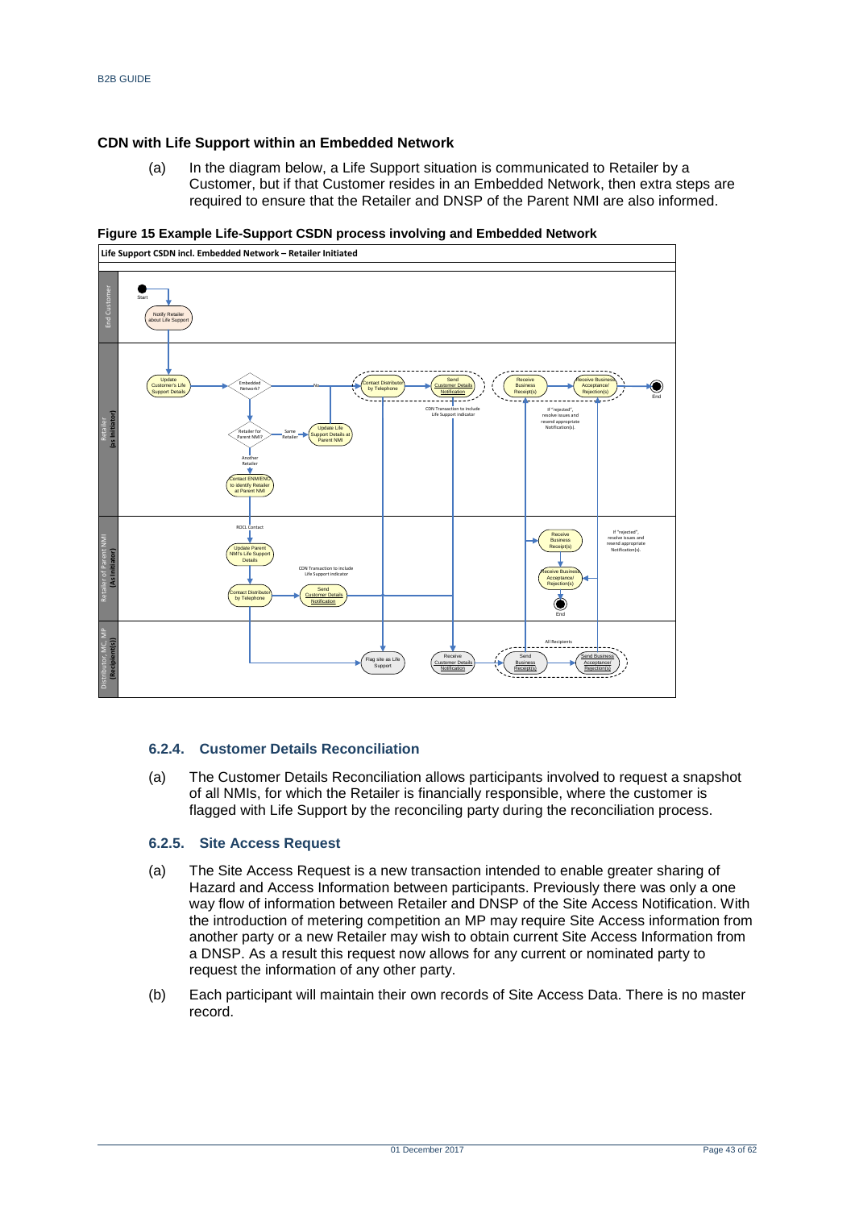### CDN with Life Support within an Embedded Network

(a) In the diagram below, a Life Support situation is communicated to Retailer by a Customer, but if that Customer resides in an Embedded Network, then extra steps are required to ensure that the Retailer and DNSP of the Parent NMI are also informed.

**Figure 15 Example Life-Support CSDN process involving and Embedded Network**

### 6.2.4. Customer Details Reconciliation

(a) The Customer Details Reconciliation allows participants involved to request a snapshot of all NMIs, for which the Retailer is financially responsible, where the customer is flagged with Life Support by the reconciling party during the reconciliation process.

### 6.2.5. Site Access Request

(a) The Site Access Request is a new transaction intended to enable greater sharing of Hazard and Access Information between participants. Previously there was only a one way flow of information between Retailer and DNSP of the Site Access Notification. With the introduction of metering competition an MP may require Site Access information from another party or a new Retailer may wish to obtain current Site Access Information from a DNSP. As a result this request now allows for any current or nominated party to request the information of any other party.

(b) Each participant will maintain their own records of Site Access Data. There is no master record.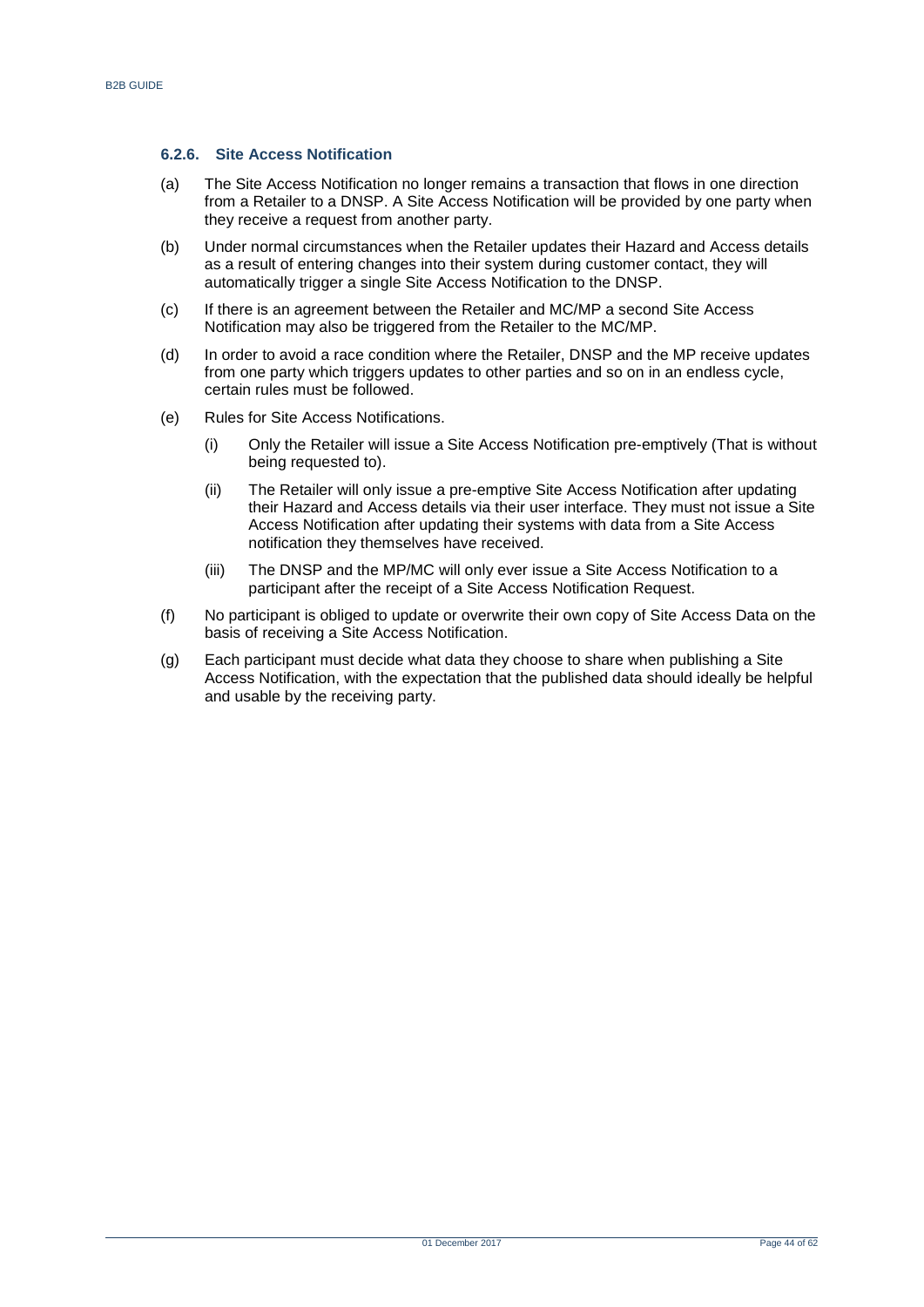#### 6.2.6. Site Access Notification

(a) The Site Access Notification no longer remains a transaction that flows in one direction from a Retailer to a DNSP. A Site Access Notification will be provided by one party when they receive a request from another party.

(b) Under normal circumstances when the Retailer updates their Hazard and Access details as a result of entering changes into their system during customer contact, they will automatically trigger a single Site Access Notification to the DNSP.

(c) If there is an agreement between the Retailer and MC/MP a second Site Access Notification may also be triggered from the Retailer to the MC/MP.

(d) In order to avoid a race condition where the Retailer, DNSP and the MP receive updates from one party which triggers updates to other parties and so on in an endless cycle, certain rules must be followed.

(e) Rules for Site Access Notifications.

   (i) Only the Retailer will issue a Site Access Notification pre-emptively (That is without being requested to).

   (ii) The Retailer will only issue a pre-emptive Site Access Notification after updating their Hazard and Access details via their user interface. They must not issue a Site Access Notification after updating their systems with data from a Site Access notification they themselves have received.

   (iii) The DNSP and the MP/MC will only ever issue a Site Access Notification to a participant after the receipt of a Site Access Notification Request.

(f) No participant is obliged to update or overwrite their own copy of Site Access Data on the basis of receiving a Site Access Notification.

(g) Each participant must decide what data they choose to share when publishing a Site Access Notification, with the expectation that the published data should ideally be helpful and usable by the receiving party.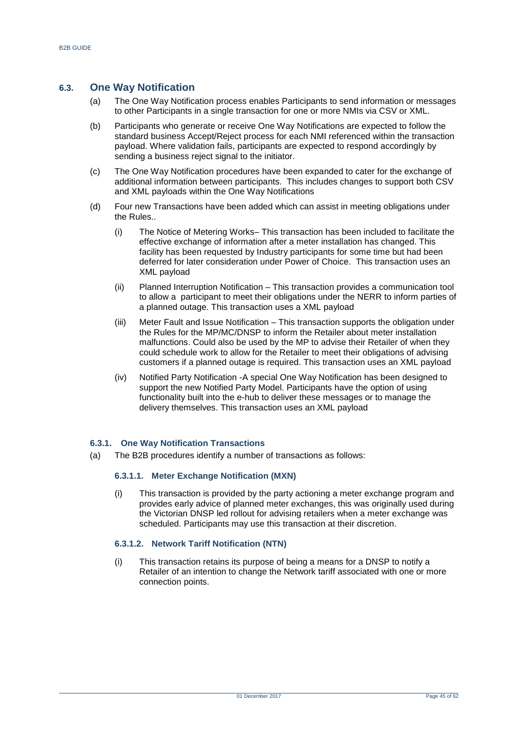## 6.3. One Way Notification

(a) The One Way Notification process enables Participants to send information or messages to other Participants in a single transaction for one or more NMIs via CSV or XML.

(b) Participants who generate or receive One Way Notifications are expected to follow the standard business Accept/Reject process for each NMI referenced within the transaction payload. Where validation fails, participants are expected to respond accordingly by sending a business reject signal to the initiator.

(c) The One Way Notification procedures have been expanded to cater for the exchange of additional information between participants. This includes changes to support both CSV and XML payloads within the One Way Notifications

(d) Four new Transactions have been added which can assist in meeting obligations under the Rules..

(i) The Notice of Metering Works– This transaction has been included to facilitate the effective exchange of information after a meter installation has changed. This facility has been requested by Industry participants for some time but had been deferred for later consideration under Power of Choice. This transaction uses an XML payload

(ii) Planned Interruption Notification – This transaction provides a communication tool to allow a participant to meet their obligations under the NERR to inform parties of a planned outage. This transaction uses a XML payload

(iii) Meter Fault and Issue Notification – This transaction supports the obligation under the Rules for the MP/MC/DNSP to inform the Retailer about meter installation malfunctions. Could also be used by the MP to advise their Retailer of when they could schedule work to allow for the Retailer to meet their obligations of advising customers if a planned outage is required. This transaction uses an XML payload

(iv) Notified Party Notification -A special One Way Notification has been designed to support the new Notified Party Model. Participants have the option of using functionality built into the e-hub to deliver these messages or to manage the delivery themselves. This transaction uses an XML payload

### 6.3.1. One Way Notification Transactions

(a) The B2B procedures identify a number of transactions as follows:

#### 6.3.1.1. Meter Exchange Notification (MXN)

(i) This transaction is provided by the party actioning a meter exchange program and provides early advice of planned meter exchanges, this was originally used during the Victorian DNSP led rollout for advising retailers when a meter exchange was scheduled. Participants may use this transaction at their discretion.

#### 6.3.1.2. Network Tariff Notification (NTN)

(i) This transaction retains its purpose of being a means for a DNSP to notify a Retailer of an intention to change the Network tariff associated with one or more connection points.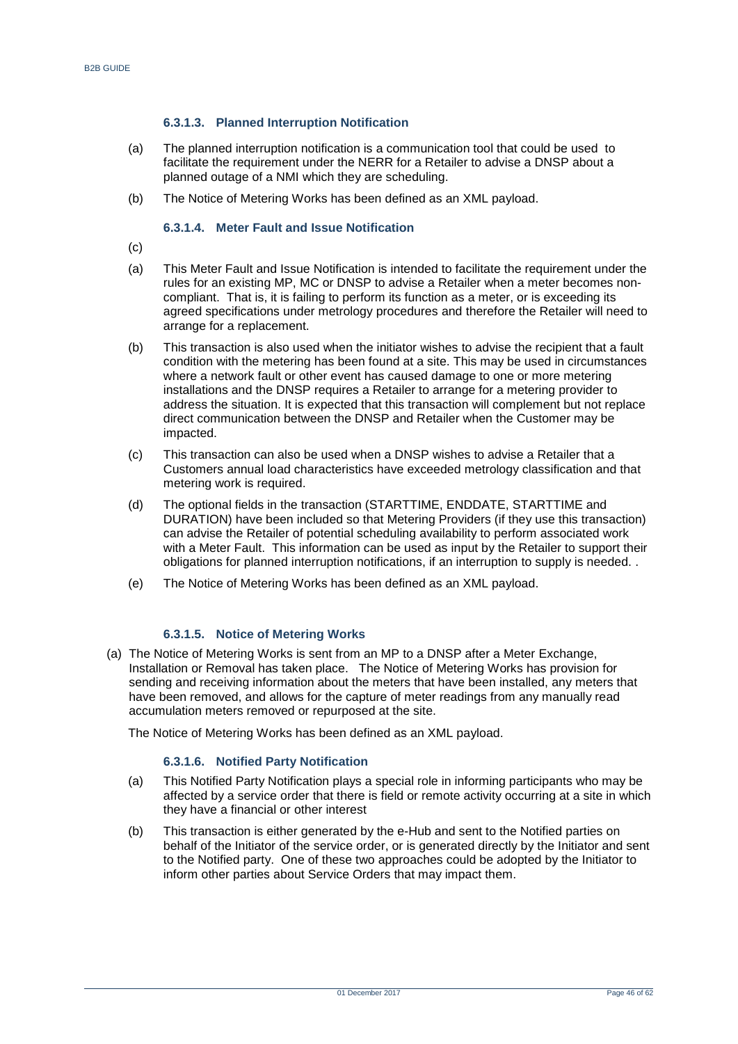#### 6.3.1.3. Planned Interruption Notification

(a) The planned interruption notification is a communication tool that could be used to facilitate the requirement under the NERR for a Retailer to advise a DNSP about a planned outage of a NMI which they are scheduling.

(b) The Notice of Metering Works has been defined as an XML payload.

#### 6.3.1.4. Meter Fault and Issue Notification

(c)

(a) This Meter Fault and Issue Notification is intended to facilitate the requirement under the rules for an existing MP, MC or DNSP to advise a Retailer when a meter becomes non-compliant. That is, it is failing to perform its function as a meter, or is exceeding its agreed specifications under metrology procedures and therefore the Retailer will need to arrange for a replacement.

(b) This transaction is also used when the initiator wishes to advise the recipient that a fault condition with the metering has been found at a site. This may be used in circumstances where a network fault or other event has caused damage to one or more metering installations and the DNSP requires a Retailer to arrange for a metering provider to address the situation. It is expected that this transaction will complement but not replace direct communication between the DNSP and Retailer when the Customer may be impacted.

(c) This transaction can also be used when a DNSP wishes to advise a Retailer that a Customers annual load characteristics have exceeded metrology classification and that metering work is required.

(d) The optional fields in the transaction (STARTTIME, ENDDATE, STARTTIME and DURATION) have been included so that Metering Providers (if they use this transaction) can advise the Retailer of potential scheduling availability to perform associated work with a Meter Fault. This information can be used as input by the Retailer to support their obligations for planned interruption notifications, if an interruption to supply is needed. .

(e) The Notice of Metering Works has been defined as an XML payload.

#### 6.3.1.5. Notice of Metering Works

(a) The Notice of Metering Works is sent from an MP to a DNSP after a Meter Exchange, Installation or Removal has taken place. The Notice of Metering Works has provision for sending and receiving information about the meters that have been installed, any meters that have been removed, and allows for the capture of meter readings from any manually read accumulation meters removed or repurposed at the site.

The Notice of Metering Works has been defined as an XML payload.

#### 6.3.1.6. Notified Party Notification

(a) This Notified Party Notification plays a special role in informing participants who may be affected by a service order that there is field or remote activity occurring at a site in which they have a financial or other interest

(b) This transaction is either generated by the e-Hub and sent to the Notified parties on behalf of the Initiator of the service order, or is generated directly by the Initiator and sent to the Notified party. One of these two approaches could be adopted by the Initiator to inform other parties about Service Orders that may impact them.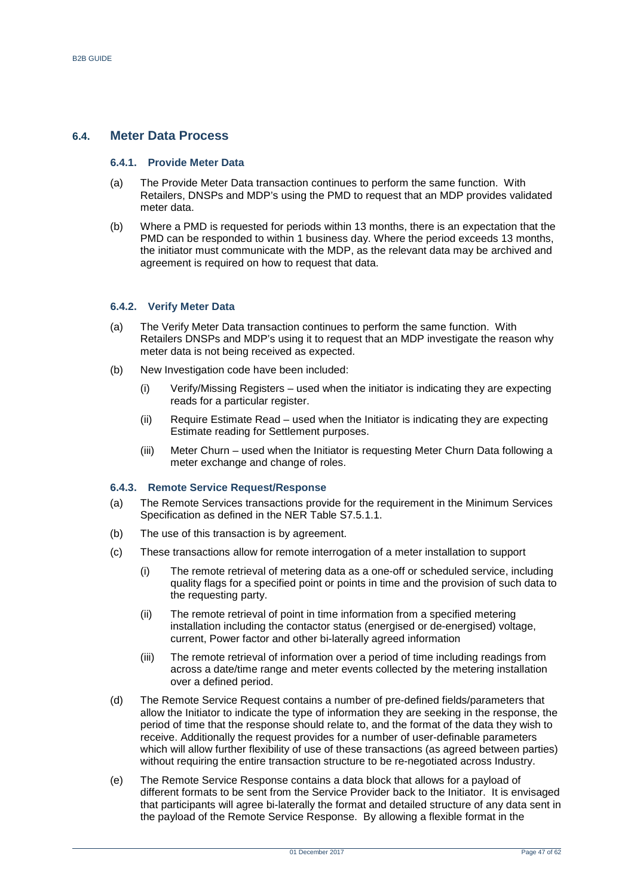## 6.4. Meter Data Process

### 6.4.1. Provide Meter Data

(a) The Provide Meter Data transaction continues to perform the same function. With Retailers, DNSPs and MDP's using the PMD to request that an MDP provides validated meter data.

(b) Where a PMD is requested for periods within 13 months, there is an expectation that the PMD can be responded to within 1 business day. Where the period exceeds 13 months, the initiator must communicate with the MDP, as the relevant data may be archived and agreement is required on how to request that data.

### 6.4.2. Verify Meter Data

(a) The Verify Meter Data transaction continues to perform the same function. With Retailers DNSPs and MDP's using it to request that an MDP investigate the reason why meter data is not being received as expected.

(b) New Investigation code have been included:

   (i) Verify/Missing Registers – used when the initiator is indicating they are expecting reads for a particular register.

   (ii) Require Estimate Read – used when the Initiator is indicating they are expecting Estimate reading for Settlement purposes.

   (iii) Meter Churn – used when the Initiator is requesting Meter Churn Data following a meter exchange and change of roles.

### 6.4.3. Remote Service Request/Response

(a) The Remote Services transactions provide for the requirement in the Minimum Services Specification as defined in the NER Table S7.5.1.1.

(b) The use of this transaction is by agreement.

(c) These transactions allow for remote interrogation of a meter installation to support

   (i) The remote retrieval of metering data as a one-off or scheduled service, including quality flags for a specified point or points in time and the provision of such data to the requesting party.

   (ii) The remote retrieval of point in time information from a specified metering installation including the contactor status (energised or de-energised) voltage, current, Power factor and other bi-laterally agreed information

   (iii) The remote retrieval of information over a period of time including readings from across a date/time range and meter events collected by the metering installation over a defined period.

(d) The Remote Service Request contains a number of pre-defined fields/parameters that allow the Initiator to indicate the type of information they are seeking in the response, the period of time that the response should relate to, and the format of the data they wish to receive. Additionally the request provides for a number of user-definable parameters which will allow further flexibility of use of these transactions (as agreed between parties) without requiring the entire transaction structure to be re-negotiated across Industry.

(e) The Remote Service Response contains a data block that allows for a payload of different formats to be sent from the Service Provider back to the Initiator. It is envisaged that participants will agree bi-laterally the format and detailed structure of any data sent in the payload of the Remote Service Response. By allowing a flexible format in the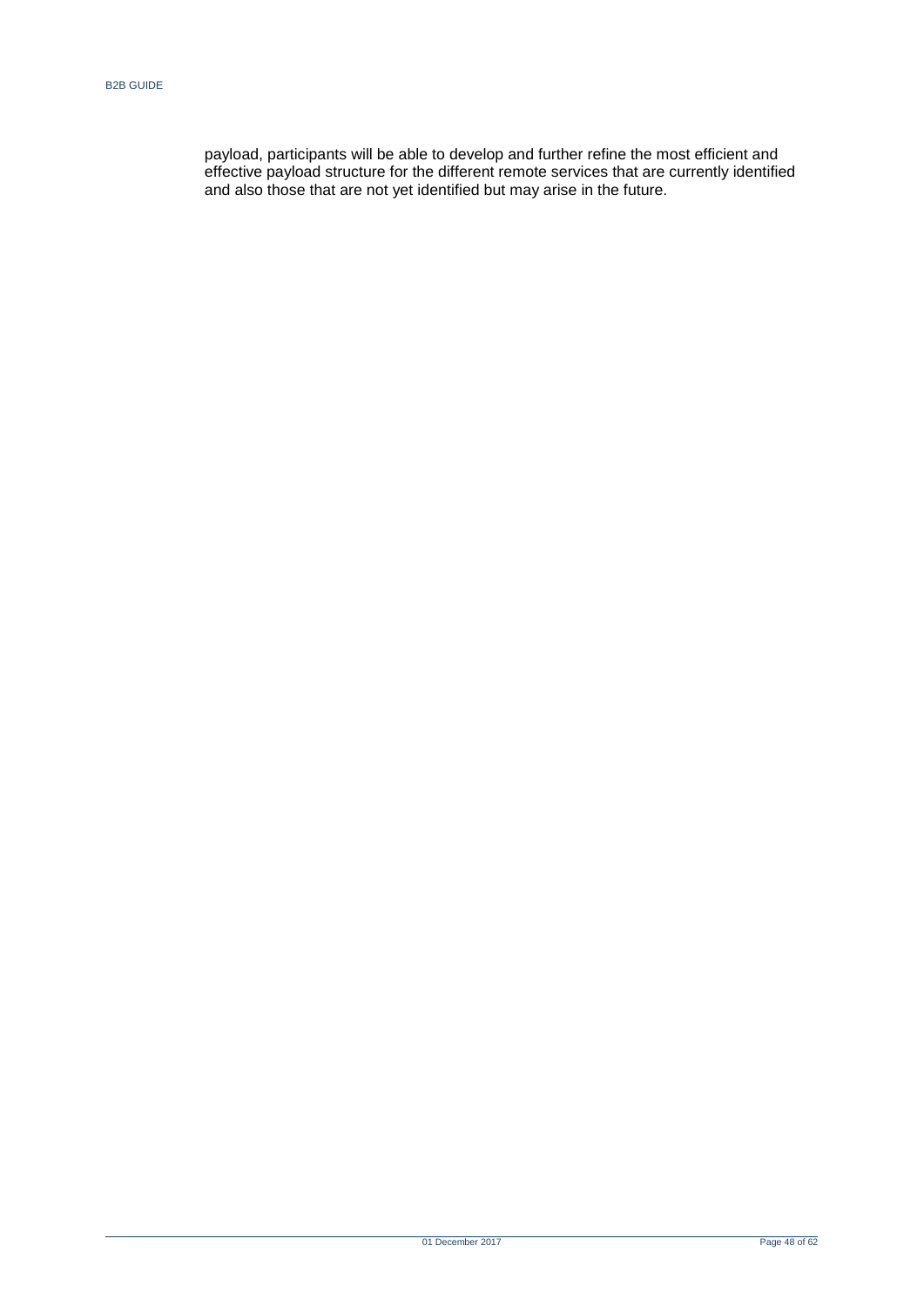payload, participants will be able to develop and further refine the most efficient and effective payload structure for the different remote services that are currently identified and also those that are not yet identified but may arise in the future.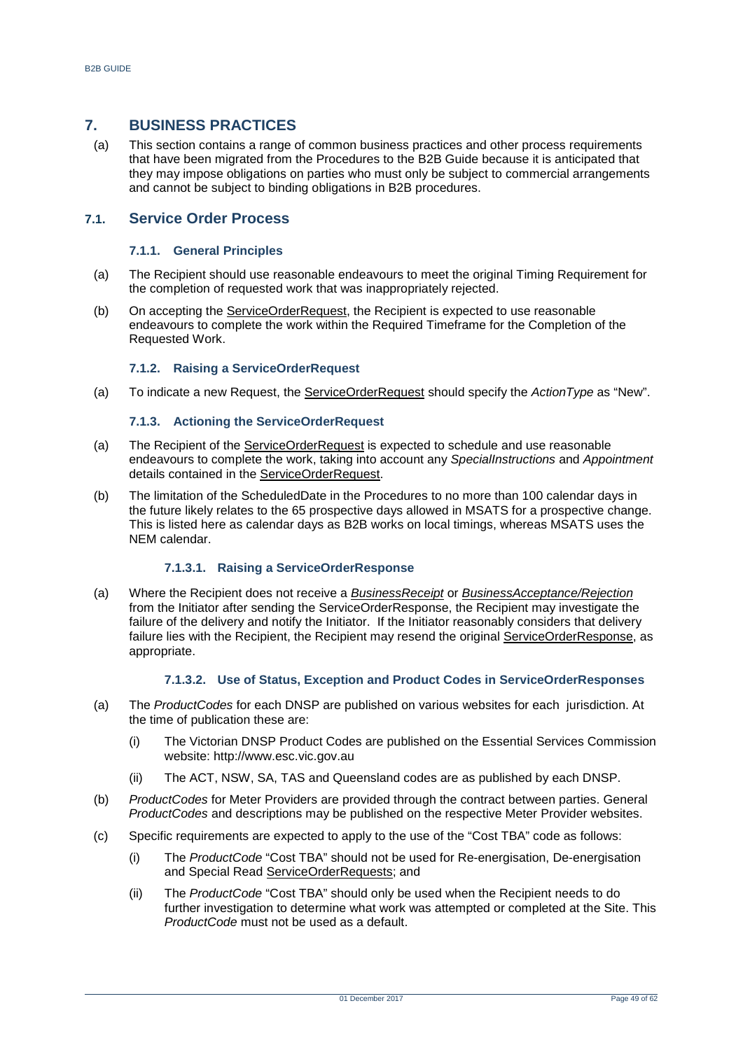# 7. BUSINESS PRACTICES

(a) This section contains a range of common business practices and other process requirements that have been migrated from the Procedures to the B2B Guide because it is anticipated that they may impose obligations on parties who must only be subject to commercial arrangements and cannot be subject to binding obligations in B2B procedures.

## 7.1. Service Order Process

### 7.1.1. General Principles

(a) The Recipient should use reasonable endeavours to meet the original Timing Requirement for the completion of requested work that was inappropriately rejected.

(b) On accepting the ServiceOrderRequest, the Recipient is expected to use reasonable endeavours to complete the work within the Required Timeframe for the Completion of the Requested Work.

### 7.1.2. Raising a ServiceOrderRequest

(a) To indicate a new Request, the ServiceOrderRequest should specify the *ActionType* as "New".

### 7.1.3. Actioning the ServiceOrderRequest

(a) The Recipient of the ServiceOrderRequest is expected to schedule and use reasonable endeavours to complete the work, taking into account any *SpecialInstructions* and *Appointment* details contained in the ServiceOrderRequest.

(b) The limitation of the ScheduledDate in the Procedures to no more than 100 calendar days in the future likely relates to the 65 prospective days allowed in MSATS for a prospective change. This is listed here as calendar days as B2B works on local timings, whereas MSATS uses the NEM calendar.

#### 7.1.3.1. Raising a ServiceOrderResponse

(a) Where the Recipient does not receive a *BusinessReceipt* or *BusinessAcceptance/Rejection* from the Initiator after sending the ServiceOrderResponse, the Recipient may investigate the failure of the delivery and notify the Initiator. If the Initiator reasonably considers that delivery failure lies with the Recipient, the Recipient may resend the original ServiceOrderResponse, as appropriate.

#### 7.1.3.2. Use of Status, Exception and Product Codes in ServiceOrderResponses

(a) The *ProductCodes* for each DNSP are published on various websites for each jurisdiction. At the time of publication these are:

(i) The Victorian DNSP Product Codes are published on the Essential Services Commission website: http://www.esc.vic.gov.au

(ii) The ACT, NSW, SA, TAS and Queensland codes are as published by each DNSP.

(b) *ProductCodes* for Meter Providers are provided through the contract between parties. General *ProductCodes* and descriptions may be published on the respective Meter Provider websites.

(c) Specific requirements are expected to apply to the use of the "Cost TBA" code as follows:

(i) The *ProductCode* "Cost TBA" should not be used for Re-energisation, De-energisation and Special Read ServiceOrderRequests; and

(ii) The *ProductCode* "Cost TBA" should only be used when the Recipient needs to do further investigation to determine what work was attempted or completed at the Site. This *ProductCode* must not be used as a default.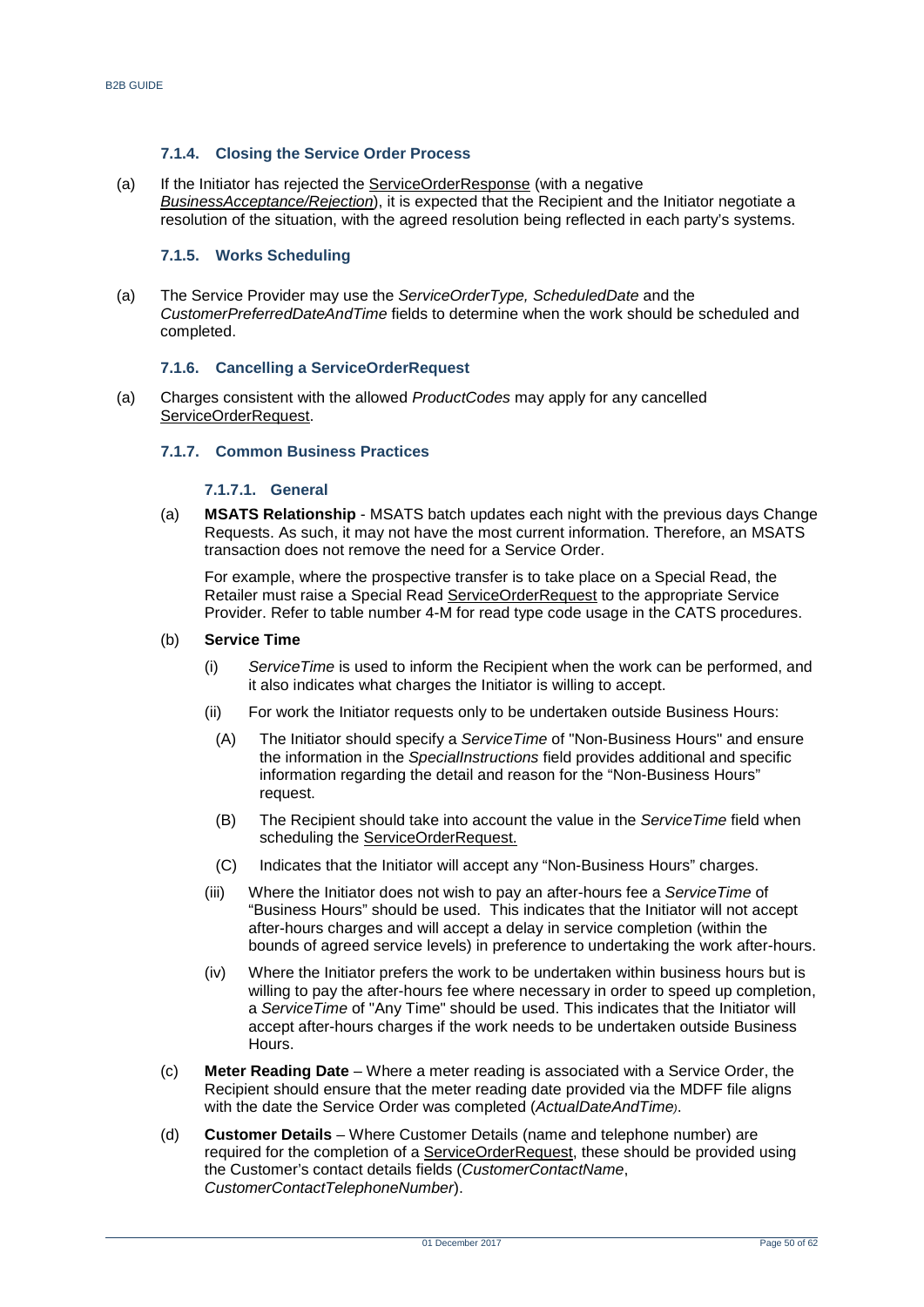#### 7.1.4. Closing the Service Order Process

(a) If the Initiator has rejected the ServiceOrderResponse (with a negative *BusinessAcceptance/Rejection*), it is expected that the Recipient and the Initiator negotiate a resolution of the situation, with the agreed resolution being reflected in each party's systems.

#### 7.1.5. Works Scheduling

(a) The Service Provider may use the *ServiceOrderType, ScheduledDate* and the *CustomerPreferredDateAndTime* fields to determine when the work should be scheduled and completed.

#### 7.1.6. Cancelling a ServiceOrderRequest

(a) Charges consistent with the allowed *ProductCodes* may apply for any cancelled ServiceOrderRequest.

#### 7.1.7. Common Business Practices

##### 7.1.7.1. General

(a) **MSATS Relationship** - MSATS batch updates each night with the previous days Change Requests. As such, it may not have the most current information. Therefore, an MSATS transaction does not remove the need for a Service Order.

For example, where the prospective transfer is to take place on a Special Read, the Retailer must raise a Special Read ServiceOrderRequest to the appropriate Service Provider. Refer to table number 4-M for read type code usage in the CATS procedures.

(b) **Service Time**

(i) *ServiceTime* is used to inform the Recipient when the work can be performed, and it also indicates what charges the Initiator is willing to accept.

(ii) For work the Initiator requests only to be undertaken outside Business Hours:

(A) The Initiator should specify a *ServiceTime* of "Non-Business Hours" and ensure the information in the *SpecialInstructions* field provides additional and specific information regarding the detail and reason for the "Non-Business Hours" request.

(B) The Recipient should take into account the value in the *ServiceTime* field when scheduling the ServiceOrderRequest.

(C) Indicates that the Initiator will accept any "Non-Business Hours" charges.

(iii) Where the Initiator does not wish to pay an after-hours fee a *ServiceTime* of "Business Hours" should be used. This indicates that the Initiator will not accept after-hours charges and will accept a delay in service completion (within the bounds of agreed service levels) in preference to undertaking the work after-hours.

(iv) Where the Initiator prefers the work to be undertaken within business hours but is willing to pay the after-hours fee where necessary in order to speed up completion, a *ServiceTime* of "Any Time" should be used. This indicates that the Initiator will accept after-hours charges if the work needs to be undertaken outside Business Hours.

(c) **Meter Reading Date** – Where a meter reading is associated with a Service Order, the Recipient should ensure that the meter reading date provided via the MDFF file aligns with the date the Service Order was completed (*ActualDateAndTime)*.

(d) **Customer Details** – Where Customer Details (name and telephone number) are required for the completion of a ServiceOrderRequest, these should be provided using the Customer's contact details fields (*CustomerContactName*, *CustomerContactTelephoneNumber*).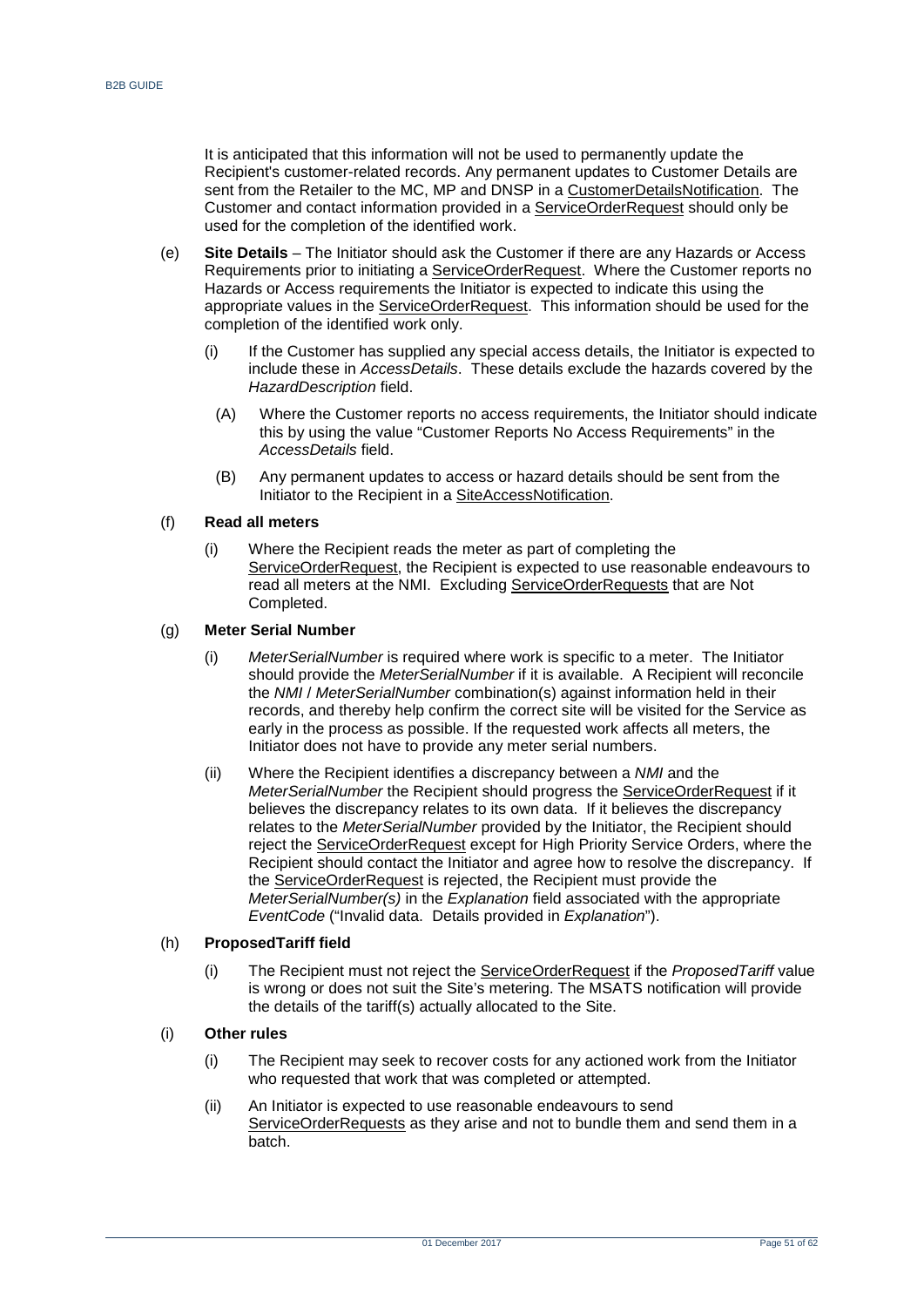It is anticipated that this information will not be used to permanently update the Recipient's customer-related records. Any permanent updates to Customer Details are sent from the Retailer to the MC, MP and DNSP in a CustomerDetailsNotification. The Customer and contact information provided in a ServiceOrderRequest should only be used for the completion of the identified work.

(e) **Site Details** – The Initiator should ask the Customer if there are any Hazards or Access Requirements prior to initiating a ServiceOrderRequest. Where the Customer reports no Hazards or Access requirements the Initiator is expected to indicate this using the appropriate values in the ServiceOrderRequest. This information should be used for the completion of the identified work only.

  (i) If the Customer has supplied any special access details, the Initiator is expected to include these in *AccessDetails*. These details exclude the hazards covered by the *HazardDescription* field.

    (A) Where the Customer reports no access requirements, the Initiator should indicate this by using the value "Customer Reports No Access Requirements" in the *AccessDetails* field.

    (B) Any permanent updates to access or hazard details should be sent from the Initiator to the Recipient in a SiteAccessNotification.

(f) **Read all meters**

  (i) Where the Recipient reads the meter as part of completing the ServiceOrderRequest, the Recipient is expected to use reasonable endeavours to read all meters at the NMI. Excluding ServiceOrderRequests that are Not Completed.

(g) **Meter Serial Number**

  (i) *MeterSerialNumber* is required where work is specific to a meter. The Initiator should provide the *MeterSerialNumber* if it is available. A Recipient will reconcile the *NMI* / *MeterSerialNumber* combination(s) against information held in their records, and thereby help confirm the correct site will be visited for the Service as early in the process as possible. If the requested work affects all meters, the Initiator does not have to provide any meter serial numbers.

  (ii) Where the Recipient identifies a discrepancy between a *NMI* and the *MeterSerialNumber* the Recipient should progress the ServiceOrderRequest if it believes the discrepancy relates to its own data. If it believes the discrepancy relates to the *MeterSerialNumber* provided by the Initiator, the Recipient should reject the ServiceOrderRequest except for High Priority Service Orders, where the Recipient should contact the Initiator and agree how to resolve the discrepancy. If the ServiceOrderRequest is rejected, the Recipient must provide the *MeterSerialNumber(s)* in the *Explanation* field associated with the appropriate *EventCode* ("Invalid data. Details provided in *Explanation*").

(h) **ProposedTariff field**

  (i) The Recipient must not reject the ServiceOrderRequest if the *ProposedTariff* value is wrong or does not suit the Site's metering. The MSATS notification will provide the details of the tariff(s) actually allocated to the Site.

(i) **Other rules**

  (i) The Recipient may seek to recover costs for any actioned work from the Initiator who requested that work that was completed or attempted.

  (ii) An Initiator is expected to use reasonable endeavours to send ServiceOrderRequests as they arise and not to bundle them and send them in a batch.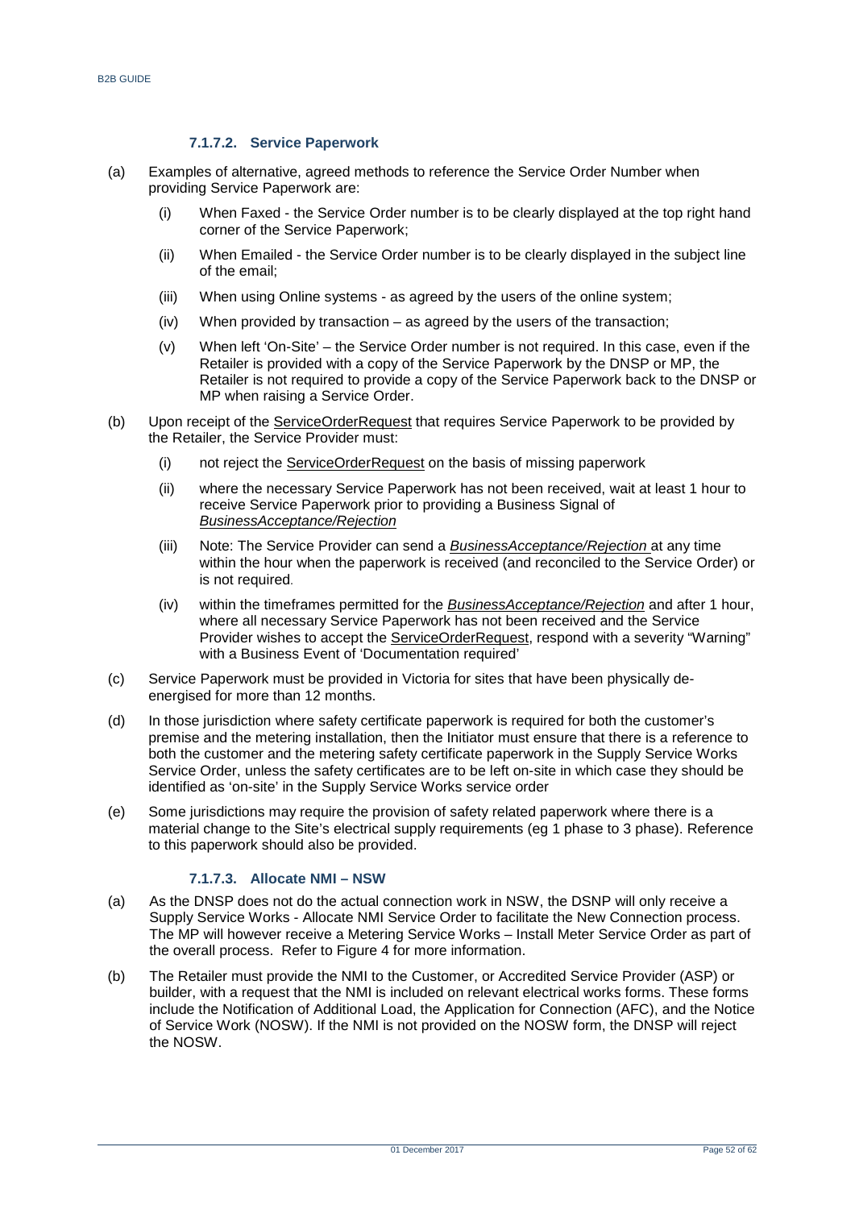#### 7.1.7.2. Service Paperwork

(a) Examples of alternative, agreed methods to reference the Service Order Number when providing Service Paperwork are:

   (i) When Faxed - the Service Order number is to be clearly displayed at the top right hand corner of the Service Paperwork;

   (ii) When Emailed - the Service Order number is to be clearly displayed in the subject line of the email;

   (iii) When using Online systems - as agreed by the users of the online system;

   (iv) When provided by transaction – as agreed by the users of the transaction;

   (v) When left 'On-Site' – the Service Order number is not required. In this case, even if the Retailer is provided with a copy of the Service Paperwork by the DNSP or MP, the Retailer is not required to provide a copy of the Service Paperwork back to the DNSP or MP when raising a Service Order.

(b) Upon receipt of the ServiceOrderRequest that requires Service Paperwork to be provided by the Retailer, the Service Provider must:

   (i) not reject the ServiceOrderRequest on the basis of missing paperwork

   (ii) where the necessary Service Paperwork has not been received, wait at least 1 hour to receive Service Paperwork prior to providing a Business Signal of *BusinessAcceptance/Rejection*

   (iii) Note: The Service Provider can send a *BusinessAcceptance/Rejection* at any time within the hour when the paperwork is received (and reconciled to the Service Order) or is not required.

   (iv) within the timeframes permitted for the *BusinessAcceptance/Rejection* and after 1 hour, where all necessary Service Paperwork has not been received and the Service Provider wishes to accept the ServiceOrderRequest, respond with a severity "Warning" with a Business Event of 'Documentation required'

(c) Service Paperwork must be provided in Victoria for sites that have been physically de-energised for more than 12 months.

(d) In those jurisdiction where safety certificate paperwork is required for both the customer's premise and the metering installation, then the Initiator must ensure that there is a reference to both the customer and the metering safety certificate paperwork in the Supply Service Works Service Order, unless the safety certificates are to be left on-site in which case they should be identified as 'on-site' in the Supply Service Works service order

(e) Some jurisdictions may require the provision of safety related paperwork where there is a material change to the Site's electrical supply requirements (eg 1 phase to 3 phase). Reference to this paperwork should also be provided.

#### 7.1.7.3. Allocate NMI – NSW

(a) As the DNSP does not do the actual connection work in NSW, the DSNP will only receive a Supply Service Works - Allocate NMI Service Order to facilitate the New Connection process. The MP will however receive a Metering Service Works – Install Meter Service Order as part of the overall process. Refer to Figure 4 for more information.

(b) The Retailer must provide the NMI to the Customer, or Accredited Service Provider (ASP) or builder, with a request that the NMI is included on relevant electrical works forms. These forms include the Notification of Additional Load, the Application for Connection (AFC), and the Notice of Service Work (NOSW). If the NMI is not provided on the NOSW form, the DNSP will reject the NOSW.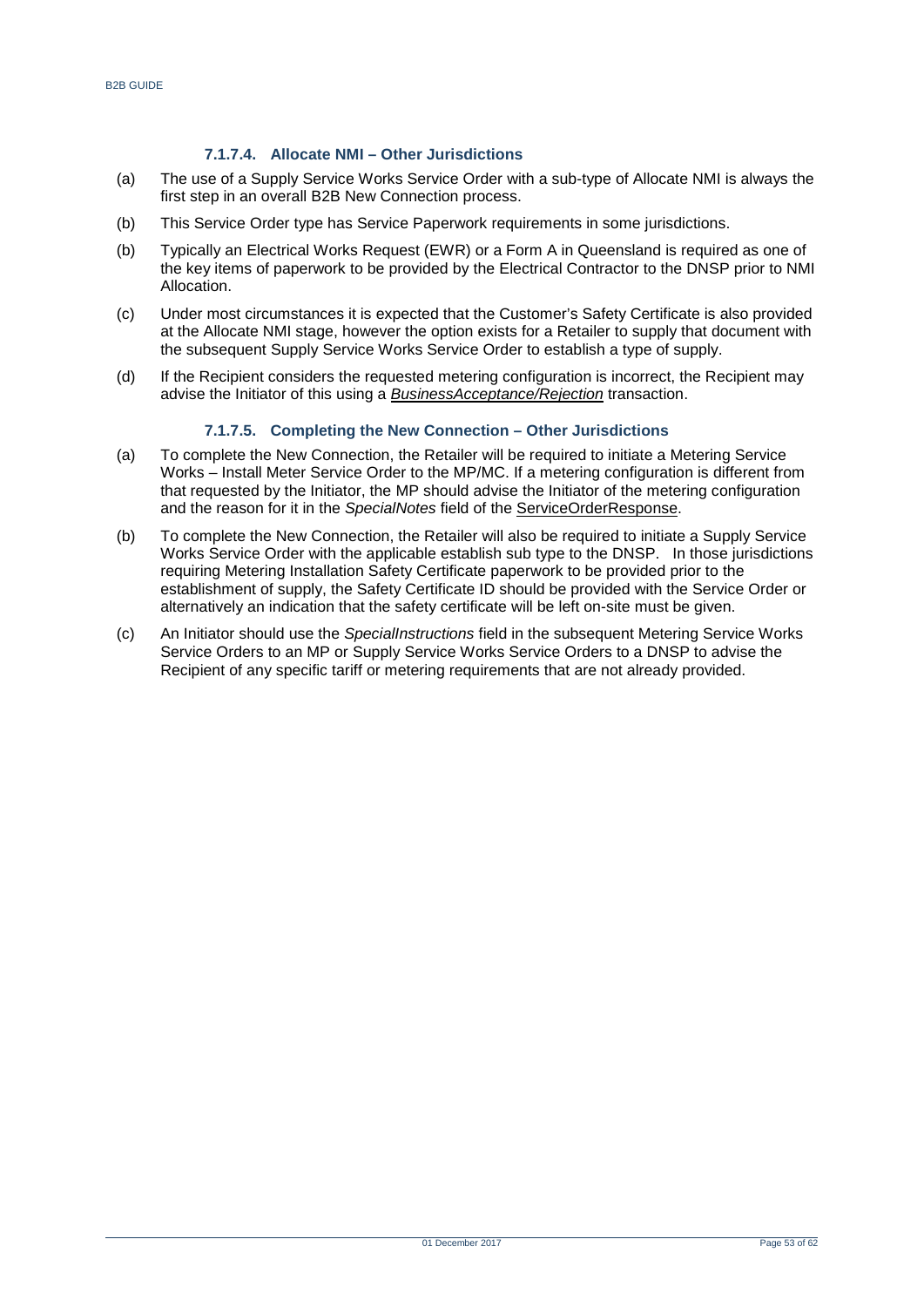#### 7.1.7.4. Allocate NMI – Other Jurisdictions

(a) The use of a Supply Service Works Service Order with a sub-type of Allocate NMI is always the first step in an overall B2B New Connection process.

(b) This Service Order type has Service Paperwork requirements in some jurisdictions.

(b) Typically an Electrical Works Request (EWR) or a Form A in Queensland is required as one of the key items of paperwork to be provided by the Electrical Contractor to the DNSP prior to NMI Allocation.

(c) Under most circumstances it is expected that the Customer's Safety Certificate is also provided at the Allocate NMI stage, however the option exists for a Retailer to supply that document with the subsequent Supply Service Works Service Order to establish a type of supply.

(d) If the Recipient considers the requested metering configuration is incorrect, the Recipient may advise the Initiator of this using a *BusinessAcceptance/Rejection* transaction.

#### 7.1.7.5. Completing the New Connection – Other Jurisdictions

(a) To complete the New Connection, the Retailer will be required to initiate a Metering Service Works – Install Meter Service Order to the MP/MC. If a metering configuration is different from that requested by the Initiator, the MP should advise the Initiator of the metering configuration and the reason for it in the *SpecialNotes* field of the ServiceOrderResponse.

(b) To complete the New Connection, the Retailer will also be required to initiate a Supply Service Works Service Order with the applicable establish sub type to the DNSP. In those jurisdictions requiring Metering Installation Safety Certificate paperwork to be provided prior to the establishment of supply, the Safety Certificate ID should be provided with the Service Order or alternatively an indication that the safety certificate will be left on-site must be given.

(c) An Initiator should use the *SpecialInstructions* field in the subsequent Metering Service Works Service Orders to an MP or Supply Service Works Service Orders to a DNSP to advise the Recipient of any specific tariff or metering requirements that are not already provided.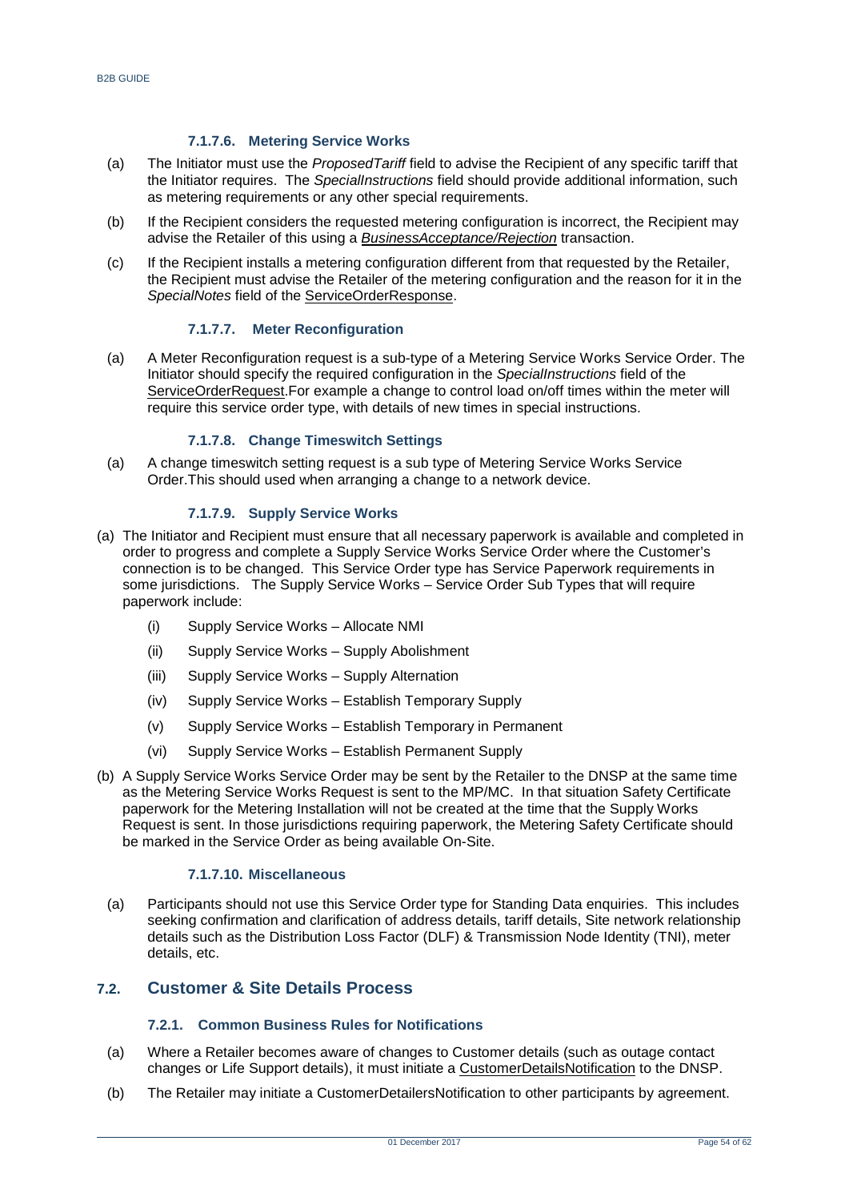#### 7.1.7.6. Metering Service Works

(a) The Initiator must use the *ProposedTariff* field to advise the Recipient of any specific tariff that the Initiator requires. The *SpecialInstructions* field should provide additional information, such as metering requirements or any other special requirements.

(b) If the Recipient considers the requested metering configuration is incorrect, the Recipient may advise the Retailer of this using a *BusinessAcceptance/Rejection* transaction.

(c) If the Recipient installs a metering configuration different from that requested by the Retailer, the Recipient must advise the Retailer of the metering configuration and the reason for it in the *SpecialNotes* field of the ServiceOrderResponse.

#### 7.1.7.7. Meter Reconfiguration

(a) A Meter Reconfiguration request is a sub-type of a Metering Service Works Service Order. The Initiator should specify the required configuration in the *SpecialInstructions* field of the ServiceOrderRequest.For example a change to control load on/off times within the meter will require this service order type, with details of new times in special instructions.

#### 7.1.7.8. Change Timeswitch Settings

(a) A change timeswitch setting request is a sub type of Metering Service Works Service Order.This should used when arranging a change to a network device.

#### 7.1.7.9. Supply Service Works

(a) The Initiator and Recipient must ensure that all necessary paperwork is available and completed in order to progress and complete a Supply Service Works Service Order where the Customer's connection is to be changed. This Service Order type has Service Paperwork requirements in some jurisdictions. The Supply Service Works – Service Order Sub Types that will require paperwork include:

   (i) Supply Service Works – Allocate NMI

   (ii) Supply Service Works – Supply Abolishment

   (iii) Supply Service Works – Supply Alternation

   (iv) Supply Service Works – Establish Temporary Supply

   (v) Supply Service Works – Establish Temporary in Permanent

   (vi) Supply Service Works – Establish Permanent Supply

(b) A Supply Service Works Service Order may be sent by the Retailer to the DNSP at the same time as the Metering Service Works Request is sent to the MP/MC. In that situation Safety Certificate paperwork for the Metering Installation will not be created at the time that the Supply Works Request is sent. In those jurisdictions requiring paperwork, the Metering Safety Certificate should be marked in the Service Order as being available On-Site.

#### 7.1.7.10. Miscellaneous

(a) Participants should not use this Service Order type for Standing Data enquiries. This includes seeking confirmation and clarification of address details, tariff details, Site network relationship details such as the Distribution Loss Factor (DLF) & Transmission Node Identity (TNI), meter details, etc.

## 7.2. Customer & Site Details Process

### 7.2.1. Common Business Rules for Notifications

(a) Where a Retailer becomes aware of changes to Customer details (such as outage contact changes or Life Support details), it must initiate a CustomerDetailsNotification to the DNSP.

(b) The Retailer may initiate a CustomerDetailersNotification to other participants by agreement.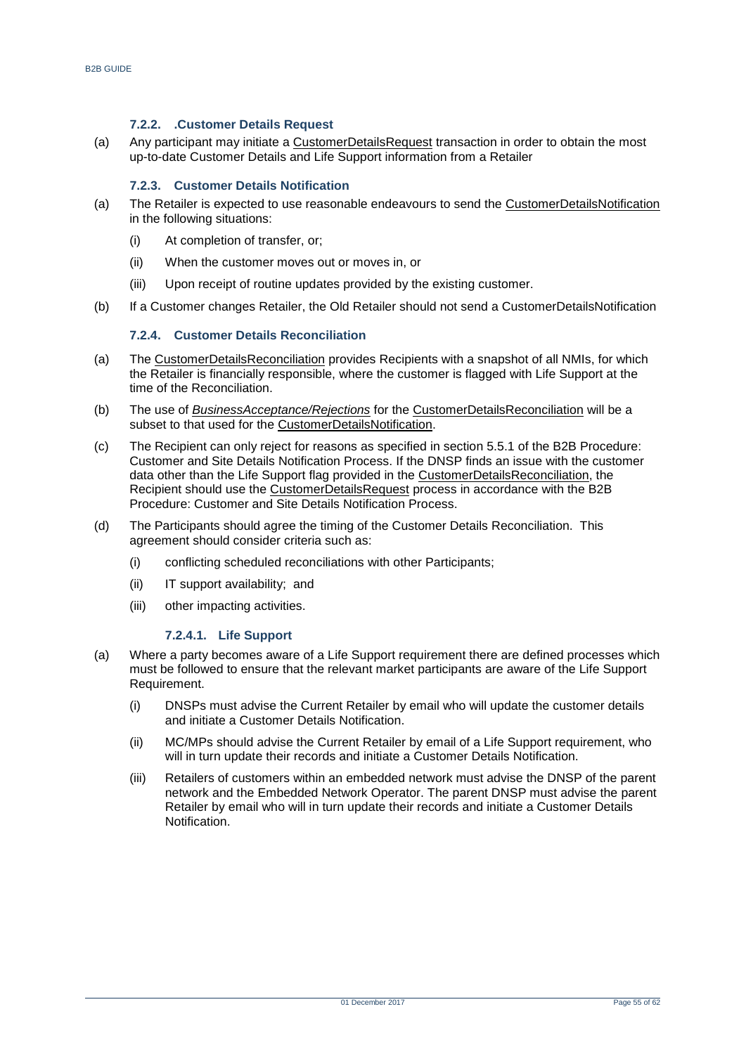#### 7.2.2. .Customer Details Request

(a) Any participant may initiate a CustomerDetailsRequest transaction in order to obtain the most up-to-date Customer Details and Life Support information from a Retailer

#### 7.2.3. Customer Details Notification

(a) The Retailer is expected to use reasonable endeavours to send the CustomerDetailsNotification in the following situations:

   (i) At completion of transfer, or;

   (ii) When the customer moves out or moves in, or

   (iii) Upon receipt of routine updates provided by the existing customer.

(b) If a Customer changes Retailer, the Old Retailer should not send a CustomerDetailsNotification

#### 7.2.4. Customer Details Reconciliation

(a) The CustomerDetailsReconciliation provides Recipients with a snapshot of all NMIs, for which the Retailer is financially responsible, where the customer is flagged with Life Support at the time of the Reconciliation.

(b) The use of *BusinessAcceptance/Rejections* for the CustomerDetailsReconciliation will be a subset to that used for the CustomerDetailsNotification.

(c) The Recipient can only reject for reasons as specified in section 5.5.1 of the B2B Procedure: Customer and Site Details Notification Process. If the DNSP finds an issue with the customer data other than the Life Support flag provided in the CustomerDetailsReconciliation, the Recipient should use the CustomerDetailsRequest process in accordance with the B2B Procedure: Customer and Site Details Notification Process.

(d) The Participants should agree the timing of the Customer Details Reconciliation. This agreement should consider criteria such as:

   (i) conflicting scheduled reconciliations with other Participants;

   (ii) IT support availability; and

   (iii) other impacting activities.

##### 7.2.4.1. Life Support

(a) Where a party becomes aware of a Life Support requirement there are defined processes which must be followed to ensure that the relevant market participants are aware of the Life Support Requirement.

   (i) DNSPs must advise the Current Retailer by email who will update the customer details and initiate a Customer Details Notification.

   (ii) MC/MPs should advise the Current Retailer by email of a Life Support requirement, who will in turn update their records and initiate a Customer Details Notification.

   (iii) Retailers of customers within an embedded network must advise the DNSP of the parent network and the Embedded Network Operator. The parent DNSP must advise the parent Retailer by email who will in turn update their records and initiate a Customer Details Notification.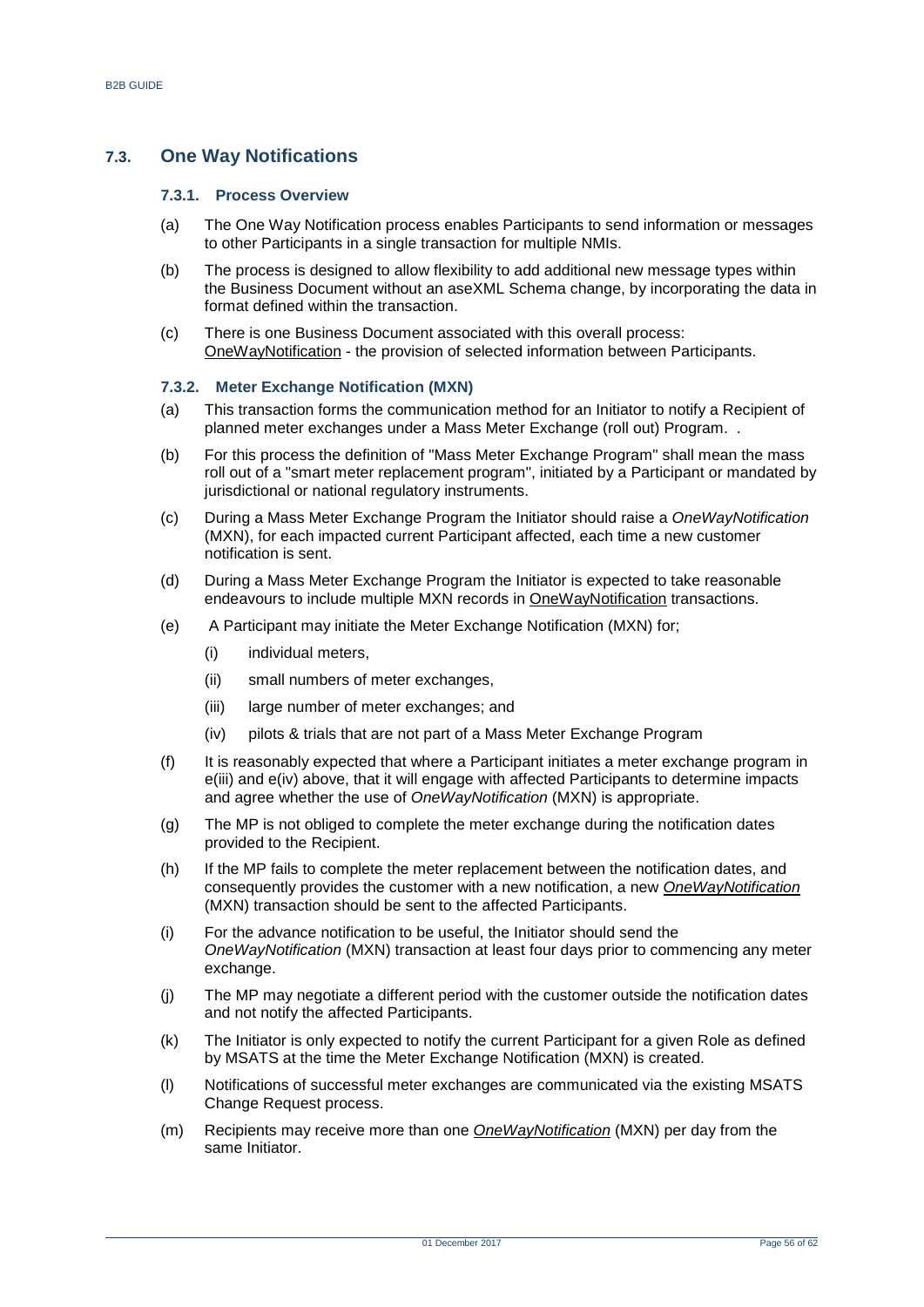## 7.3. One Way Notifications

### 7.3.1. Process Overview

(a) The One Way Notification process enables Participants to send information or messages to other Participants in a single transaction for multiple NMIs.

(b) The process is designed to allow flexibility to add additional new message types within the Business Document without an aseXML Schema change, by incorporating the data in format defined within the transaction.

(c) There is one Business Document associated with this overall process: OneWayNotification - the provision of selected information between Participants.

### 7.3.2. Meter Exchange Notification (MXN)

(a) This transaction forms the communication method for an Initiator to notify a Recipient of planned meter exchanges under a Mass Meter Exchange (roll out) Program. .

(b) For this process the definition of "Mass Meter Exchange Program" shall mean the mass roll out of a "smart meter replacement program", initiated by a Participant or mandated by jurisdictional or national regulatory instruments.

(c) During a Mass Meter Exchange Program the Initiator should raise a *OneWayNotification* (MXN), for each impacted current Participant affected, each time a new customer notification is sent.

(d) During a Mass Meter Exchange Program the Initiator is expected to take reasonable endeavours to include multiple MXN records in OneWayNotification transactions.

(e) A Participant may initiate the Meter Exchange Notification (MXN) for;

  (i) individual meters,

  (ii) small numbers of meter exchanges,

  (iii) large number of meter exchanges; and

  (iv) pilots & trials that are not part of a Mass Meter Exchange Program

(f) It is reasonably expected that where a Participant initiates a meter exchange program in e(iii) and e(iv) above, that it will engage with affected Participants to determine impacts and agree whether the use of *OneWayNotification* (MXN) is appropriate.

(g) The MP is not obliged to complete the meter exchange during the notification dates provided to the Recipient.

(h) If the MP fails to complete the meter replacement between the notification dates, and consequently provides the customer with a new notification, a new *OneWayNotification* (MXN) transaction should be sent to the affected Participants.

(i) For the advance notification to be useful, the Initiator should send the *OneWayNotification* (MXN) transaction at least four days prior to commencing any meter exchange.

(j) The MP may negotiate a different period with the customer outside the notification dates and not notify the affected Participants.

(k) The Initiator is only expected to notify the current Participant for a given Role as defined by MSATS at the time the Meter Exchange Notification (MXN) is created.

(l) Notifications of successful meter exchanges are communicated via the existing MSATS Change Request process.

(m) Recipients may receive more than one *OneWayNotification* (MXN) per day from the same Initiator.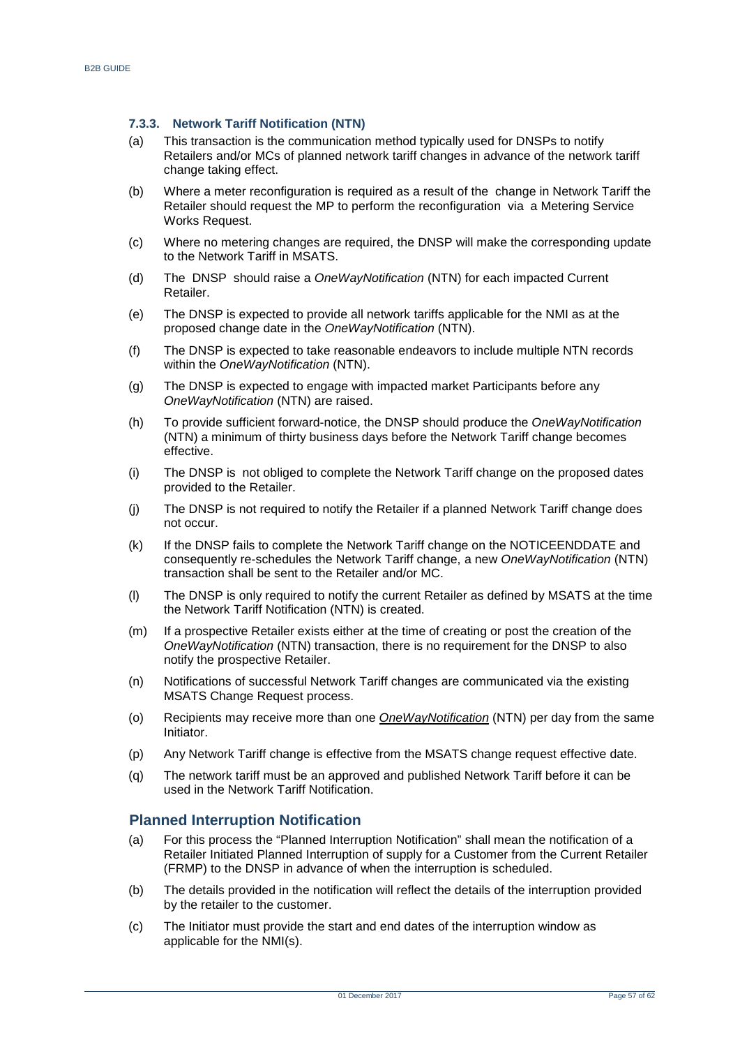### 7.3.3. Network Tariff Notification (NTN)

(a) This transaction is the communication method typically used for DNSPs to notify Retailers and/or MCs of planned network tariff changes in advance of the network tariff change taking effect.

(b) Where a meter reconfiguration is required as a result of the change in Network Tariff the Retailer should request the MP to perform the reconfiguration via a Metering Service Works Request.

(c) Where no metering changes are required, the DNSP will make the corresponding update to the Network Tariff in MSATS.

(d) The DNSP should raise a *OneWayNotification* (NTN) for each impacted Current Retailer.

(e) The DNSP is expected to provide all network tariffs applicable for the NMI as at the proposed change date in the *OneWayNotification* (NTN).

(f) The DNSP is expected to take reasonable endeavors to include multiple NTN records within the *OneWayNotification* (NTN).

(g) The DNSP is expected to engage with impacted market Participants before any *OneWayNotification* (NTN) are raised.

(h) To provide sufficient forward-notice, the DNSP should produce the *OneWayNotification* (NTN) a minimum of thirty business days before the Network Tariff change becomes effective.

(i) The DNSP is not obliged to complete the Network Tariff change on the proposed dates provided to the Retailer.

(j) The DNSP is not required to notify the Retailer if a planned Network Tariff change does not occur.

(k) If the DNSP fails to complete the Network Tariff change on the NOTICEENDDATE and consequently re-schedules the Network Tariff change, a new *OneWayNotification* (NTN) transaction shall be sent to the Retailer and/or MC.

(l) The DNSP is only required to notify the current Retailer as defined by MSATS at the time the Network Tariff Notification (NTN) is created.

(m) If a prospective Retailer exists either at the time of creating or post the creation of the *OneWayNotification* (NTN) transaction, there is no requirement for the DNSP to also notify the prospective Retailer.

(n) Notifications of successful Network Tariff changes are communicated via the existing MSATS Change Request process.

(o) Recipients may receive more than one *OneWayNotification* (NTN) per day from the same Initiator.

(p) Any Network Tariff change is effective from the MSATS change request effective date.

(q) The network tariff must be an approved and published Network Tariff before it can be used in the Network Tariff Notification.

## Planned Interruption Notification

(a) For this process the "Planned Interruption Notification" shall mean the notification of a Retailer Initiated Planned Interruption of supply for a Customer from the Current Retailer (FRMP) to the DNSP in advance of when the interruption is scheduled.

(b) The details provided in the notification will reflect the details of the interruption provided by the retailer to the customer.

(c) The Initiator must provide the start and end dates of the interruption window as applicable for the NMI(s).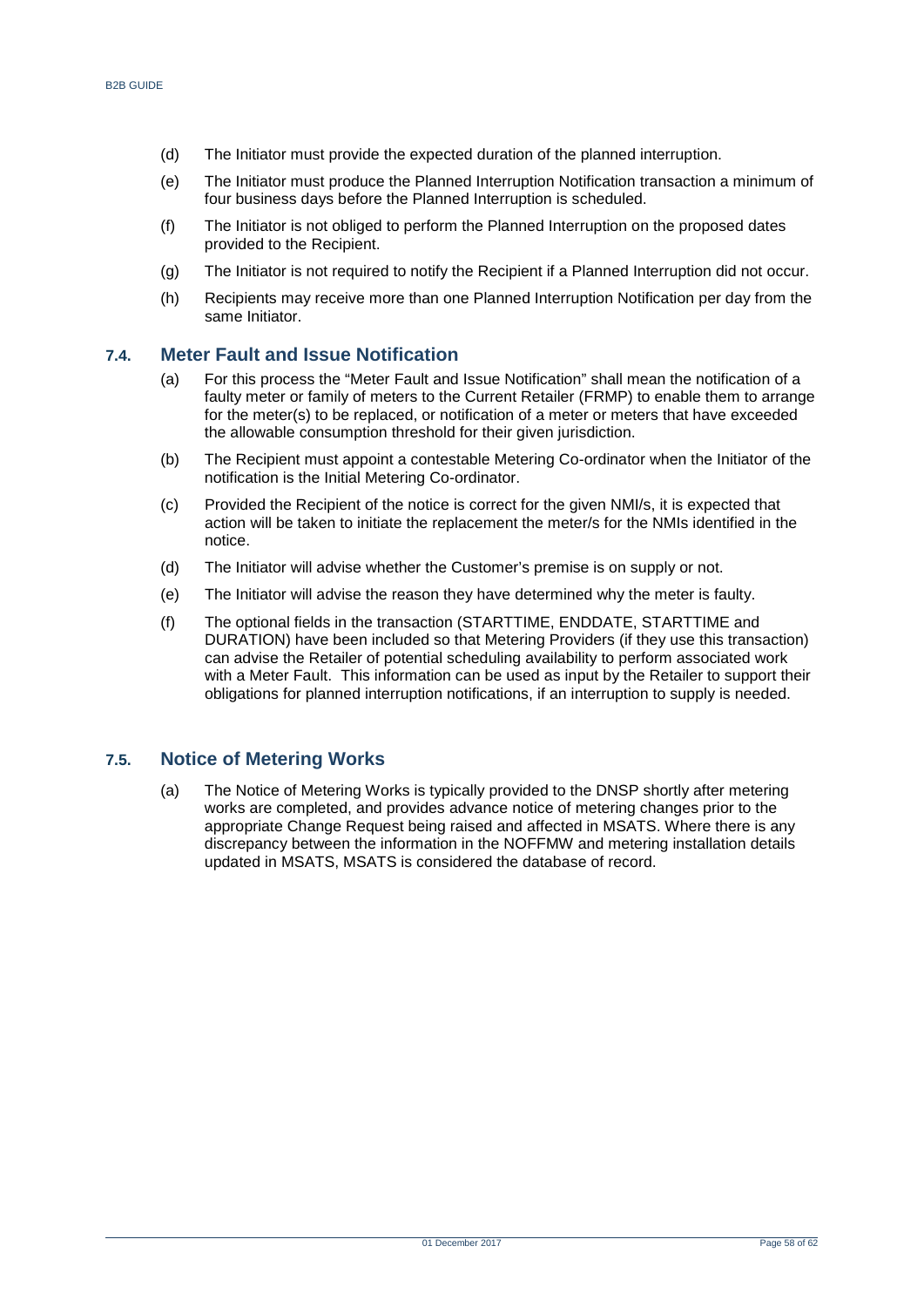(d) The Initiator must provide the expected duration of the planned interruption.

(e) The Initiator must produce the Planned Interruption Notification transaction a minimum of four business days before the Planned Interruption is scheduled.

(f) The Initiator is not obliged to perform the Planned Interruption on the proposed dates provided to the Recipient.

(g) The Initiator is not required to notify the Recipient if a Planned Interruption did not occur.

(h) Recipients may receive more than one Planned Interruption Notification per day from the same Initiator.

## 7.4. Meter Fault and Issue Notification

(a) For this process the "Meter Fault and Issue Notification" shall mean the notification of a faulty meter or family of meters to the Current Retailer (FRMP) to enable them to arrange for the meter(s) to be replaced, or notification of a meter or meters that have exceeded the allowable consumption threshold for their given jurisdiction.

(b) The Recipient must appoint a contestable Metering Co-ordinator when the Initiator of the notification is the Initial Metering Co-ordinator.

(c) Provided the Recipient of the notice is correct for the given NMI/s, it is expected that action will be taken to initiate the replacement the meter/s for the NMIs identified in the notice.

(d) The Initiator will advise whether the Customer's premise is on supply or not.

(e) The Initiator will advise the reason they have determined why the meter is faulty.

(f) The optional fields in the transaction (STARTTIME, ENDDATE, STARTTIME and DURATION) have been included so that Metering Providers (if they use this transaction) can advise the Retailer of potential scheduling availability to perform associated work with a Meter Fault. This information can be used as input by the Retailer to support their obligations for planned interruption notifications, if an interruption to supply is needed.

## 7.5. Notice of Metering Works

(a) The Notice of Metering Works is typically provided to the DNSP shortly after metering works are completed, and provides advance notice of metering changes prior to the appropriate Change Request being raised and affected in MSATS. Where there is any discrepancy between the information in the NOFFMW and metering installation details updated in MSATS, MSATS is considered the database of record.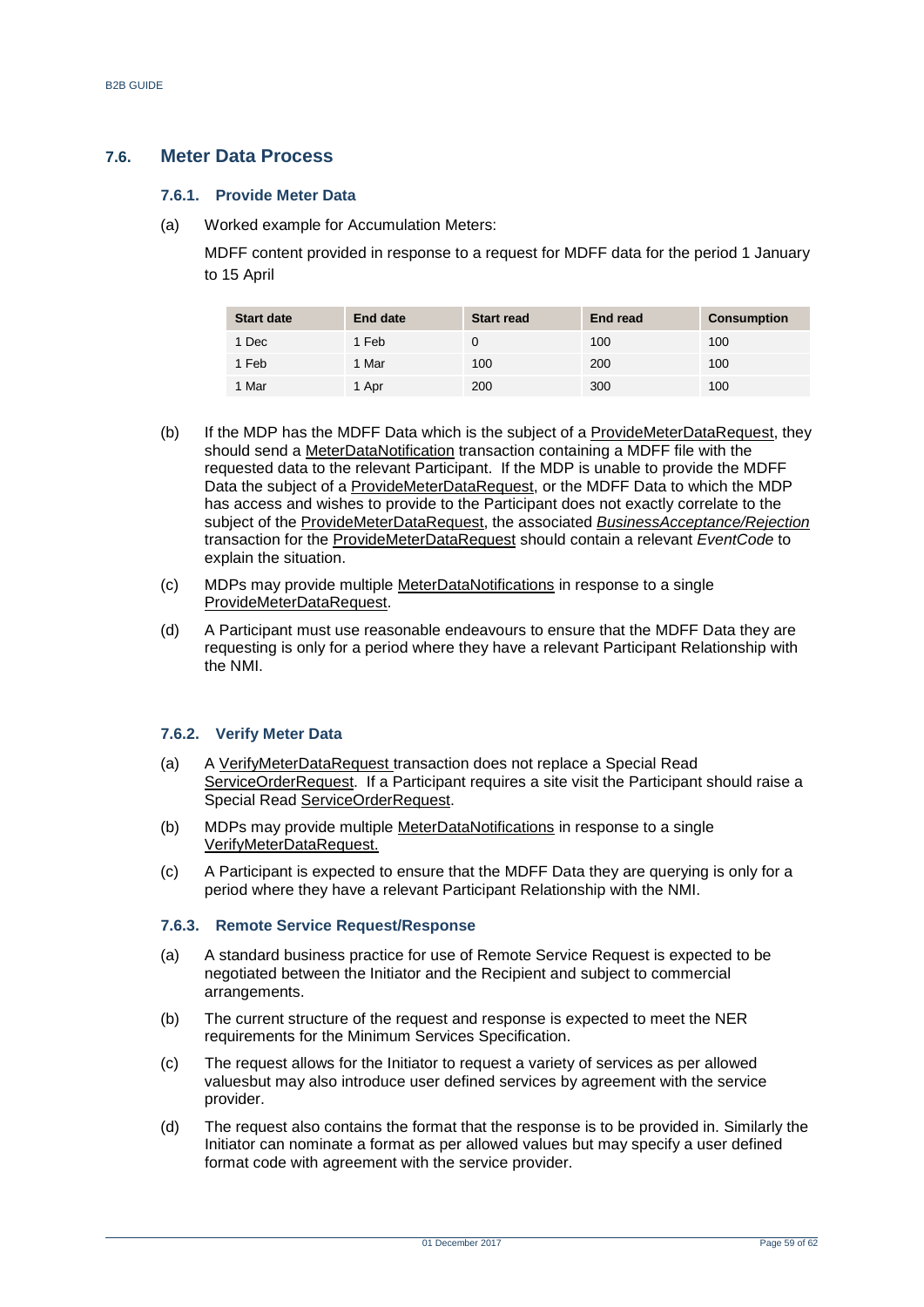## 7.6. Meter Data Process

### 7.6.1. Provide Meter Data

(a) Worked example for Accumulation Meters:

MDFF content provided in response to a request for MDFF data for the period 1 January to 15 April

| Start date | End date | Start read | End read | Consumption |
|---|---|---|---|---|
| 1 Dec | 1 Feb | 0 | 100 | 100 |
| 1 Feb | 1 Mar | 100 | 200 | 100 |
| 1 Mar | 1 Apr | 200 | 300 | 100 |

(b) If the MDP has the MDFF Data which is the subject of a ProvideMeterDataRequest, they should send a MeterDataNotification transaction containing a MDFF file with the requested data to the relevant Participant. If the MDP is unable to provide the MDFF Data the subject of a ProvideMeterDataRequest, or the MDFF Data to which the MDP has access and wishes to provide to the Participant does not exactly correlate to the subject of the ProvideMeterDataRequest, the associated *BusinessAcceptance/Rejection* transaction for the ProvideMeterDataRequest should contain a relevant *EventCode* to explain the situation.

(c) MDPs may provide multiple MeterDataNotifications in response to a single ProvideMeterDataRequest.

(d) A Participant must use reasonable endeavours to ensure that the MDFF Data they are requesting is only for a period where they have a relevant Participant Relationship with the NMI.

### 7.6.2. Verify Meter Data

(a) A VerifyMeterDataRequest transaction does not replace a Special Read ServiceOrderRequest. If a Participant requires a site visit the Participant should raise a Special Read ServiceOrderRequest.

(b) MDPs may provide multiple MeterDataNotifications in response to a single VerifyMeterDataRequest.

(c) A Participant is expected to ensure that the MDFF Data they are querying is only for a period where they have a relevant Participant Relationship with the NMI.

### 7.6.3. Remote Service Request/Response

(a) A standard business practice for use of Remote Service Request is expected to be negotiated between the Initiator and the Recipient and subject to commercial arrangements.

(b) The current structure of the request and response is expected to meet the NER requirements for the Minimum Services Specification.

(c) The request allows for the Initiator to request a variety of services as per allowed valuesbut may also introduce user defined services by agreement with the service provider.

(d) The request also contains the format that the response is to be provided in. Similarly the Initiator can nominate a format as per allowed values but may specify a user defined format code with agreement with the service provider.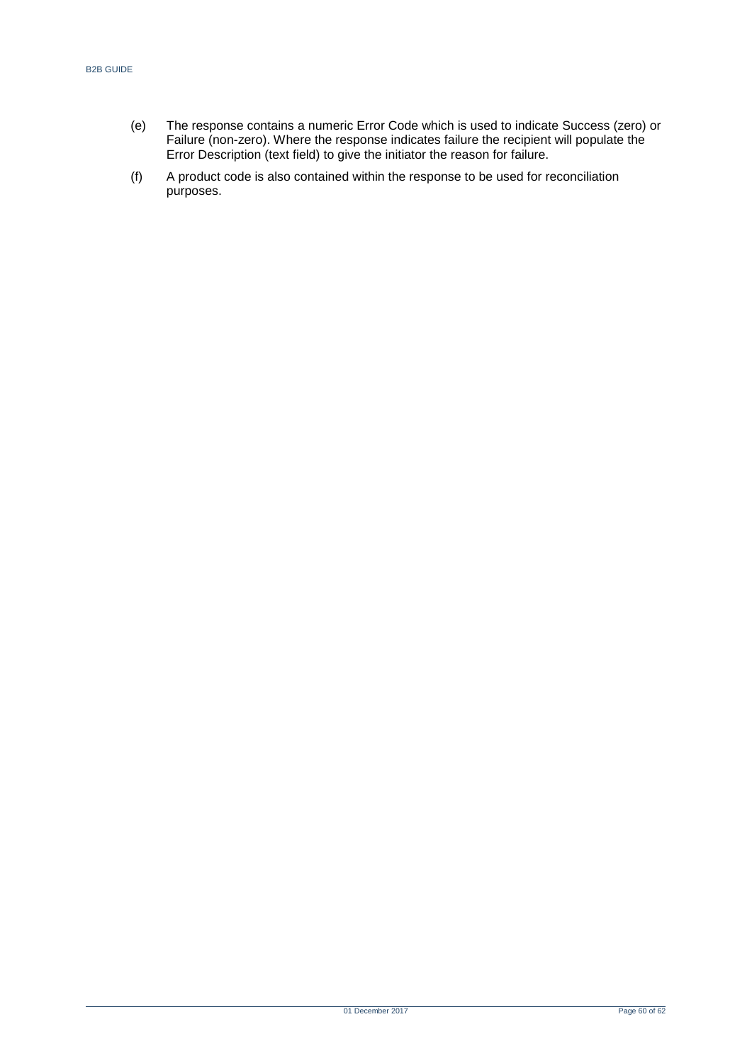(e) The response contains a numeric Error Code which is used to indicate Success (zero) or Failure (non-zero). Where the response indicates failure the recipient will populate the Error Description (text field) to give the initiator the reason for failure.

(f) A product code is also contained within the response to be used for reconciliation purposes.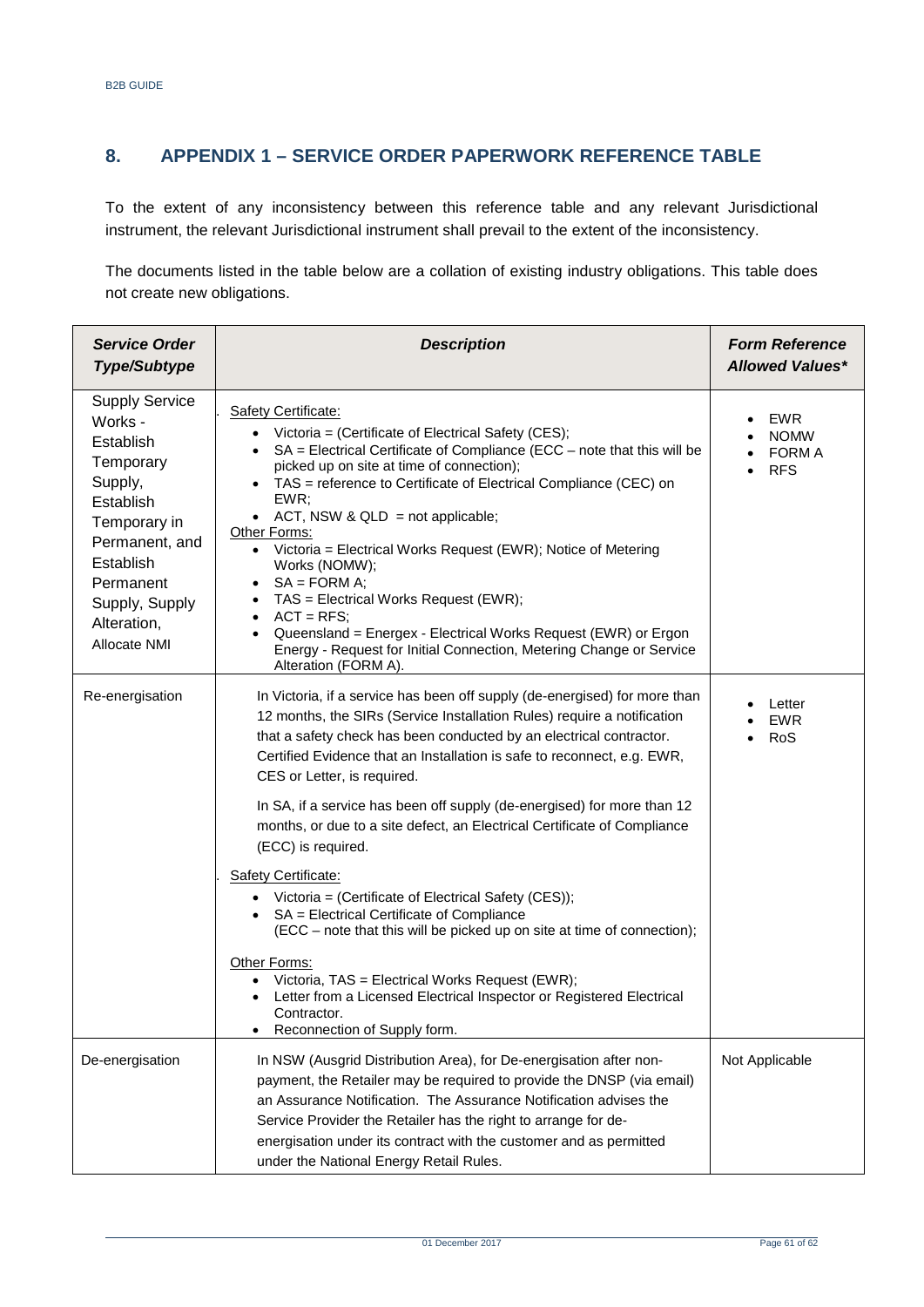## 8. APPENDIX 1 – SERVICE ORDER PAPERWORK REFERENCE TABLE

To the extent of any inconsistency between this reference table and any relevant Jurisdictional instrument, the relevant Jurisdictional instrument shall prevail to the extent of the inconsistency.

The documents listed in the table below are a collation of existing industry obligations. This table does not create new obligations.

| *Service Order Type/Subtype* | *Description* | *Form Reference Allowed Values\** |
|---|---|---|
| Supply Service Works - Establish Temporary Supply, Establish Temporary in Permanent, and Establish Permanent Supply, Supply Alteration, Allocate NMI | . Safety Certificate:<br>• Victoria = (Certificate of Electrical Safety (CES);<br>• SA = Electrical Certificate of Compliance (ECC – note that this will be picked up on site at time of connection);<br>• TAS = reference to Certificate of Electrical Compliance (CEC) on EWR;<br>• ACT, NSW & QLD = not applicable;<br>Other Forms:<br>• Victoria = Electrical Works Request (EWR); Notice of Metering Works (NOMW);<br>• SA = FORM A;<br>• TAS = Electrical Works Request (EWR);<br>• ACT = RFS;<br>• Queensland = Energex - Electrical Works Request (EWR) or Ergon Energy - Request for Initial Connection, Metering Change or Service Alteration (FORM A). | • EWR<br>• NOMW<br>• FORM A<br>• RFS |
| Re-energisation | In Victoria, if a service has been off supply (de-energised) for more than 12 months, the SIRs (Service Installation Rules) require a notification that a safety check has been conducted by an electrical contractor. Certified Evidence that an Installation is safe to reconnect, e.g. EWR, CES or Letter, is required.<br><br>In SA, if a service has been off supply (de-energised) for more than 12 months, or due to a site defect, an Electrical Certificate of Compliance (ECC) is required.<br><br>. Safety Certificate:<br>• Victoria = (Certificate of Electrical Safety (CES));<br>• SA = Electrical Certificate of Compliance (ECC – note that this will be picked up on site at time of connection);<br><br>Other Forms:<br>• Victoria, TAS = Electrical Works Request (EWR);<br>• Letter from a Licensed Electrical Inspector or Registered Electrical Contractor.<br>• Reconnection of Supply form. | • Letter<br>• EWR<br>• RoS |
| De-energisation | In NSW (Ausgrid Distribution Area), for De-energisation after non-payment, the Retailer may be required to provide the DNSP (via email) an Assurance Notification. The Assurance Notification advises the Service Provider the Retailer has the right to arrange for de-energisation under its contract with the customer and as permitted under the National Energy Retail Rules. | Not Applicable |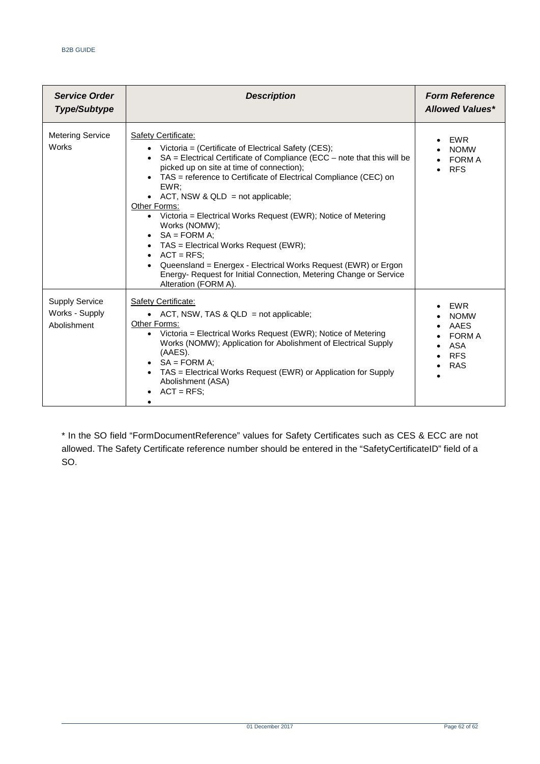| Service Order Type/Subtype | Description | Form Reference Allowed Values* |
|---|---|---|
| Metering Service Works | Safety Certificate:<br>• Victoria = (Certificate of Electrical Safety (CES);<br>• SA = Electrical Certificate of Compliance (ECC – note that this will be picked up on site at time of connection);<br>• TAS = reference to Certificate of Electrical Compliance (CEC) on EWR;<br>• ACT, NSW & QLD = not applicable;<br>Other Forms:<br>• Victoria = Electrical Works Request (EWR); Notice of Metering Works (NOMW);<br>• SA = FORM A;<br>• TAS = Electrical Works Request (EWR);<br>• ACT = RFS;<br>• Queensland = Energex - Electrical Works Request (EWR) or Ergon Energy- Request for Initial Connection, Metering Change or Service Alteration (FORM A). | • EWR<br>• NOMW<br>• FORM A<br>• RFS |
| Supply Service Works - Supply Abolishment | Safety Certificate:<br>• ACT, NSW, TAS & QLD = not applicable;<br>Other Forms:<br>• Victoria = Electrical Works Request (EWR); Notice of Metering Works (NOMW); Application for Abolishment of Electrical Supply (AAES).<br>• SA = FORM A;<br>• TAS = Electrical Works Request (EWR) or Application for Supply Abolishment (ASA)<br>• ACT = RFS;<br>• | • EWR<br>• NOMW<br>• AAES<br>• FORM A<br>• ASA<br>• RFS<br>• RAS<br>• |

* In the SO field "FormDocumentReference" values for Safety Certificates such as CES & ECC are not allowed. The Safety Certificate reference number should be entered in the "SafetyCertificateID" field of a SO.